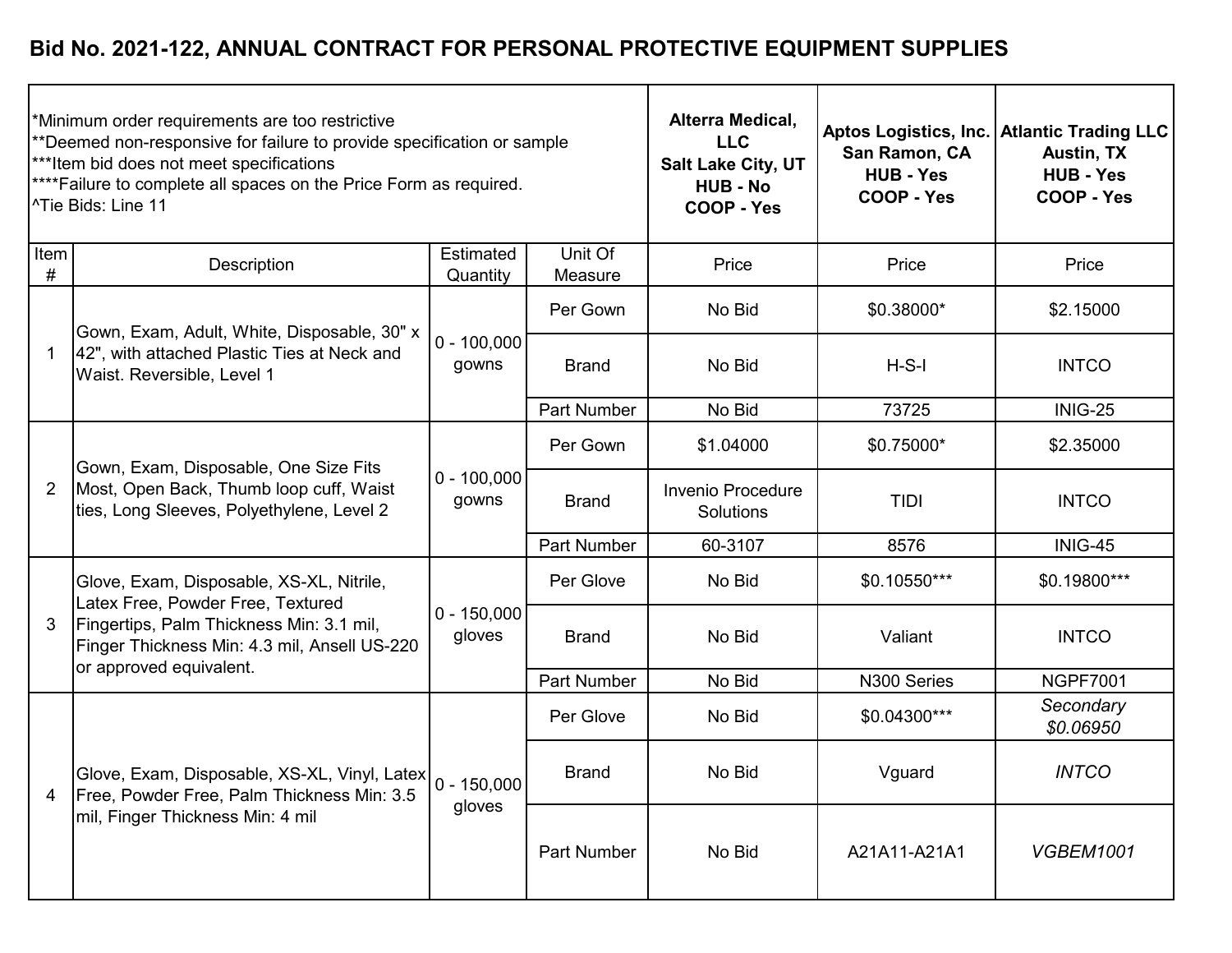# Bid No. 2021-122, ANNUAL CONTRACT FOR PERSONAL PROTECTIVE EQUIPMENT SUPPLIES

| *Minimum order requirements are too restrictive<br>**Deemed non-responsive for failure to provide specification or sample<br>***Item bid does not meet specifications<br>****Failure to complete all spaces on the Price Form as required.<br>^Tie Bids: Line 11 | | | | **Alterra Medical, LLC<br>Salt Lake City, UT<br>HUB - No<br>COOP - Yes** | **Aptos Logistics, Inc.<br>San Ramon, CA<br>HUB - Yes<br>COOP - Yes** | **Atlantic Trading LLC<br>Austin, TX<br>HUB - Yes<br>COOP - Yes** |
|---|---|---|---|---|---|---|
| **Item #** | **Description** | **Estimated Quantity** | **Unit Of Measure** | **Price** | **Price** | **Price** |
| 1 | Gown, Exam, Adult, White, Disposable, 30" x 42", with attached Plastic Ties at Neck and Waist. Reversible, Level 1 | 0 - 100,000 gowns | Per Gown | No Bid | $0.38000* | $2.15000 |
| | | | Brand | No Bid | H-S-I | INTCO |
| | | | Part Number | No Bid | 73725 | INIG-25 |
| 2 | Gown, Exam, Disposable, One Size Fits Most, Open Back, Thumb loop cuff, Waist ties, Long Sleeves, Polyethylene, Level 2 | 0 - 100,000 gowns | Per Gown | $1.04000 | $0.75000* | $2.35000 |
| | | | Brand | Invenio Procedure Solutions | TIDI | INTCO |
| | | | Part Number | 60-3107 | 8576 | INIG-45 |
| 3 | Glove, Exam, Disposable, XS-XL, Nitrile, Latex Free, Powder Free, Textured Fingertips, Palm Thickness Min: 3.1 mil, Finger Thickness Min: 4.3 mil, Ansell US-220 or approved equivalent. | 0 - 150,000 gloves | Per Glove | No Bid | $0.10550*** | $0.19800*** |
| | | | Brand | No Bid | Valiant | INTCO |
| | | | Part Number | No Bid | N300 Series | NGPF7001 |
| 4 | Glove, Exam, Disposable, XS-XL, Vinyl, Latex Free, Powder Free, Palm Thickness Min: 3.5 mil, Finger Thickness Min: 4 mil | 0 - 150,000 gloves | Per Glove | No Bid | $0.04300*** | *Secondary $0.06950* |
| | | | Brand | No Bid | Vguard | *INTCO* |
| | | | Part Number | No Bid | A21A11-A21A1 | *VGBEM1001* |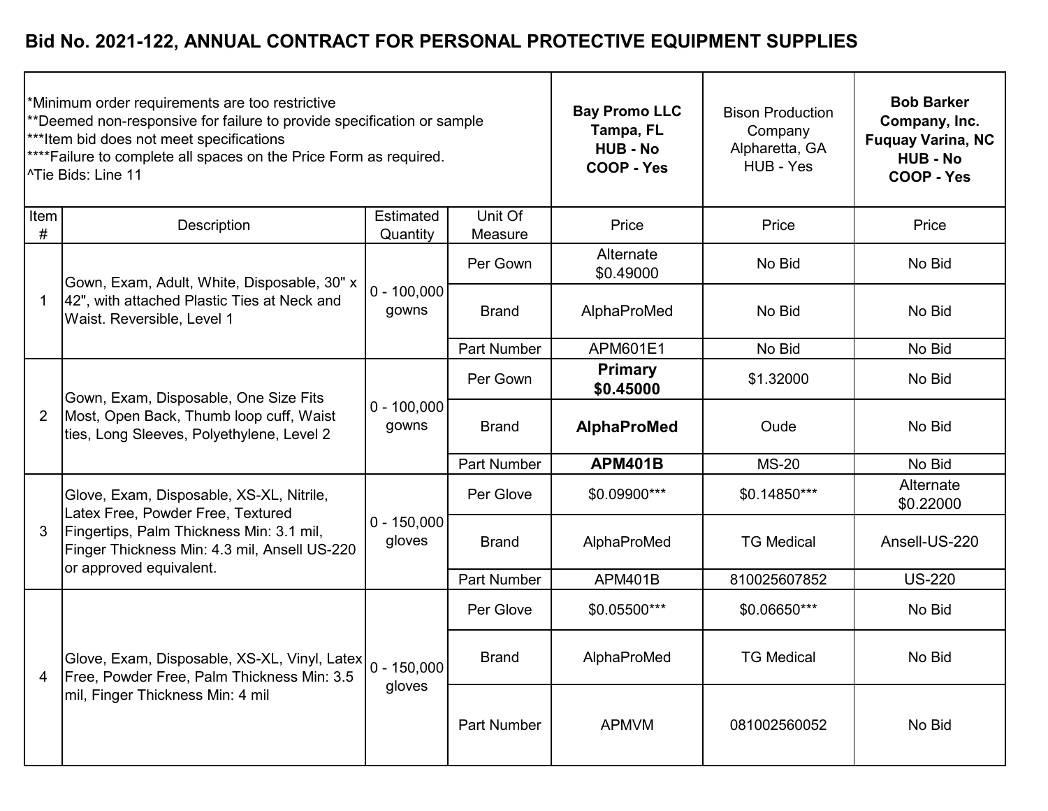## Bid No. 2021-122, ANNUAL CONTRACT FOR PERSONAL PROTECTIVE EQUIPMENT SUPPLIES

*Minimum order requirements are too restrictive
**Deemed non-responsive for failure to provide specification or sample
***Item bid does not meet specifications
****Failure to complete all spaces on the Price Form as required.
^Tie Bids: Line 11

| Item # | Description | Estimated Quantity | Unit Of Measure | **Bay Promo LLC Tampa, FL HUB - No COOP - Yes** Price | Bison Production Company Alpharetta, GA HUB - Yes Price | **Bob Barker Company, Inc. Fuquay Varina, NC HUB - No COOP - Yes** Price |
|---|---|---|---|---|---|---|
| 1 | Gown, Exam, Adult, White, Disposable, 30" x 42", with attached Plastic Ties at Neck and Waist. Reversible, Level 1 | 0 - 100,000 gowns | Per Gown | Alternate $0.49000 | No Bid | No Bid |
| | | | Brand | AlphaProMed | No Bid | No Bid |
| | | | Part Number | APM601E1 | No Bid | No Bid |
| 2 | Gown, Exam, Disposable, One Size Fits Most, Open Back, Thumb loop cuff, Waist ties, Long Sleeves, Polyethylene, Level 2 | 0 - 100,000 gowns | Per Gown | **Primary $0.45000** | $1.32000 | No Bid |
| | | | Brand | **AlphaProMed** | Oude | No Bid |
| | | | Part Number | **APM401B** | MS-20 | No Bid |
| 3 | Glove, Exam, Disposable, XS-XL, Nitrile, Latex Free, Powder Free, Textured Fingertips, Palm Thickness Min: 3.1 mil, Finger Thickness Min: 4.3 mil, Ansell US-220 or approved equivalent. | 0 - 150,000 gloves | Per Glove | $0.09900*** | $0.14850*** | Alternate $0.22000 |
| | | | Brand | AlphaProMed | TG Medical | Ansell-US-220 |
| | | | Part Number | APM401B | 810025607852 | US-220 |
| 4 | Glove, Exam, Disposable, XS-XL, Vinyl, Latex Free, Powder Free, Palm Thickness Min: 3.5 mil, Finger Thickness Min: 4 mil | 0 - 150,000 gloves | Per Glove | $0.05500*** | $0.06650*** | No Bid |
| | | | Brand | AlphaProMed | TG Medical | No Bid |
| | | | Part Number | APMVM | 081002560052 | No Bid |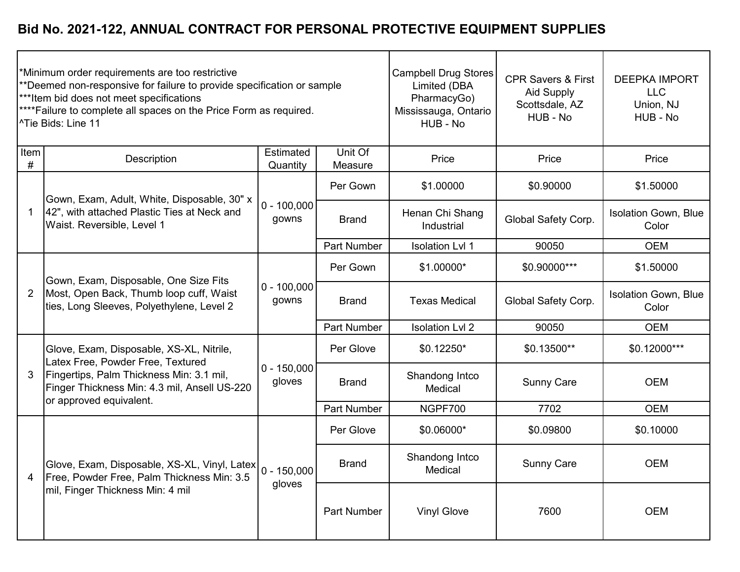# Bid No. 2021-122, ANNUAL CONTRACT FOR PERSONAL PROTECTIVE EQUIPMENT SUPPLIES

*Minimum order requirements are too restrictive
**Deemed non-responsive for failure to provide specification or sample
***Item bid does not meet specifications
****Failure to complete all spaces on the Price Form as required.
^Tie Bids: Line 11

| Item # | Description | Estimated Quantity | Unit Of Measure | Campbell Drug Stores Limited (DBA PharmacyGo) Mississauga, Ontario HUB - No | CPR Savers & First Aid Supply Scottsdale, AZ HUB - No | DEEPKA IMPORT LLC Union, NJ HUB - No |
|---|---|---|---|---|---|---|
| | | | | Price | Price | Price |
| 1 | Gown, Exam, Adult, White, Disposable, 30" x 42", with attached Plastic Ties at Neck and Waist. Reversible, Level 1 | 0 - 100,000 gowns | Per Gown | $1.00000 | $0.90000 | $1.50000 |
| | | | Brand | Henan Chi Shang Industrial | Global Safety Corp. | Isolation Gown, Blue Color |
| | | | Part Number | Isolation Lvl 1 | 90050 | OEM |
| 2 | Gown, Exam, Disposable, One Size Fits Most, Open Back, Thumb loop cuff, Waist ties, Long Sleeves, Polyethylene, Level 2 | 0 - 100,000 gowns | Per Gown | $1.00000* | $0.90000*** | $1.50000 |
| | | | Brand | Texas Medical | Global Safety Corp. | Isolation Gown, Blue Color |
| | | | Part Number | Isolation Lvl 2 | 90050 | OEM |
| 3 | Glove, Exam, Disposable, XS-XL, Nitrile, Latex Free, Powder Free, Textured Fingertips, Palm Thickness Min: 3.1 mil, Finger Thickness Min: 4.3 mil, Ansell US-220 or approved equivalent. | 0 - 150,000 gloves | Per Glove | $0.12250* | $0.13500** | $0.12000*** |
| | | | Brand | Shandong Intco Medical | Sunny Care | OEM |
| | | | Part Number | NGPF700 | 7702 | OEM |
| 4 | Glove, Exam, Disposable, XS-XL, Vinyl, Latex Free, Powder Free, Palm Thickness Min: 3.5 mil, Finger Thickness Min: 4 mil | 0 - 150,000 gloves | Per Glove | $0.06000* | $0.09800 | $0.10000 |
| | | | Brand | Shandong Intco Medical | Sunny Care | OEM |
| | | | Part Number | Vinyl Glove | 7600 | OEM |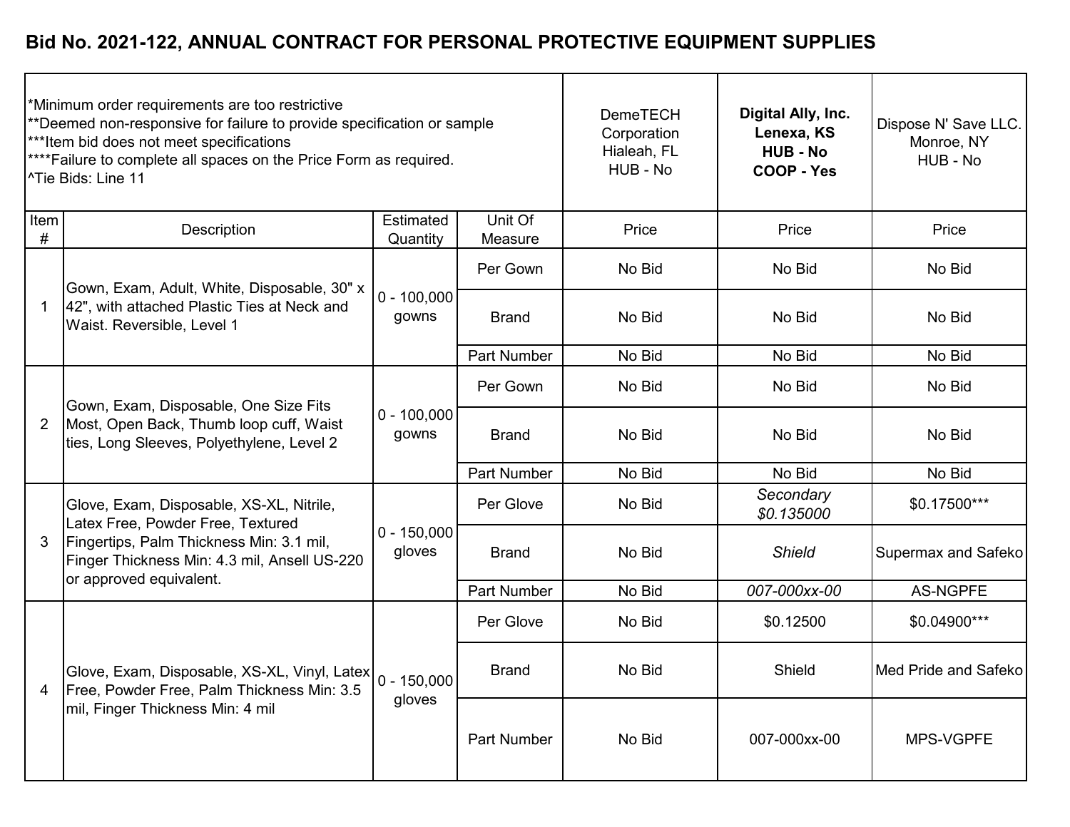# Bid No. 2021-122, ANNUAL CONTRACT FOR PERSONAL PROTECTIVE EQUIPMENT SUPPLIES

| *Minimum order requirements are too restrictive<br>**Deemed non-responsive for failure to provide specification or sample<br>***Item bid does not meet specifications<br>****Failure to complete all spaces on the Price Form as required.<br>^Tie Bids: Line 11 | | | | DemeTECH Corporation<br>Hialeah, FL<br>HUB - No | **Digital Ally, Inc.<br>Lenexa, KS<br>HUB - No<br>COOP - Yes** | Dispose N' Save LLC.<br>Monroe, NY<br>HUB - No |
|---|---|---|---|---|---|---|
| Item # | Description | Estimated Quantity | Unit Of Measure | Price | Price | Price |
| 1 | Gown, Exam, Adult, White, Disposable, 30" x 42", with attached Plastic Ties at Neck and Waist. Reversible, Level 1 | 0 - 100,000 gowns | Per Gown | No Bid | No Bid | No Bid |
| | | | Brand | No Bid | No Bid | No Bid |
| | | | Part Number | No Bid | No Bid | No Bid |
| 2 | Gown, Exam, Disposable, One Size Fits Most, Open Back, Thumb loop cuff, Waist ties, Long Sleeves, Polyethylene, Level 2 | 0 - 100,000 gowns | Per Gown | No Bid | No Bid | No Bid |
| | | | Brand | No Bid | No Bid | No Bid |
| | | | Part Number | No Bid | No Bid | No Bid |
| 3 | Glove, Exam, Disposable, XS-XL, Nitrile, Latex Free, Powder Free, Textured Fingertips, Palm Thickness Min: 3.1 mil, Finger Thickness Min: 4.3 mil, Ansell US-220 or approved equivalent. | 0 - 150,000 gloves | Per Glove | No Bid | *Secondary $0.135000* | $0.17500*** |
| | | | Brand | No Bid | *Shield* | Supermax and Safeko |
| | | | Part Number | No Bid | *007-000xx-00* | AS-NGPFE |
| 4 | Glove, Exam, Disposable, XS-XL, Vinyl, Latex Free, Powder Free, Palm Thickness Min: 3.5 mil, Finger Thickness Min: 4 mil | 0 - 150,000 gloves | Per Glove | No Bid | $0.12500 | $0.04900*** |
| | | | Brand | No Bid | Shield | Med Pride and Safeko |
| | | | Part Number | No Bid | 007-000xx-00 | MPS-VGPFE |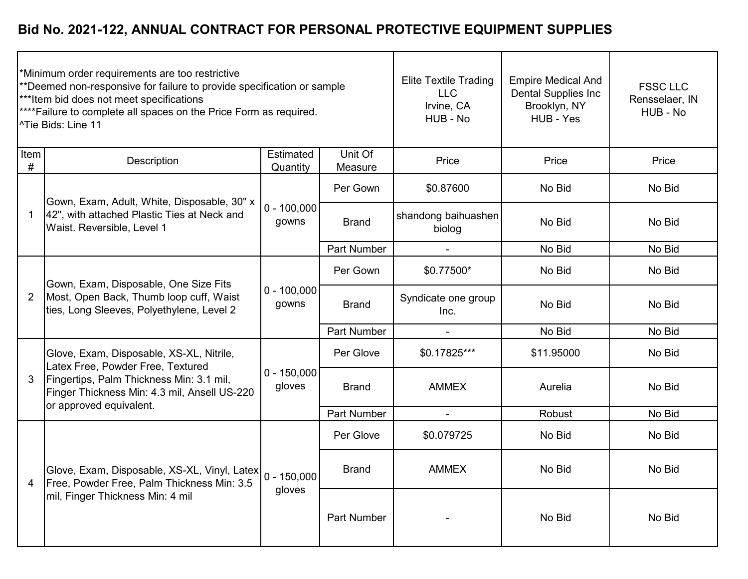# Bid No. 2021-122, ANNUAL CONTRACT FOR PERSONAL PROTECTIVE EQUIPMENT SUPPLIES

*Minimum order requirements are too restrictive
**Deemed non-responsive for failure to provide specification or sample
***Item bid does not meet specifications
****Failure to complete all spaces on the Price Form as required.
^Tie Bids: Line 11

| Item # | Description | Estimated Quantity | Unit Of Measure | Elite Textile Trading LLC, Irvine, CA, HUB - No — Price | Empire Medical And Dental Supplies Inc, Brooklyn, NY, HUB - Yes — Price | FSSC LLC, Rensselaer, IN, HUB - No — Price |
|---|---|---|---|---|---|---|
| 1 | Gown, Exam, Adult, White, Disposable, 30" x 42", with attached Plastic Ties at Neck and Waist. Reversible, Level 1 | 0 - 100,000 gowns | Per Gown | $0.87600 | No Bid | No Bid |
| | | | Brand | shandong baihuashen biolog | No Bid | No Bid |
| | | | Part Number | - | No Bid | No Bid |
| 2 | Gown, Exam, Disposable, One Size Fits Most, Open Back, Thumb loop cuff, Waist ties, Long Sleeves, Polyethylene, Level 2 | 0 - 100,000 gowns | Per Gown | $0.77500* | No Bid | No Bid |
| | | | Brand | Syndicate one group Inc. | No Bid | No Bid |
| | | | Part Number | - | No Bid | No Bid |
| 3 | Glove, Exam, Disposable, XS-XL, Nitrile, Latex Free, Powder Free, Textured Fingertips, Palm Thickness Min: 3.1 mil, Finger Thickness Min: 4.3 mil, Ansell US-220 or approved equivalent. | 0 - 150,000 gloves | Per Glove | $0.17825*** | $11.95000 | No Bid |
| | | | Brand | AMMEX | Aurelia | No Bid |
| | | | Part Number | - | Robust | No Bid |
| 4 | Glove, Exam, Disposable, XS-XL, Vinyl, Latex Free, Powder Free, Palm Thickness Min: 3.5 mil, Finger Thickness Min: 4 mil | 0 - 150,000 gloves | Per Glove | $0.079725 | No Bid | No Bid |
| | | | Brand | AMMEX | No Bid | No Bid |
| | | | Part Number | - | No Bid | No Bid |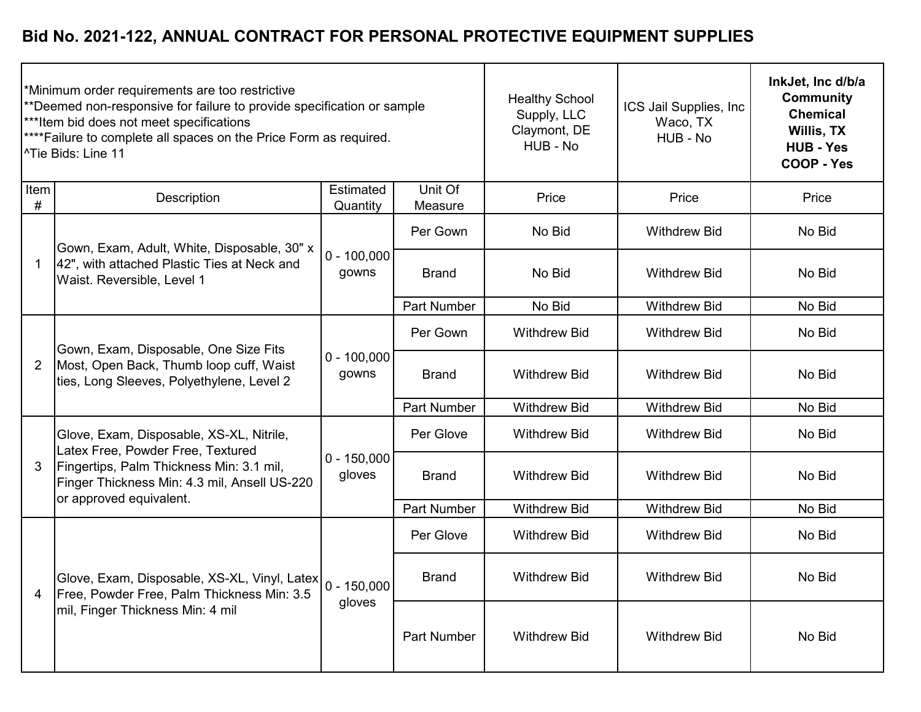# Bid No. 2021-122, ANNUAL CONTRACT FOR PERSONAL PROTECTIVE EQUIPMENT SUPPLIES

| *Minimum order requirements are too restrictive<br>**Deemed non-responsive for failure to provide specification or sample<br>***Item bid does not meet specifications<br>****Failure to complete all spaces on the Price Form as required.<br>^Tie Bids: Line 11 | | | | Healthy School Supply, LLC<br>Claymont, DE<br>HUB - No | ICS Jail Supplies, Inc<br>Waco, TX<br>HUB - No | **InkJet, Inc d/b/a Community Chemical<br>Willis, TX<br>HUB - Yes<br>COOP - Yes** |
|---|---|---|---|---|---|---|
| Item # | Description | Estimated Quantity | Unit Of Measure | Price | Price | Price |
| 1 | Gown, Exam, Adult, White, Disposable, 30" x 42", with attached Plastic Ties at Neck and Waist. Reversible, Level 1 | 0 - 100,000 gowns | Per Gown | No Bid | Withdrew Bid | No Bid |
| | | | Brand | No Bid | Withdrew Bid | No Bid |
| | | | Part Number | No Bid | Withdrew Bid | No Bid |
| 2 | Gown, Exam, Disposable, One Size Fits Most, Open Back, Thumb loop cuff, Waist ties, Long Sleeves, Polyethylene, Level 2 | 0 - 100,000 gowns | Per Gown | Withdrew Bid | Withdrew Bid | No Bid |
| | | | Brand | Withdrew Bid | Withdrew Bid | No Bid |
| | | | Part Number | Withdrew Bid | Withdrew Bid | No Bid |
| 3 | Glove, Exam, Disposable, XS-XL, Nitrile, Latex Free, Powder Free, Textured Fingertips, Palm Thickness Min: 3.1 mil, Finger Thickness Min: 4.3 mil, Ansell US-220 or approved equivalent. | 0 - 150,000 gloves | Per Glove | Withdrew Bid | Withdrew Bid | No Bid |
| | | | Brand | Withdrew Bid | Withdrew Bid | No Bid |
| | | | Part Number | Withdrew Bid | Withdrew Bid | No Bid |
| 4 | Glove, Exam, Disposable, XS-XL, Vinyl, Latex Free, Powder Free, Palm Thickness Min: 3.5 mil, Finger Thickness Min: 4 mil | 0 - 150,000 gloves | Per Glove | Withdrew Bid | Withdrew Bid | No Bid |
| | | | Brand | Withdrew Bid | Withdrew Bid | No Bid |
| | | | Part Number | Withdrew Bid | Withdrew Bid | No Bid |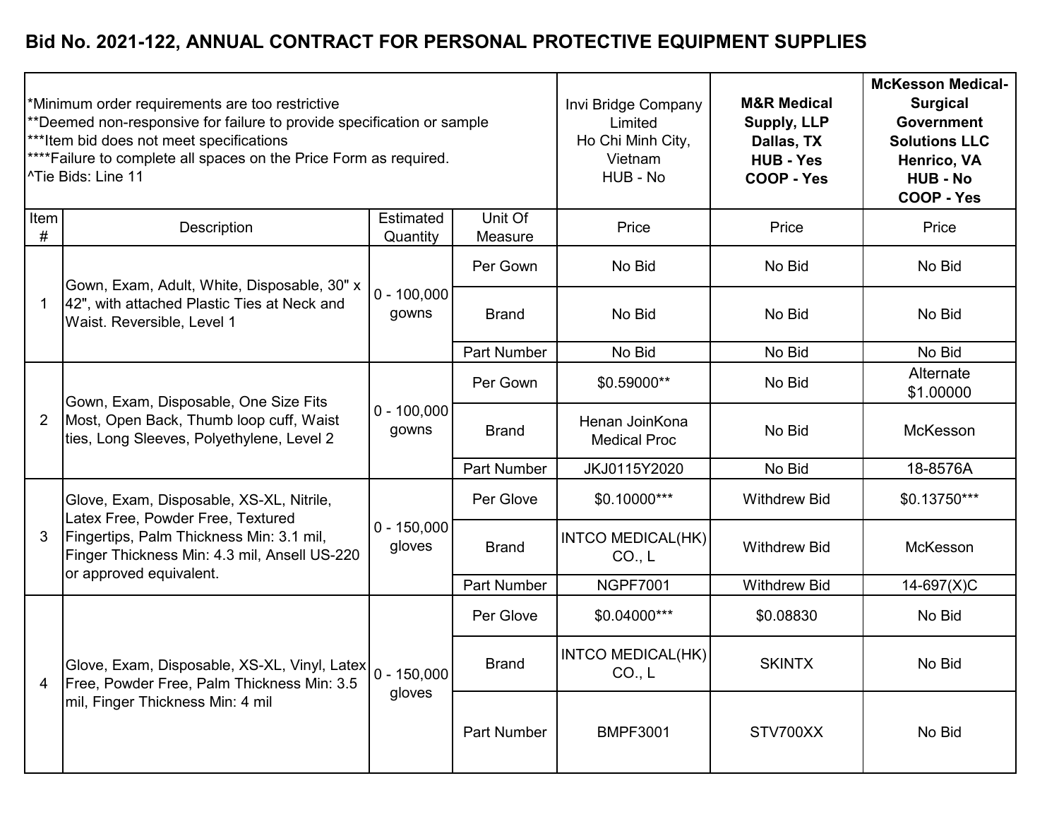## Bid No. 2021-122, ANNUAL CONTRACT FOR PERSONAL PROTECTIVE EQUIPMENT SUPPLIES

*Minimum order requirements are too restrictive
**Deemed non-responsive for failure to provide specification or sample
***Item bid does not meet specifications
****Failure to complete all spaces on the Price Form as required.
^Tie Bids: Line 11

| Item # | Description | Estimated Quantity | Unit Of Measure | Invi Bridge Company Limited Ho Chi Minh City, Vietnam HUB - No | **M&R Medical Supply, LLP Dallas, TX HUB - Yes COOP - Yes** | **McKesson Medical-Surgical Government Solutions LLC Henrico, VA HUB - No COOP - Yes** |
|---|---|---|---|---|---|---|
| | | | | Price | Price | Price |
| 1 | Gown, Exam, Adult, White, Disposable, 30" x 42", with attached Plastic Ties at Neck and Waist. Reversible, Level 1 | 0 - 100,000 gowns | Per Gown | No Bid | No Bid | No Bid |
| | | | Brand | No Bid | No Bid | No Bid |
| | | | Part Number | No Bid | No Bid | No Bid |
| 2 | Gown, Exam, Disposable, One Size Fits Most, Open Back, Thumb loop cuff, Waist ties, Long Sleeves, Polyethylene, Level 2 | 0 - 100,000 gowns | Per Gown | $0.59000** | No Bid | Alternate $1.00000 |
| | | | Brand | Henan JoinKona Medical Proc | No Bid | McKesson |
| | | | Part Number | JKJ0115Y2020 | No Bid | 18-8576A |
| 3 | Glove, Exam, Disposable, XS-XL, Nitrile, Latex Free, Powder Free, Textured Fingertips, Palm Thickness Min: 3.1 mil, Finger Thickness Min: 4.3 mil, Ansell US-220 or approved equivalent. | 0 - 150,000 gloves | Per Glove | $0.10000*** | Withdrew Bid | $0.13750*** |
| | | | Brand | INTCO MEDICAL(HK) CO., L | Withdrew Bid | McKesson |
| | | | Part Number | NGPF7001 | Withdrew Bid | 14-697(X)C |
| 4 | Glove, Exam, Disposable, XS-XL, Vinyl, Latex Free, Powder Free, Palm Thickness Min: 3.5 mil, Finger Thickness Min: 4 mil | 0 - 150,000 gloves | Per Glove | $0.04000*** | $0.08830 | No Bid |
| | | | Brand | INTCO MEDICAL(HK) CO., L | SKINTX | No Bid |
| | | | Part Number | BMPF3001 | STV700XX | No Bid |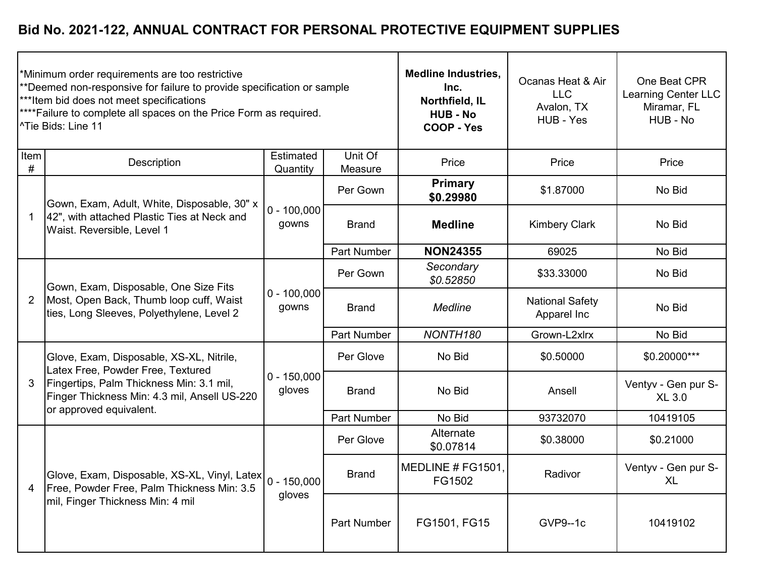# Bid No. 2021-122, ANNUAL CONTRACT FOR PERSONAL PROTECTIVE EQUIPMENT SUPPLIES

| *Minimum order requirements are too restrictive<br>**Deemed non-responsive for failure to provide specification or sample<br>***Item bid does not meet specifications<br>****Failure to complete all spaces on the Price Form as required.<br>^Tie Bids: Line 11 | | | | **Medline Industries, Inc.<br>Northfield, IL<br>HUB - No<br>COOP - Yes** | Ocanas Heat & Air LLC<br>Avalon, TX<br>HUB - Yes | One Beat CPR Learning Center LLC<br>Miramar, FL<br>HUB - No |
|---|---|---|---|---|---|---|
| **Item #** | **Description** | **Estimated Quantity** | **Unit Of Measure** | **Price** | **Price** | **Price** |
| 1 | Gown, Exam, Adult, White, Disposable, 30" x 42", with attached Plastic Ties at Neck and Waist. Reversible, Level 1 | 0 - 100,000 gowns | Per Gown | **Primary<br>$0.29980** | $1.87000 | No Bid |
| | | | Brand | **Medline** | Kimbery Clark | No Bid |
| | | | Part Number | **NON24355** | 69025 | No Bid |
| 2 | Gown, Exam, Disposable, One Size Fits Most, Open Back, Thumb loop cuff, Waist ties, Long Sleeves, Polyethylene, Level 2 | 0 - 100,000 gowns | Per Gown | *Secondary<br>$0.52850* | $33.33000 | No Bid |
| | | | Brand | *Medline* | National Safety Apparel Inc | No Bid |
| | | | Part Number | *NONTH180* | Grown-L2xlrx | No Bid |
| 3 | Glove, Exam, Disposable, XS-XL, Nitrile, Latex Free, Powder Free, Textured Fingertips, Palm Thickness Min: 3.1 mil, Finger Thickness Min: 4.3 mil, Ansell US-220 or approved equivalent. | 0 - 150,000 gloves | Per Glove | No Bid | $0.50000 | $0.20000*** |
| | | | Brand | No Bid | Ansell | Ventyv - Gen pur S-XL 3.0 |
| | | | Part Number | No Bid | 93732070 | 10419105 |
| 4 | Glove, Exam, Disposable, XS-XL, Vinyl, Latex Free, Powder Free, Palm Thickness Min: 3.5 mil, Finger Thickness Min: 4 mil | 0 - 150,000 gloves | Per Glove | Alternate<br>$0.07814 | $0.38000 | $0.21000 |
| | | | Brand | MEDLINE # FG1501, FG1502 | Radivor | Ventyv - Gen pur S-XL |
| | | | Part Number | FG1501, FG15 | GVP9--1c | 10419102 |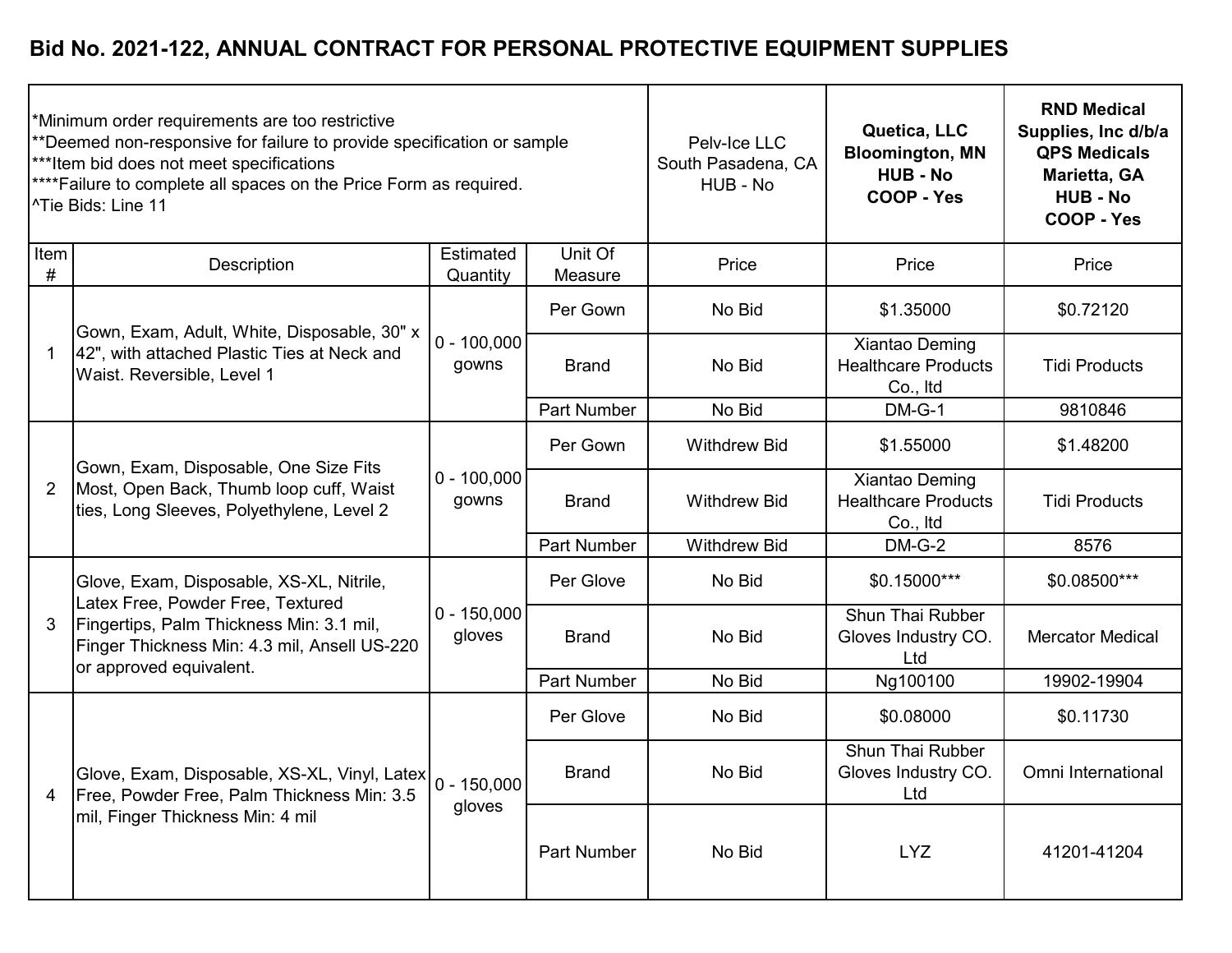## Bid No. 2021-122, ANNUAL CONTRACT FOR PERSONAL PROTECTIVE EQUIPMENT SUPPLIES

| *Minimum order requirements are too restrictive<br>**Deemed non-responsive for failure to provide specification or sample<br>***Item bid does not meet specifications<br>****Failure to complete all spaces on the Price Form as required.<br>^Tie Bids: Line 11 | | | | Pelv-Ice LLC<br>South Pasadena, CA<br>HUB - No | **Quetica, LLC<br>Bloomington, MN<br>HUB - No<br>COOP - Yes** | **RND Medical Supplies, Inc d/b/a QPS Medicals<br>Marietta, GA<br>HUB - No<br>COOP - Yes** |
|---|---|---|---|---|---|---|
| Item # | Description | Estimated Quantity | Unit Of Measure | Price | Price | Price |
| 1 | Gown, Exam, Adult, White, Disposable, 30" x 42", with attached Plastic Ties at Neck and Waist. Reversible, Level 1 | 0 - 100,000 gowns | Per Gown | No Bid | $1.35000 | $0.72120 |
| | | | Brand | No Bid | Xiantao Deming Healthcare Products Co., ltd | Tidi Products |
| | | | Part Number | No Bid | DM-G-1 | 9810846 |
| 2 | Gown, Exam, Disposable, One Size Fits Most, Open Back, Thumb loop cuff, Waist ties, Long Sleeves, Polyethylene, Level 2 | 0 - 100,000 gowns | Per Gown | Withdrew Bid | $1.55000 | $1.48200 |
| | | | Brand | Withdrew Bid | Xiantao Deming Healthcare Products Co., ltd | Tidi Products |
| | | | Part Number | Withdrew Bid | DM-G-2 | 8576 |
| 3 | Glove, Exam, Disposable, XS-XL, Nitrile, Latex Free, Powder Free, Textured Fingertips, Palm Thickness Min: 3.1 mil, Finger Thickness Min: 4.3 mil, Ansell US-220 or approved equivalent. | 0 - 150,000 gloves | Per Glove | No Bid | $0.15000*** | $0.08500*** |
| | | | Brand | No Bid | Shun Thai Rubber Gloves Industry CO. Ltd | Mercator Medical |
| | | | Part Number | No Bid | Ng100100 | 19902-19904 |
| 4 | Glove, Exam, Disposable, XS-XL, Vinyl, Latex Free, Powder Free, Palm Thickness Min: 3.5 mil, Finger Thickness Min: 4 mil | 0 - 150,000 gloves | Per Glove | No Bid | $0.08000 | $0.11730 |
| | | | Brand | No Bid | Shun Thai Rubber Gloves Industry CO. Ltd | Omni International |
| | | | Part Number | No Bid | LYZ | 41201-41204 |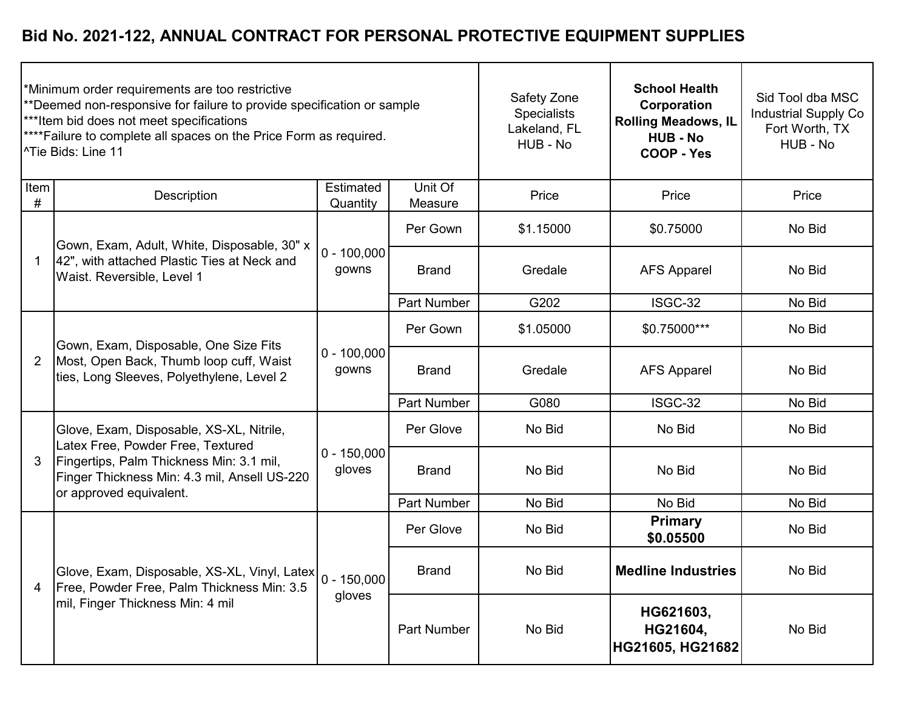# Bid No. 2021-122, ANNUAL CONTRACT FOR PERSONAL PROTECTIVE EQUIPMENT SUPPLIES

*Minimum order requirements are too restrictive
**Deemed non-responsive for failure to provide specification or sample
***Item bid does not meet specifications
****Failure to complete all spaces on the Price Form as required.
^Tie Bids: Line 11

| Item # | Description | Estimated Quantity | Unit Of Measure | Safety Zone Specialists Lakeland, FL HUB - No | **School Health Corporation Rolling Meadows, IL HUB - No COOP - Yes** | Sid Tool dba MSC Industrial Supply Co Fort Worth, TX HUB - No |
|---|---|---|---|---|---|---|
| | | | | Price | Price | Price |
| 1 | Gown, Exam, Adult, White, Disposable, 30" x 42", with attached Plastic Ties at Neck and Waist. Reversible, Level 1 | 0 - 100,000 gowns | Per Gown | $1.15000 | $0.75000 | No Bid |
| | | | Brand | Gredale | AFS Apparel | No Bid |
| | | | Part Number | G202 | ISGC-32 | No Bid |
| 2 | Gown, Exam, Disposable, One Size Fits Most, Open Back, Thumb loop cuff, Waist ties, Long Sleeves, Polyethylene, Level 2 | 0 - 100,000 gowns | Per Gown | $1.05000 | $0.75000*** | No Bid |
| | | | Brand | Gredale | AFS Apparel | No Bid |
| | | | Part Number | G080 | ISGC-32 | No Bid |
| 3 | Glove, Exam, Disposable, XS-XL, Nitrile, Latex Free, Powder Free, Textured Fingertips, Palm Thickness Min: 3.1 mil, Finger Thickness Min: 4.3 mil, Ansell US-220 or approved equivalent. | 0 - 150,000 gloves | Per Glove | No Bid | No Bid | No Bid |
| | | | Brand | No Bid | No Bid | No Bid |
| | | | Part Number | No Bid | No Bid | No Bid |
| 4 | Glove, Exam, Disposable, XS-XL, Vinyl, Latex Free, Powder Free, Palm Thickness Min: 3.5 mil, Finger Thickness Min: 4 mil | 0 - 150,000 gloves | Per Glove | No Bid | **Primary $0.05500** | No Bid |
| | | | Brand | No Bid | **Medline Industries** | No Bid |
| | | | Part Number | No Bid | **HG621603, HG21604, HG21605, HG21682** | No Bid |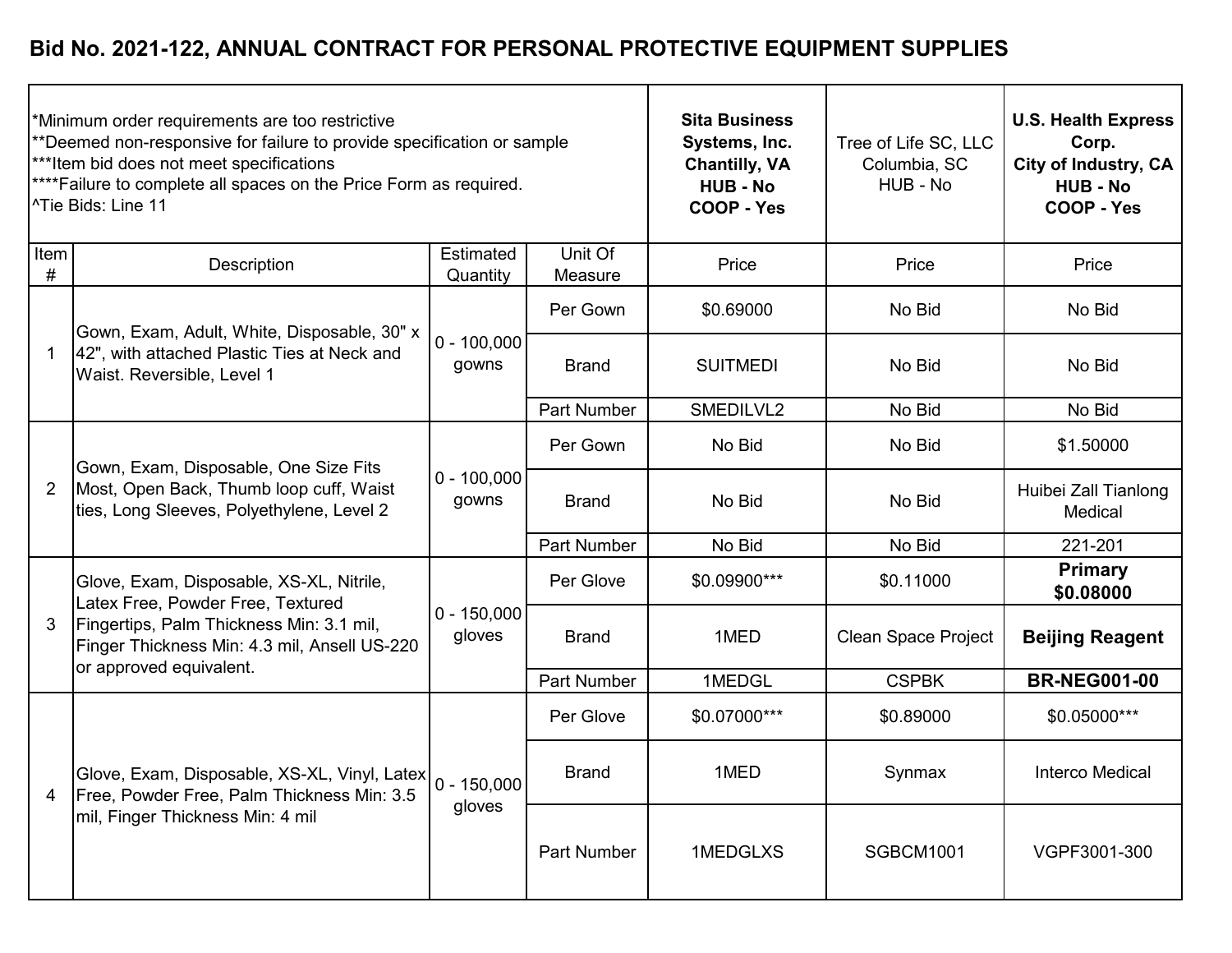# Bid No. 2021-122, ANNUAL CONTRACT FOR PERSONAL PROTECTIVE EQUIPMENT SUPPLIES

| *Minimum order requirements are too restrictive<br>**Deemed non-responsive for failure to provide specification or sample<br>***Item bid does not meet specifications<br>****Failure to complete all spaces on the Price Form as required.<br>^Tie Bids: Line 11 | | | | **Sita Business Systems, Inc.<br>Chantilly, VA<br>HUB - No<br>COOP - Yes** | Tree of Life SC, LLC<br>Columbia, SC<br>HUB - No | **U.S. Health Express Corp.<br>City of Industry, CA<br>HUB - No<br>COOP - Yes** |
|---|---|---|---|---|---|---|
| **Item #** | **Description** | **Estimated Quantity** | **Unit Of Measure** | **Price** | **Price** | **Price** |
| 1 | Gown, Exam, Adult, White, Disposable, 30" x 42", with attached Plastic Ties at Neck and Waist. Reversible, Level 1 | 0 - 100,000 gowns | Per Gown | $0.69000 | No Bid | No Bid |
| | | | Brand | SUITMEDI | No Bid | No Bid |
| | | | Part Number | SMEDILVL2 | No Bid | No Bid |
| 2 | Gown, Exam, Disposable, One Size Fits Most, Open Back, Thumb loop cuff, Waist ties, Long Sleeves, Polyethylene, Level 2 | 0 - 100,000 gowns | Per Gown | No Bid | No Bid | $1.50000 |
| | | | Brand | No Bid | No Bid | Huibei Zall Tianlong Medical |
| | | | Part Number | No Bid | No Bid | 221-201 |
| 3 | Glove, Exam, Disposable, XS-XL, Nitrile, Latex Free, Powder Free, Textured Fingertips, Palm Thickness Min: 3.1 mil, Finger Thickness Min: 4.3 mil, Ansell US-220 or approved equivalent. | 0 - 150,000 gloves | Per Glove | $0.09900*** | $0.11000 | **Primary $0.08000** |
| | | | Brand | 1MED | Clean Space Project | **Beijing Reagent** |
| | | | Part Number | 1MEDGL | CSPBK | **BR-NEG001-00** |
| 4 | Glove, Exam, Disposable, XS-XL, Vinyl, Latex Free, Powder Free, Palm Thickness Min: 3.5 mil, Finger Thickness Min: 4 mil | 0 - 150,000 gloves | Per Glove | $0.07000*** | $0.89000 | $0.05000*** |
| | | | Brand | 1MED | Synmax | Interco Medical |
| | | | Part Number | 1MEDGLXS | SGBCM1001 | VGPF3001-300 |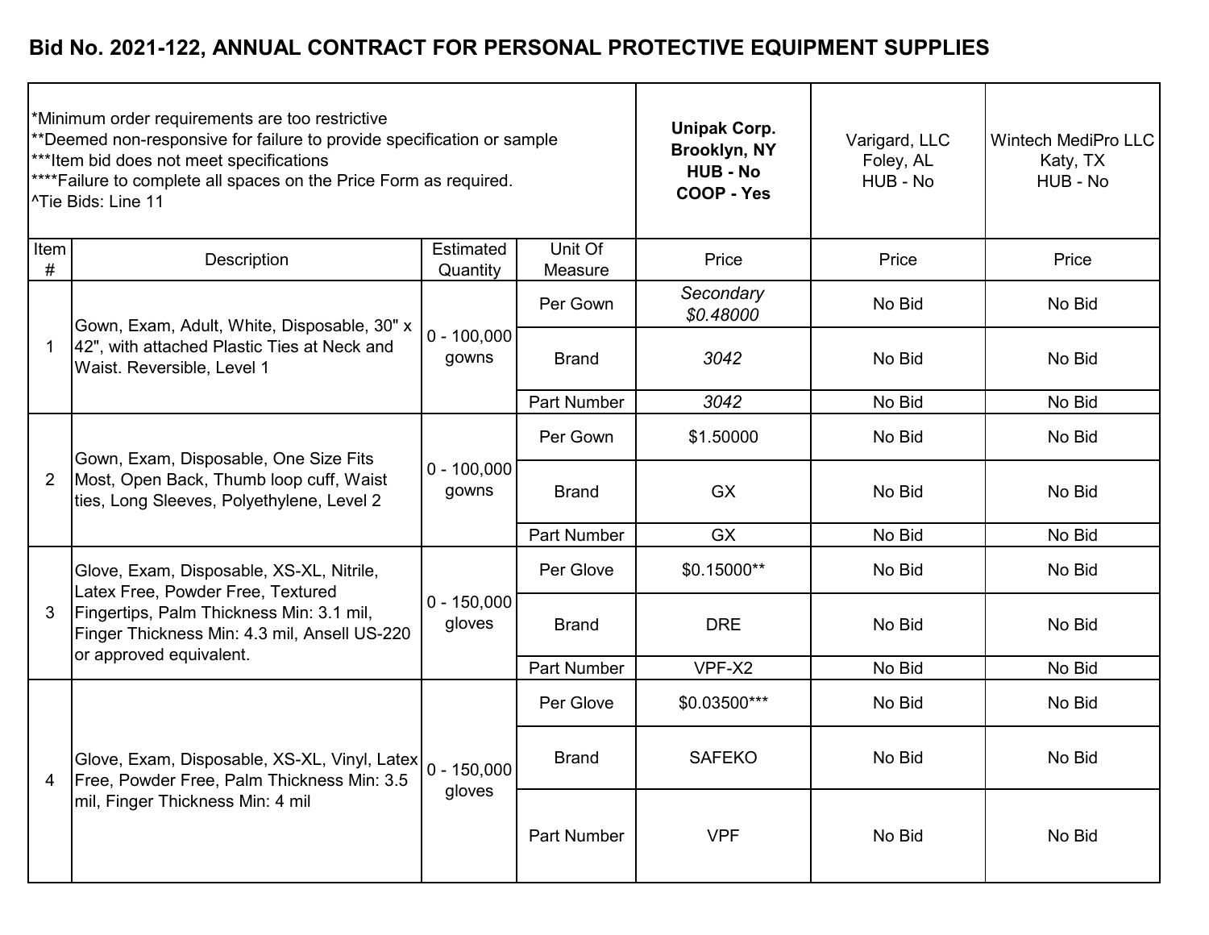# Bid No. 2021-122, ANNUAL CONTRACT FOR PERSONAL PROTECTIVE EQUIPMENT SUPPLIES

*Minimum order requirements are too restrictive
**Deemed non-responsive for failure to provide specification or sample
***Item bid does not meet specifications
****Failure to complete all spaces on the Price Form as required.
^Tie Bids: Line 11

| Item # | Description | Estimated Quantity | Unit Of Measure | **Unipak Corp. Brooklyn, NY HUB - No COOP - Yes** Price | Varigard, LLC Foley, AL HUB - No Price | Wintech MediPro LLC Katy, TX HUB - No Price |
|---|---|---|---|---|---|---|
| 1 | Gown, Exam, Adult, White, Disposable, 30" x 42", with attached Plastic Ties at Neck and Waist. Reversible, Level 1 | 0 - 100,000 gowns | Per Gown | *Secondary $0.48000* | No Bid | No Bid |
| | | | Brand | *3042* | No Bid | No Bid |
| | | | Part Number | *3042* | No Bid | No Bid |
| 2 | Gown, Exam, Disposable, One Size Fits Most, Open Back, Thumb loop cuff, Waist ties, Long Sleeves, Polyethylene, Level 2 | 0 - 100,000 gowns | Per Gown | $1.50000 | No Bid | No Bid |
| | | | Brand | GX | No Bid | No Bid |
| | | | Part Number | GX | No Bid | No Bid |
| 3 | Glove, Exam, Disposable, XS-XL, Nitrile, Latex Free, Powder Free, Textured Fingertips, Palm Thickness Min: 3.1 mil, Finger Thickness Min: 4.3 mil, Ansell US-220 or approved equivalent. | 0 - 150,000 gloves | Per Glove | $0.15000** | No Bid | No Bid |
| | | | Brand | DRE | No Bid | No Bid |
| | | | Part Number | VPF-X2 | No Bid | No Bid |
| 4 | Glove, Exam, Disposable, XS-XL, Vinyl, Latex Free, Powder Free, Palm Thickness Min: 3.5 mil, Finger Thickness Min: 4 mil | 0 - 150,000 gloves | Per Glove | $0.03500*** | No Bid | No Bid |
| | | | Brand | SAFEKO | No Bid | No Bid |
| | | | Part Number | VPF | No Bid | No Bid |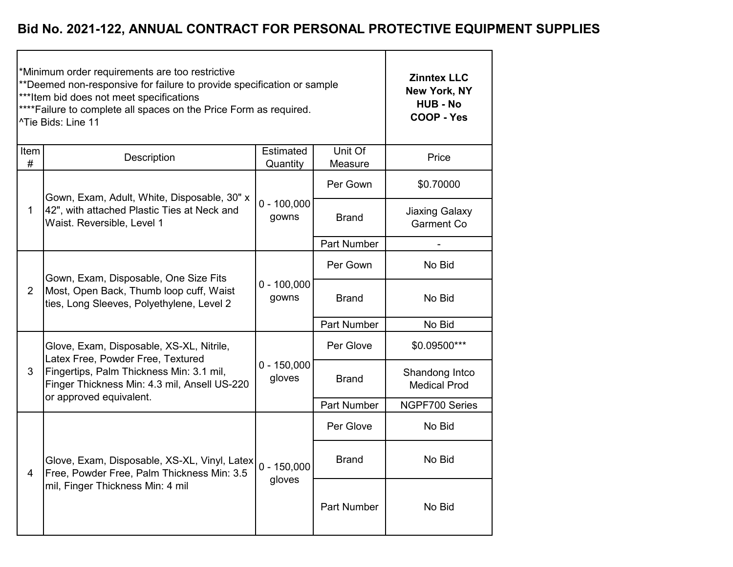# Bid No. 2021-122, ANNUAL CONTRACT FOR PERSONAL PROTECTIVE EQUIPMENT SUPPLIES

*Minimum order requirements are too restrictive
**Deemed non-responsive for failure to provide specification or sample
***Item bid does not meet specifications
****Failure to complete all spaces on the Price Form as required.
^Tie Bids: Line 11

| Item # | Description | Estimated Quantity | Unit Of Measure | Zinntex LLC<br>New York, NY<br>HUB - No<br>COOP - Yes<br>Price |
|---|---|---|---|---|
| 1 | Gown, Exam, Adult, White, Disposable, 30" x 42", with attached Plastic Ties at Neck and Waist. Reversible, Level 1 | 0 - 100,000 gowns | Per Gown | $0.70000 |
| | | | Brand | Jiaxing Galaxy Garment Co |
| | | | Part Number | - |
| 2 | Gown, Exam, Disposable, One Size Fits Most, Open Back, Thumb loop cuff, Waist ties, Long Sleeves, Polyethylene, Level 2 | 0 - 100,000 gowns | Per Gown | No Bid |
| | | | Brand | No Bid |
| | | | Part Number | No Bid |
| 3 | Glove, Exam, Disposable, XS-XL, Nitrile, Latex Free, Powder Free, Textured Fingertips, Palm Thickness Min: 3.1 mil, Finger Thickness Min: 4.3 mil, Ansell US-220 or approved equivalent. | 0 - 150,000 gloves | Per Glove | $0.09500*** |
| | | | Brand | Shandong Intco Medical Prod |
| | | | Part Number | NGPF700 Series |
| 4 | Glove, Exam, Disposable, XS-XL, Vinyl, Latex Free, Powder Free, Palm Thickness Min: 3.5 mil, Finger Thickness Min: 4 mil | 0 - 150,000 gloves | Per Glove | No Bid |
| | | | Brand | No Bid |
| | | | Part Number | No Bid |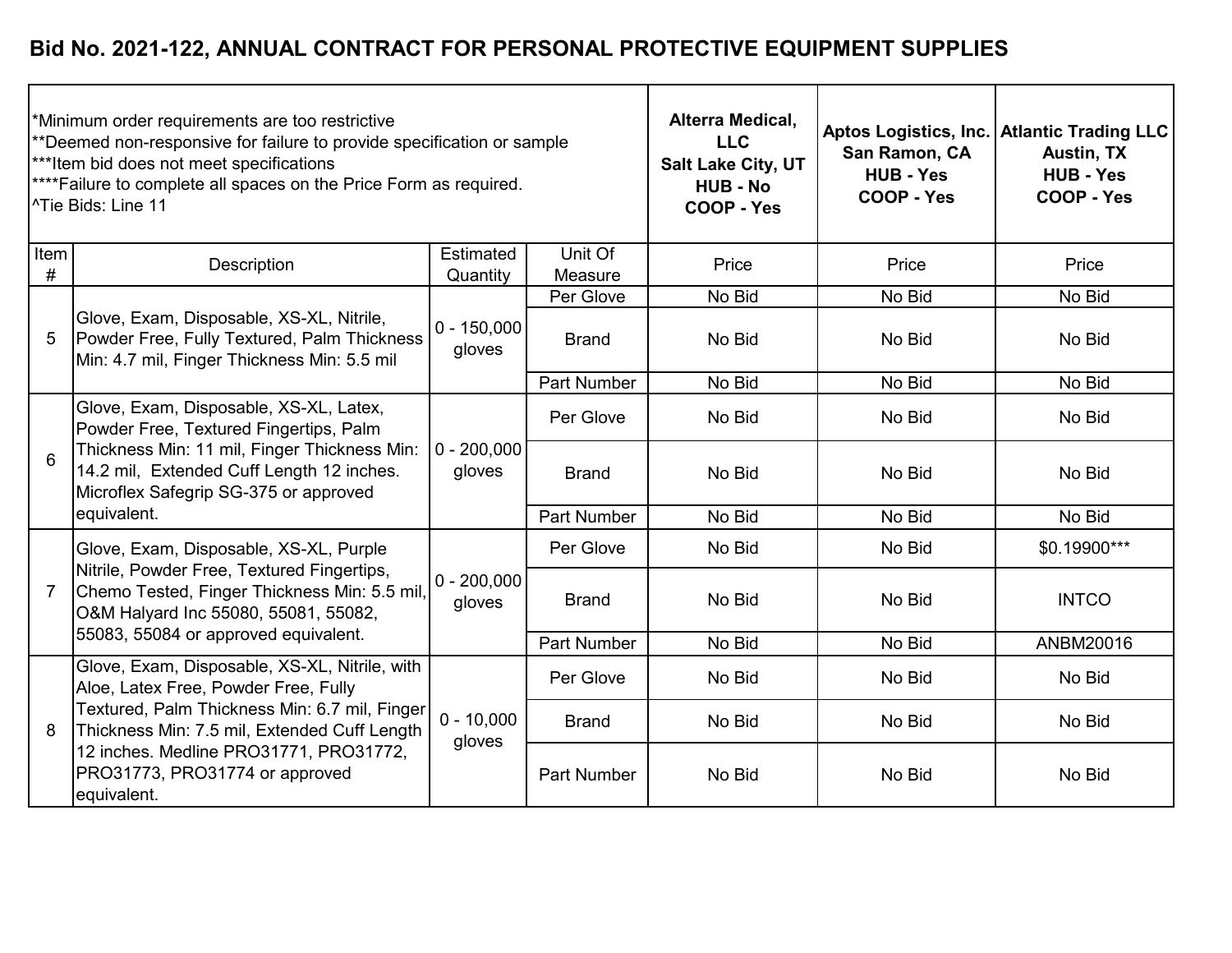# Bid No. 2021-122, ANNUAL CONTRACT FOR PERSONAL PROTECTIVE EQUIPMENT SUPPLIES

*Minimum order requirements are too restrictive
**Deemed non-responsive for failure to provide specification or sample
***Item bid does not meet specifications
****Failure to complete all spaces on the Price Form as required.
^Tie Bids: Line 11

| Item # | Description | Estimated Quantity | Unit Of Measure | Alterra Medical, LLC Salt Lake City, UT HUB - No COOP - Yes | Aptos Logistics, Inc. San Ramon, CA HUB - Yes COOP - Yes | Atlantic Trading LLC Austin, TX HUB - Yes COOP - Yes |
|---|---|---|---|---|---|---|
| | | | | Price | Price | Price |
| 5 | Glove, Exam, Disposable, XS-XL, Nitrile, Powder Free, Fully Textured, Palm Thickness Min: 4.7 mil, Finger Thickness Min: 5.5 mil | 0 - 150,000 gloves | Per Glove | No Bid | No Bid | No Bid |
| | | | Brand | No Bid | No Bid | No Bid |
| | | | Part Number | No Bid | No Bid | No Bid |
| 6 | Glove, Exam, Disposable, XS-XL, Latex, Powder Free, Textured Fingertips, Palm Thickness Min: 11 mil, Finger Thickness Min: 14.2 mil, Extended Cuff Length 12 inches. Microflex Safegrip SG-375 or approved equivalent. | 0 - 200,000 gloves | Per Glove | No Bid | No Bid | No Bid |
| | | | Brand | No Bid | No Bid | No Bid |
| | | | Part Number | No Bid | No Bid | No Bid |
| 7 | Glove, Exam, Disposable, XS-XL, Purple Nitrile, Powder Free, Textured Fingertips, Chemo Tested, Finger Thickness Min: 5.5 mil, O&M Halyard Inc 55080, 55081, 55082, 55083, 55084 or approved equivalent. | 0 - 200,000 gloves | Per Glove | No Bid | No Bid | $0.19900*** |
| | | | Brand | No Bid | No Bid | INTCO |
| | | | Part Number | No Bid | No Bid | ANBM20016 |
| 8 | Glove, Exam, Disposable, XS-XL, Nitrile, with Aloe, Latex Free, Powder Free, Fully Textured, Palm Thickness Min: 6.7 mil, Finger Thickness Min: 7.5 mil, Extended Cuff Length 12 inches. Medline PRO31771, PRO31772, PRO31773, PRO31774 or approved equivalent. | 0 - 10,000 gloves | Per Glove | No Bid | No Bid | No Bid |
| | | | Brand | No Bid | No Bid | No Bid |
| | | | Part Number | No Bid | No Bid | No Bid |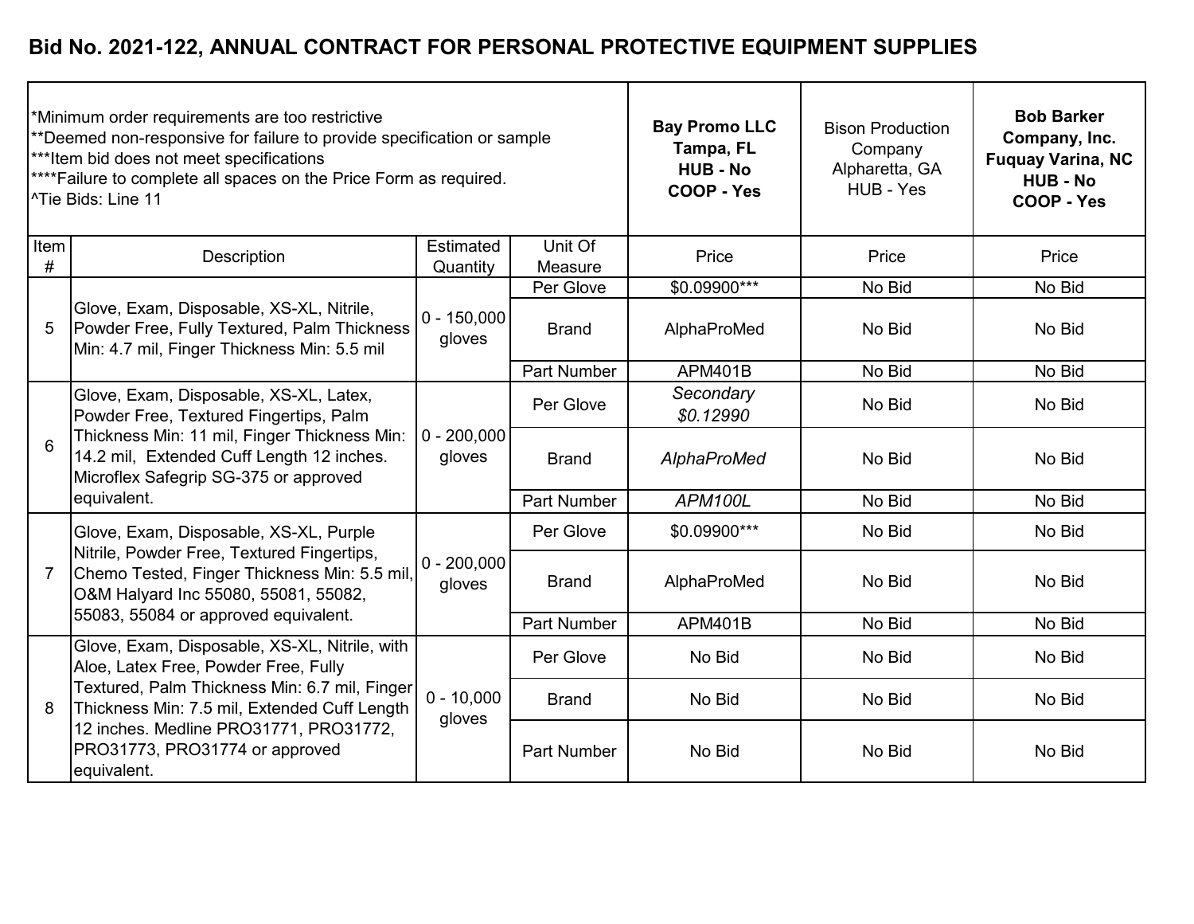## Bid No. 2021-122, ANNUAL CONTRACT FOR PERSONAL PROTECTIVE EQUIPMENT SUPPLIES

*Minimum order requirements are too restrictive
**Deemed non-responsive for failure to provide specification or sample
***Item bid does not meet specifications
****Failure to complete all spaces on the Price Form as required.
^Tie Bids: Line 11

| Item # | Description | Estimated Quantity | Unit Of Measure | **Bay Promo LLC Tampa, FL HUB - No COOP - Yes** Price | Bison Production Company Alpharetta, GA HUB - Yes Price | **Bob Barker Company, Inc. Fuquay Varina, NC HUB - No COOP - Yes** Price |
|---|---|---|---|---|---|---|
| 5 | Glove, Exam, Disposable, XS-XL, Nitrile, Powder Free, Fully Textured, Palm Thickness Min: 4.7 mil, Finger Thickness Min: 5.5 mil | 0 - 150,000 gloves | Per Glove | $0.09900*** | No Bid | No Bid |
| | | | Brand | AlphaProMed | No Bid | No Bid |
| | | | Part Number | APM401B | No Bid | No Bid |
| 6 | Glove, Exam, Disposable, XS-XL, Latex, Powder Free, Textured Fingertips, Palm Thickness Min: 11 mil, Finger Thickness Min: 14.2 mil, Extended Cuff Length 12 inches. Microflex Safegrip SG-375 or approved equivalent. | 0 - 200,000 gloves | Per Glove | *Secondary $0.12990* | No Bid | No Bid |
| | | | Brand | *AlphaProMed* | No Bid | No Bid |
| | | | Part Number | *APM100L* | No Bid | No Bid |
| 7 | Glove, Exam, Disposable, XS-XL, Purple Nitrile, Powder Free, Textured Fingertips, Chemo Tested, Finger Thickness Min: 5.5 mil, O&M Halyard Inc 55080, 55081, 55082, 55083, 55084 or approved equivalent. | 0 - 200,000 gloves | Per Glove | $0.09900*** | No Bid | No Bid |
| | | | Brand | AlphaProMed | No Bid | No Bid |
| | | | Part Number | APM401B | No Bid | No Bid |
| 8 | Glove, Exam, Disposable, XS-XL, Nitrile, with Aloe, Latex Free, Powder Free, Fully Textured, Palm Thickness Min: 6.7 mil, Finger Thickness Min: 7.5 mil, Extended Cuff Length 12 inches. Medline PRO31771, PRO31772, PRO31773, PRO31774 or approved equivalent. | 0 - 10,000 gloves | Per Glove | No Bid | No Bid | No Bid |
| | | | Brand | No Bid | No Bid | No Bid |
| | | | Part Number | No Bid | No Bid | No Bid |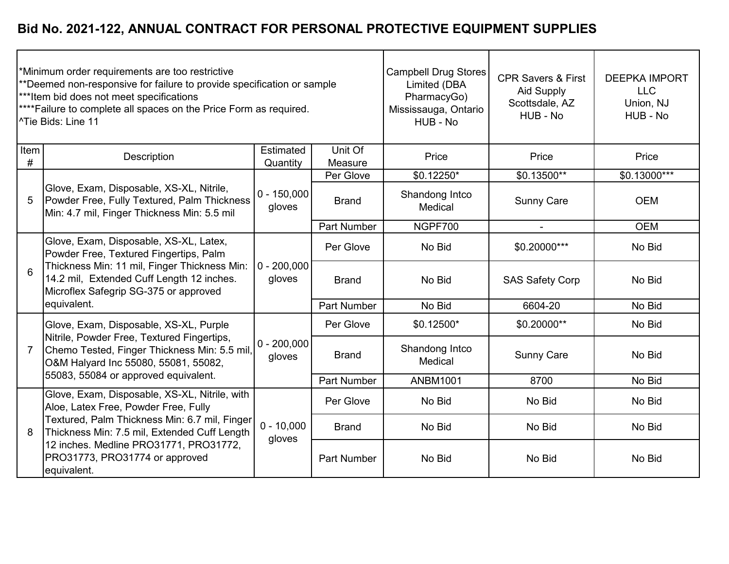# Bid No. 2021-122, ANNUAL CONTRACT FOR PERSONAL PROTECTIVE EQUIPMENT SUPPLIES

| *Minimum order requirements are too restrictive<br>**Deemed non-responsive for failure to provide specification or sample<br>***Item bid does not meet specifications<br>****Failure to complete all spaces on the Price Form as required.<br>^Tie Bids: Line 11 | | | | Campbell Drug Stores Limited (DBA PharmacyGo)<br>Mississauga, Ontario<br>HUB - No | CPR Savers & First Aid Supply<br>Scottsdale, AZ<br>HUB - No | DEEPKA IMPORT LLC<br>Union, NJ<br>HUB - No |
|---|---|---|---|---|---|---|
| Item # | Description | Estimated Quantity | Unit Of Measure | Price | Price | Price |
| 5 | Glove, Exam, Disposable, XS-XL, Nitrile, Powder Free, Fully Textured, Palm Thickness Min: 4.7 mil, Finger Thickness Min: 5.5 mil | 0 - 150,000 gloves | Per Glove | $0.12250* | $0.13500** | $0.13000*** |
| | | | Brand | Shandong Intco Medical | Sunny Care | OEM |
| | | | Part Number | NGPF700 | - | OEM |
| 6 | Glove, Exam, Disposable, XS-XL, Latex, Powder Free, Textured Fingertips, Palm Thickness Min: 11 mil, Finger Thickness Min: 14.2 mil, Extended Cuff Length 12 inches. Microflex Safegrip SG-375 or approved equivalent. | 0 - 200,000 gloves | Per Glove | No Bid | $0.20000*** | No Bid |
| | | | Brand | No Bid | SAS Safety Corp | No Bid |
| | | | Part Number | No Bid | 6604-20 | No Bid |
| 7 | Glove, Exam, Disposable, XS-XL, Purple Nitrile, Powder Free, Textured Fingertips, Chemo Tested, Finger Thickness Min: 5.5 mil, O&M Halyard Inc 55080, 55081, 55082, 55083, 55084 or approved equivalent. | 0 - 200,000 gloves | Per Glove | $0.12500* | $0.20000** | No Bid |
| | | | Brand | Shandong Intco Medical | Sunny Care | No Bid |
| | | | Part Number | ANBM1001 | 8700 | No Bid |
| 8 | Glove, Exam, Disposable, XS-XL, Nitrile, with Aloe, Latex Free, Powder Free, Fully Textured, Palm Thickness Min: 6.7 mil, Finger Thickness Min: 7.5 mil, Extended Cuff Length 12 inches. Medline PRO31771, PRO31772, PRO31773, PRO31774 or approved equivalent. | 0 - 10,000 gloves | Per Glove | No Bid | No Bid | No Bid |
| | | | Brand | No Bid | No Bid | No Bid |
| | | | Part Number | No Bid | No Bid | No Bid |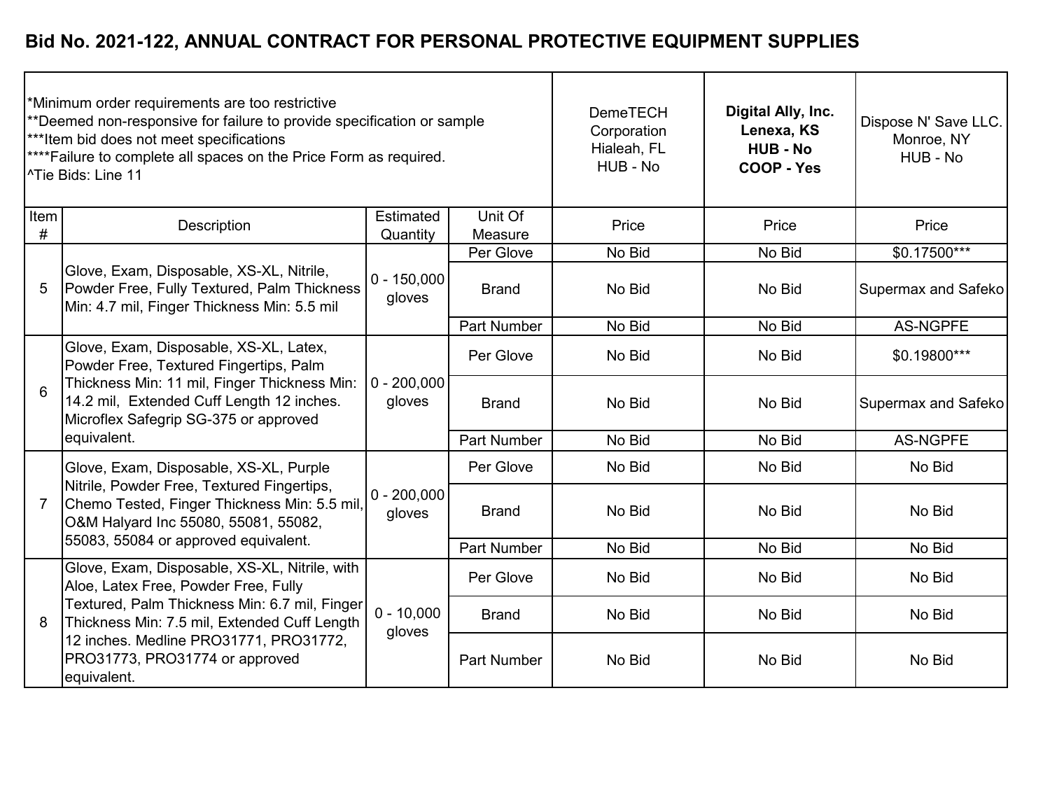# Bid No. 2021-122, ANNUAL CONTRACT FOR PERSONAL PROTECTIVE EQUIPMENT SUPPLIES

| *Minimum order requirements are too restrictive<br>**Deemed non-responsive for failure to provide specification or sample<br>***Item bid does not meet specifications<br>****Failure to complete all spaces on the Price Form as required.<br>^Tie Bids: Line 11 | | | | DemeTECH Corporation<br>Hialeah, FL<br>HUB - No | **Digital Ally, Inc.<br>Lenexa, KS<br>HUB - No<br>COOP - Yes** | Dispose N' Save LLC.<br>Monroe, NY<br>HUB - No |
|---|---|---|---|---|---|---|
| Item # | Description | Estimated Quantity | Unit Of Measure | Price | Price | Price |
| 5 | Glove, Exam, Disposable, XS-XL, Nitrile, Powder Free, Fully Textured, Palm Thickness Min: 4.7 mil, Finger Thickness Min: 5.5 mil | 0 - 150,000 gloves | Per Glove | No Bid | No Bid | $0.17500*** |
| | | | Brand | No Bid | No Bid | Supermax and Safeko |
| | | | Part Number | No Bid | No Bid | AS-NGPFE |
| 6 | Glove, Exam, Disposable, XS-XL, Latex, Powder Free, Textured Fingertips, Palm Thickness Min: 11 mil, Finger Thickness Min: 14.2 mil, Extended Cuff Length 12 inches. Microflex Safegrip SG-375 or approved equivalent. | 0 - 200,000 gloves | Per Glove | No Bid | No Bid | $0.19800*** |
| | | | Brand | No Bid | No Bid | Supermax and Safeko |
| | | | Part Number | No Bid | No Bid | AS-NGPFE |
| 7 | Glove, Exam, Disposable, XS-XL, Purple Nitrile, Powder Free, Textured Fingertips, Chemo Tested, Finger Thickness Min: 5.5 mil, O&M Halyard Inc 55080, 55081, 55082, 55083, 55084 or approved equivalent. | 0 - 200,000 gloves | Per Glove | No Bid | No Bid | No Bid |
| | | | Brand | No Bid | No Bid | No Bid |
| | | | Part Number | No Bid | No Bid | No Bid |
| 8 | Glove, Exam, Disposable, XS-XL, Nitrile, with Aloe, Latex Free, Powder Free, Fully Textured, Palm Thickness Min: 6.7 mil, Finger Thickness Min: 7.5 mil, Extended Cuff Length 12 inches. Medline PRO31771, PRO31772, PRO31773, PRO31774 or approved equivalent. | 0 - 10,000 gloves | Per Glove | No Bid | No Bid | No Bid |
| | | | Brand | No Bid | No Bid | No Bid |
| | | | Part Number | No Bid | No Bid | No Bid |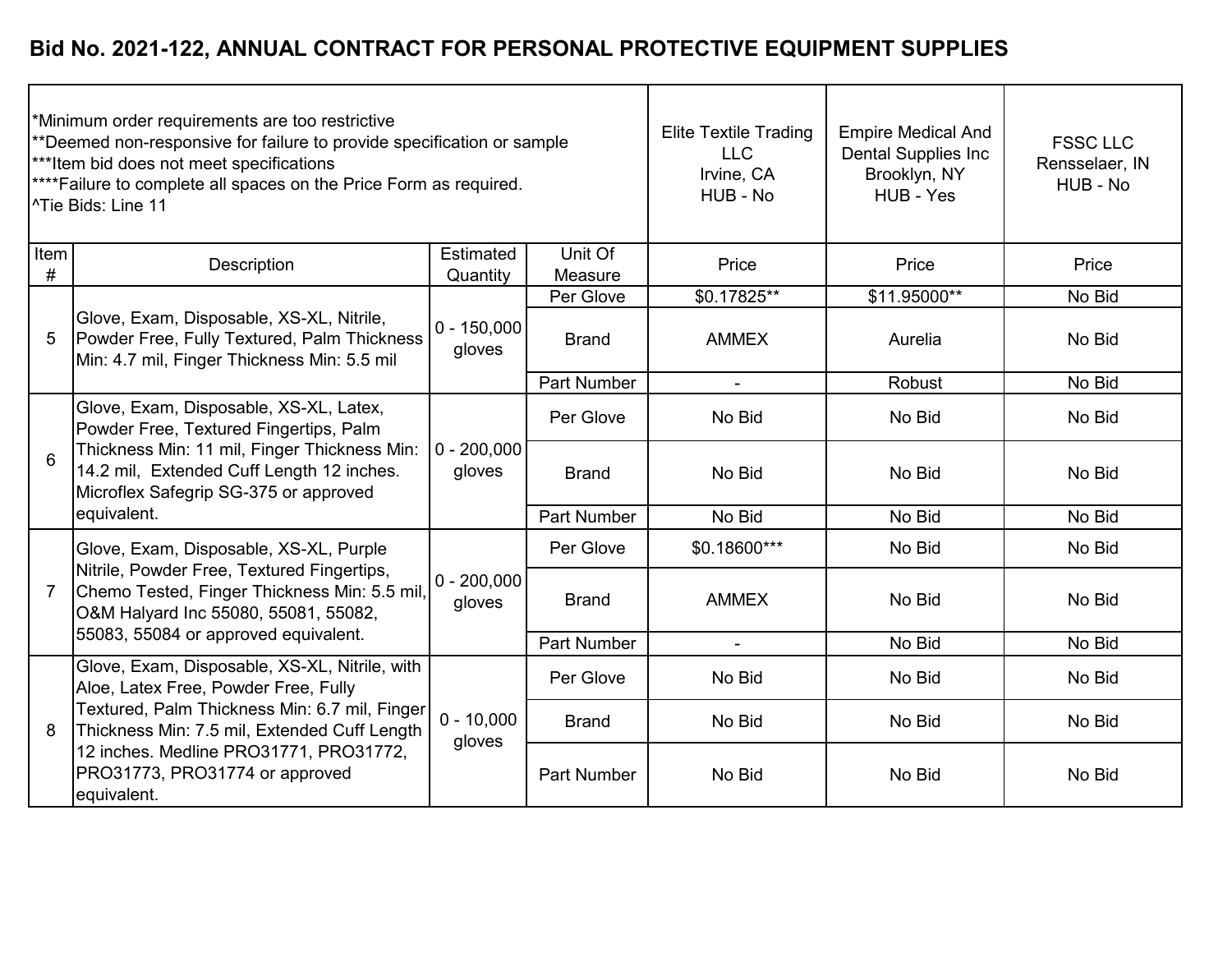**Bid No. 2021-122, ANNUAL CONTRACT FOR PERSONAL PROTECTIVE EQUIPMENT SUPPLIES**

| *Minimum order requirements are too restrictive<br>**Deemed non-responsive for failure to provide specification or sample<br>***Item bid does not meet specifications<br>****Failure to complete all spaces on the Price Form as required.<br>^Tie Bids: Line 11 | | | | Elite Textile Trading LLC<br>Irvine, CA<br>HUB - No | Empire Medical And Dental Supplies Inc<br>Brooklyn, NY<br>HUB - Yes | FSSC LLC<br>Rensselaer, IN<br>HUB - No |
|---|---|---|---|---|---|---|
| Item # | Description | Estimated Quantity | Unit Of Measure | Price | Price | Price |
| 5 | Glove, Exam, Disposable, XS-XL, Nitrile, Powder Free, Fully Textured, Palm Thickness Min: 4.7 mil, Finger Thickness Min: 5.5 mil | 0 - 150,000 gloves | Per Glove | $0.17825** | $11.95000** | No Bid |
| | | | Brand | AMMEX | Aurelia | No Bid |
| | | | Part Number | - | Robust | No Bid |
| 6 | Glove, Exam, Disposable, XS-XL, Latex, Powder Free, Textured Fingertips, Palm Thickness Min: 11 mil, Finger Thickness Min: 14.2 mil, Extended Cuff Length 12 inches. Microflex Safegrip SG-375 or approved equivalent. | 0 - 200,000 gloves | Per Glove | No Bid | No Bid | No Bid |
| | | | Brand | No Bid | No Bid | No Bid |
| | | | Part Number | No Bid | No Bid | No Bid |
| 7 | Glove, Exam, Disposable, XS-XL, Purple Nitrile, Powder Free, Textured Fingertips, Chemo Tested, Finger Thickness Min: 5.5 mil, O&M Halyard Inc 55080, 55081, 55082, 55083, 55084 or approved equivalent. | 0 - 200,000 gloves | Per Glove | $0.18600*** | No Bid | No Bid |
| | | | Brand | AMMEX | No Bid | No Bid |
| | | | Part Number | - | No Bid | No Bid |
| 8 | Glove, Exam, Disposable, XS-XL, Nitrile, with Aloe, Latex Free, Powder Free, Fully Textured, Palm Thickness Min: 6.7 mil, Finger Thickness Min: 7.5 mil, Extended Cuff Length 12 inches. Medline PRO31771, PRO31772, PRO31773, PRO31774 or approved equivalent. | 0 - 10,000 gloves | Per Glove | No Bid | No Bid | No Bid |
| | | | Brand | No Bid | No Bid | No Bid |
| | | | Part Number | No Bid | No Bid | No Bid |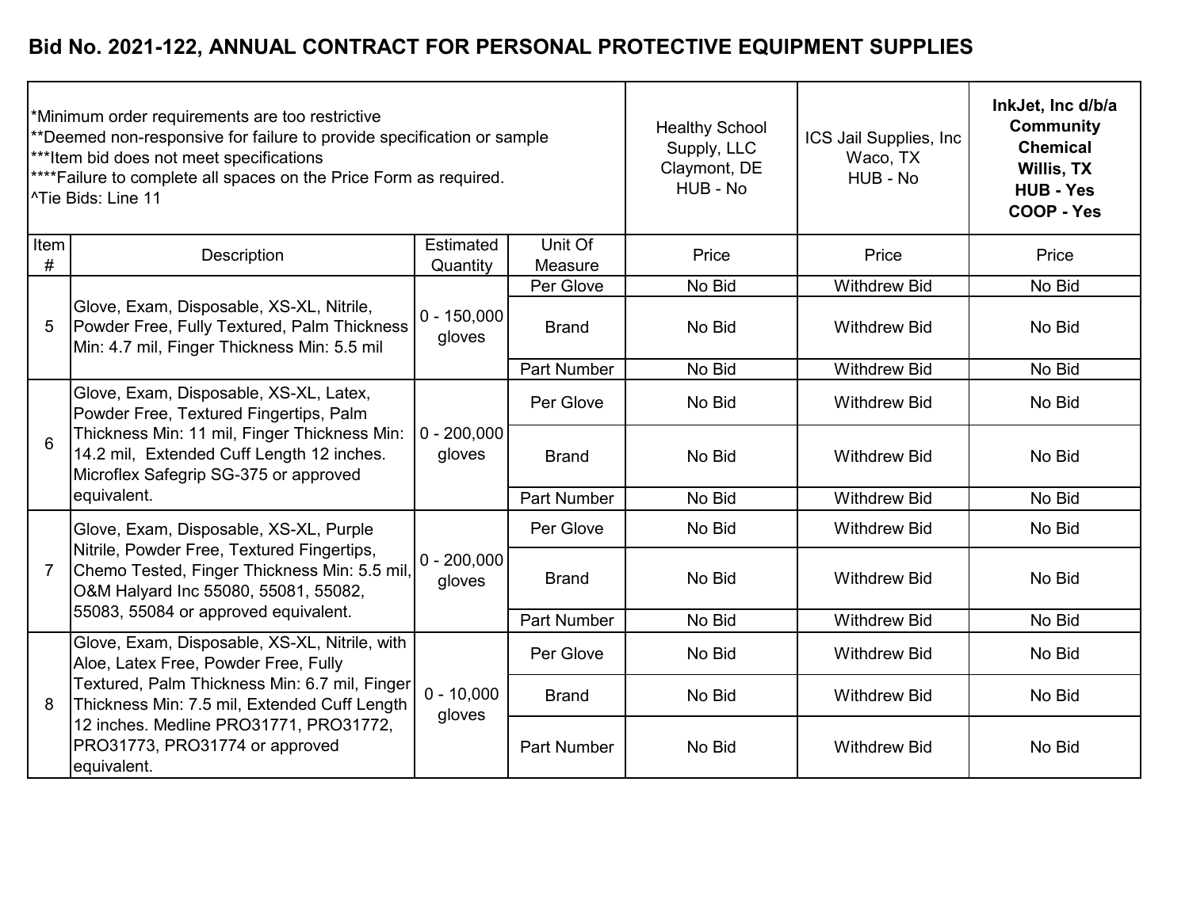# Bid No. 2021-122, ANNUAL CONTRACT FOR PERSONAL PROTECTIVE EQUIPMENT SUPPLIES

*Minimum order requirements are too restrictive
**Deemed non-responsive for failure to provide specification or sample
***Item bid does not meet specifications
****Failure to complete all spaces on the Price Form as required.
^Tie Bids: Line 11

| Item # | Description | Estimated Quantity | Unit Of Measure | Healthy School Supply, LLC Claymont, DE HUB - No | ICS Jail Supplies, Inc Waco, TX HUB - No | **InkJet, Inc d/b/a Community Chemical Willis, TX HUB - Yes COOP - Yes** |
|---|---|---|---|---|---|---|
| | | | | Price | Price | Price |
| 5 | Glove, Exam, Disposable, XS-XL, Nitrile, Powder Free, Fully Textured, Palm Thickness Min: 4.7 mil, Finger Thickness Min: 5.5 mil | 0 - 150,000 gloves | Per Glove | No Bid | Withdrew Bid | No Bid |
| | | | Brand | No Bid | Withdrew Bid | No Bid |
| | | | Part Number | No Bid | Withdrew Bid | No Bid |
| 6 | Glove, Exam, Disposable, XS-XL, Latex, Powder Free, Textured Fingertips, Palm Thickness Min: 11 mil, Finger Thickness Min: 14.2 mil, Extended Cuff Length 12 inches. Microflex Safegrip SG-375 or approved equivalent. | 0 - 200,000 gloves | Per Glove | No Bid | Withdrew Bid | No Bid |
| | | | Brand | No Bid | Withdrew Bid | No Bid |
| | | | Part Number | No Bid | Withdrew Bid | No Bid |
| 7 | Glove, Exam, Disposable, XS-XL, Purple Nitrile, Powder Free, Textured Fingertips, Chemo Tested, Finger Thickness Min: 5.5 mil, O&M Halyard Inc 55080, 55081, 55082, 55083, 55084 or approved equivalent. | 0 - 200,000 gloves | Per Glove | No Bid | Withdrew Bid | No Bid |
| | | | Brand | No Bid | Withdrew Bid | No Bid |
| | | | Part Number | No Bid | Withdrew Bid | No Bid |
| 8 | Glove, Exam, Disposable, XS-XL, Nitrile, with Aloe, Latex Free, Powder Free, Fully Textured, Palm Thickness Min: 6.7 mil, Finger Thickness Min: 7.5 mil, Extended Cuff Length 12 inches. Medline PRO31771, PRO31772, PRO31773, PRO31774 or approved equivalent. | 0 - 10,000 gloves | Per Glove | No Bid | Withdrew Bid | No Bid |
| | | | Brand | No Bid | Withdrew Bid | No Bid |
| | | | Part Number | No Bid | Withdrew Bid | No Bid |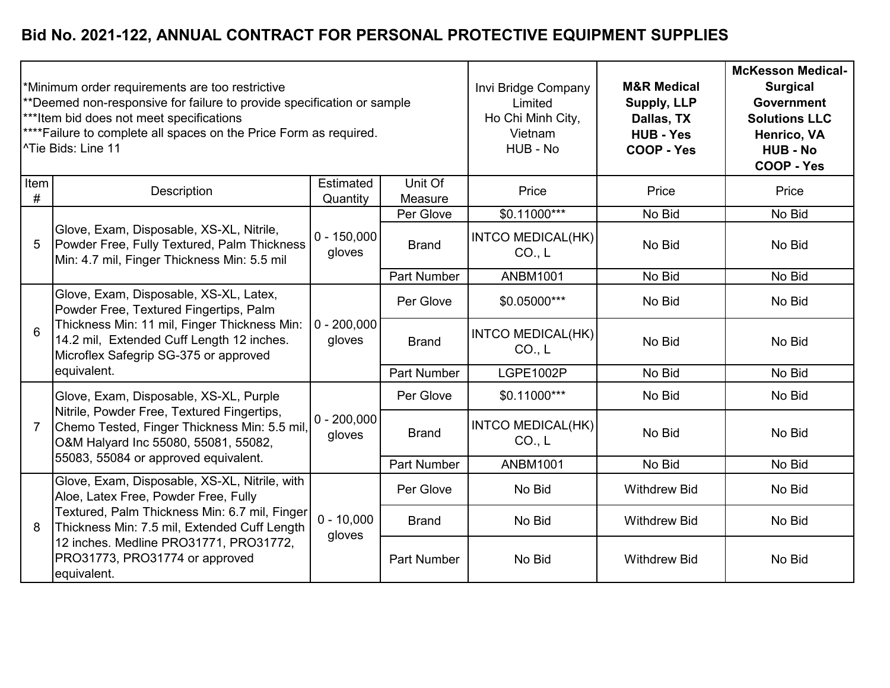# Bid No. 2021-122, ANNUAL CONTRACT FOR PERSONAL PROTECTIVE EQUIPMENT SUPPLIES

| *Minimum order requirements are too restrictive<br>**Deemed non-responsive for failure to provide specification or sample<br>***Item bid does not meet specifications<br>****Failure to complete all spaces on the Price Form as required.<br>^Tie Bids: Line 11 | | | | Invi Bridge Company Limited<br>Ho Chi Minh City, Vietnam<br>HUB - No | **M&R Medical Supply, LLP<br>Dallas, TX<br>HUB - Yes<br>COOP - Yes** | **McKesson Medical-Surgical Government Solutions LLC<br>Henrico, VA<br>HUB - No<br>COOP - Yes** |
|---|---|---|---|---|---|---|
| Item # | Description | Estimated Quantity | Unit Of Measure | Price | Price | Price |
| 5 | Glove, Exam, Disposable, XS-XL, Nitrile, Powder Free, Fully Textured, Palm Thickness Min: 4.7 mil, Finger Thickness Min: 5.5 mil | 0 - 150,000 gloves | Per Glove | $0.11000*** | No Bid | No Bid |
| | | | Brand | INTCO MEDICAL(HK) CO., L | No Bid | No Bid |
| | | | Part Number | ANBM1001 | No Bid | No Bid |
| 6 | Glove, Exam, Disposable, XS-XL, Latex, Powder Free, Textured Fingertips, Palm Thickness Min: 11 mil, Finger Thickness Min: 14.2 mil, Extended Cuff Length 12 inches. Microflex Safegrip SG-375 or approved equivalent. | 0 - 200,000 gloves | Per Glove | $0.05000*** | No Bid | No Bid |
| | | | Brand | INTCO MEDICAL(HK) CO., L | No Bid | No Bid |
| | | | Part Number | LGPE1002P | No Bid | No Bid |
| 7 | Glove, Exam, Disposable, XS-XL, Purple Nitrile, Powder Free, Textured Fingertips, Chemo Tested, Finger Thickness Min: 5.5 mil, O&M Halyard Inc 55080, 55081, 55082, 55083, 55084 or approved equivalent. | 0 - 200,000 gloves | Per Glove | $0.11000*** | No Bid | No Bid |
| | | | Brand | INTCO MEDICAL(HK) CO., L | No Bid | No Bid |
| | | | Part Number | ANBM1001 | No Bid | No Bid |
| 8 | Glove, Exam, Disposable, XS-XL, Nitrile, with Aloe, Latex Free, Powder Free, Fully Textured, Palm Thickness Min: 6.7 mil, Finger Thickness Min: 7.5 mil, Extended Cuff Length 12 inches. Medline PRO31771, PRO31772, PRO31773, PRO31774 or approved equivalent. | 0 - 10,000 gloves | Per Glove | No Bid | Withdrew Bid | No Bid |
| | | | Brand | No Bid | Withdrew Bid | No Bid |
| | | | Part Number | No Bid | Withdrew Bid | No Bid |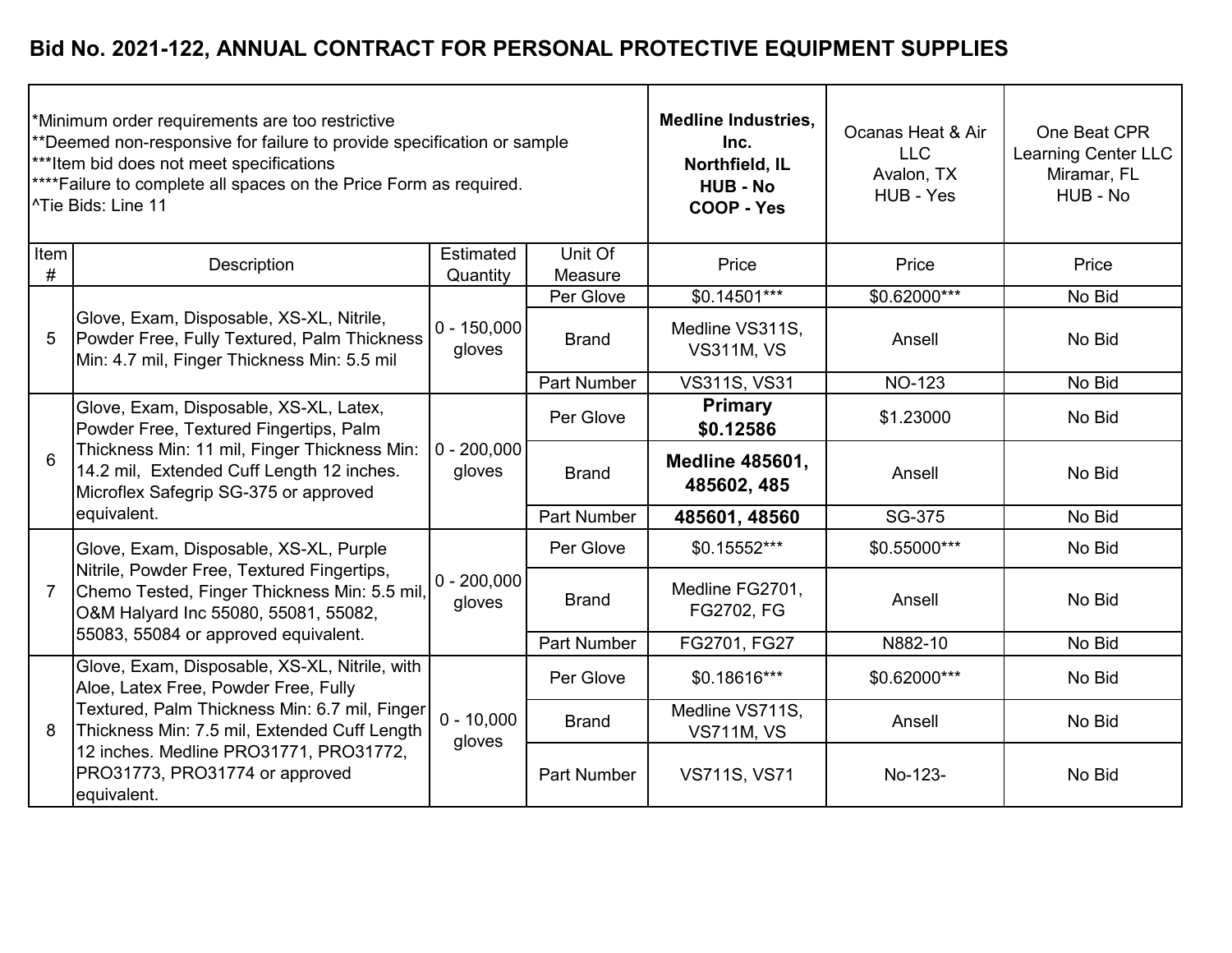# Bid No. 2021-122, ANNUAL CONTRACT FOR PERSONAL PROTECTIVE EQUIPMENT SUPPLIES

*Minimum order requirements are too restrictive
**Deemed non-responsive for failure to provide specification or sample
***Item bid does not meet specifications
****Failure to complete all spaces on the Price Form as required.
^Tie Bids: Line 11

| Item # | Description | Estimated Quantity | Unit Of Measure | **Medline Industries, Inc. Northfield, IL HUB - No COOP - Yes** | Ocanas Heat & Air LLC Avalon, TX HUB - Yes | One Beat CPR Learning Center LLC Miramar, FL HUB - No |
|---|---|---|---|---|---|---|
| | | | | Price | Price | Price |
| 5 | Glove, Exam, Disposable, XS-XL, Nitrile, Powder Free, Fully Textured, Palm Thickness Min: 4.7 mil, Finger Thickness Min: 5.5 mil | 0 - 150,000 gloves | Per Glove | $0.14501*** | $0.62000*** | No Bid |
| | | | Brand | Medline VS311S, VS311M, VS | Ansell | No Bid |
| | | | Part Number | VS311S, VS31 | NO-123 | No Bid |
| 6 | Glove, Exam, Disposable, XS-XL, Latex, Powder Free, Textured Fingertips, Palm Thickness Min: 11 mil, Finger Thickness Min: 14.2 mil, Extended Cuff Length 12 inches. Microflex Safegrip SG-375 or approved equivalent. | 0 - 200,000 gloves | Per Glove | **Primary $0.12586** | $1.23000 | No Bid |
| | | | Brand | **Medline 485601, 485602, 485** | Ansell | No Bid |
| | | | Part Number | **485601, 48560** | SG-375 | No Bid |
| 7 | Glove, Exam, Disposable, XS-XL, Purple Nitrile, Powder Free, Textured Fingertips, Chemo Tested, Finger Thickness Min: 5.5 mil, O&M Halyard Inc 55080, 55081, 55082, 55083, 55084 or approved equivalent. | 0 - 200,000 gloves | Per Glove | $0.15552*** | $0.55000*** | No Bid |
| | | | Brand | Medline FG2701, FG2702, FG | Ansell | No Bid |
| | | | Part Number | FG2701, FG27 | N882-10 | No Bid |
| 8 | Glove, Exam, Disposable, XS-XL, Nitrile, with Aloe, Latex Free, Powder Free, Fully Textured, Palm Thickness Min: 6.7 mil, Finger Thickness Min: 7.5 mil, Extended Cuff Length 12 inches. Medline PRO31771, PRO31772, PRO31773, PRO31774 or approved equivalent. | 0 - 10,000 gloves | Per Glove | $0.18616*** | $0.62000*** | No Bid |
| | | | Brand | Medline VS711S, VS711M, VS | Ansell | No Bid |
| | | | Part Number | VS711S, VS71 | No-123- | No Bid |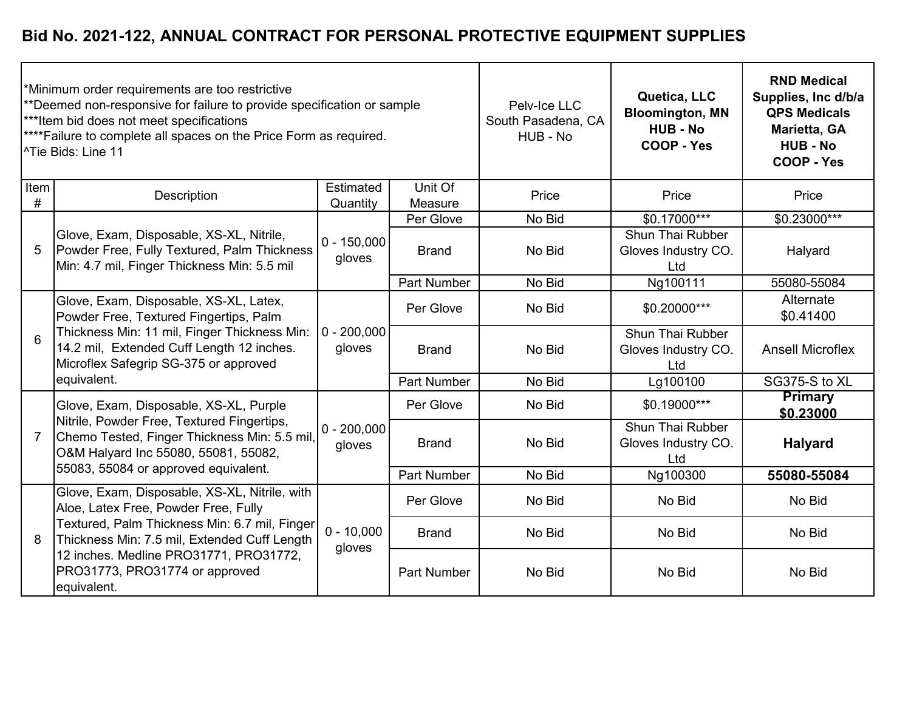# Bid No. 2021-122, ANNUAL CONTRACT FOR PERSONAL PROTECTIVE EQUIPMENT SUPPLIES

*Minimum order requirements are too restrictive
**Deemed non-responsive for failure to provide specification or sample
***Item bid does not meet specifications
****Failure to complete all spaces on the Price Form as required.
^Tie Bids: Line 11

| Item # | Description | Estimated Quantity | Unit Of Measure | Pelv-Ice LLC South Pasadena, CA HUB - No | **Quetica, LLC Bloomington, MN HUB - No COOP - Yes** | **RND Medical Supplies, Inc d/b/a QPS Medicals Marietta, GA HUB - No COOP - Yes** |
|---|---|---|---|---|---|---|
| | | | | Price | Price | Price |
| 5 | Glove, Exam, Disposable, XS-XL, Nitrile, Powder Free, Fully Textured, Palm Thickness Min: 4.7 mil, Finger Thickness Min: 5.5 mil | 0 - 150,000 gloves | Per Glove | No Bid | $0.17000*** | $0.23000*** |
| | | | Brand | No Bid | Shun Thai Rubber Gloves Industry CO. Ltd | Halyard |
| | | | Part Number | No Bid | Ng100111 | 55080-55084 |
| 6 | Glove, Exam, Disposable, XS-XL, Latex, Powder Free, Textured Fingertips, Palm Thickness Min: 11 mil, Finger Thickness Min: 14.2 mil, Extended Cuff Length 12 inches. Microflex Safegrip SG-375 or approved equivalent. | 0 - 200,000 gloves | Per Glove | No Bid | $0.20000*** | Alternate $0.41400 |
| | | | Brand | No Bid | Shun Thai Rubber Gloves Industry CO. Ltd | Ansell Microflex |
| | | | Part Number | No Bid | Lg100100 | SG375-S to XL |
| 7 | Glove, Exam, Disposable, XS-XL, Purple Nitrile, Powder Free, Textured Fingertips, Chemo Tested, Finger Thickness Min: 5.5 mil, O&M Halyard Inc 55080, 55081, 55082, 55083, 55084 or approved equivalent. | 0 - 200,000 gloves | Per Glove | No Bid | $0.19000*** | **Primary $0.23000** |
| | | | Brand | No Bid | Shun Thai Rubber Gloves Industry CO. Ltd | **Halyard** |
| | | | Part Number | No Bid | Ng100300 | **55080-55084** |
| 8 | Glove, Exam, Disposable, XS-XL, Nitrile, with Aloe, Latex Free, Powder Free, Fully Textured, Palm Thickness Min: 6.7 mil, Finger Thickness Min: 7.5 mil, Extended Cuff Length 12 inches. Medline PRO31771, PRO31772, PRO31773, PRO31774 or approved equivalent. | 0 - 10,000 gloves | Per Glove | No Bid | No Bid | No Bid |
| | | | Brand | No Bid | No Bid | No Bid |
| | | | Part Number | No Bid | No Bid | No Bid |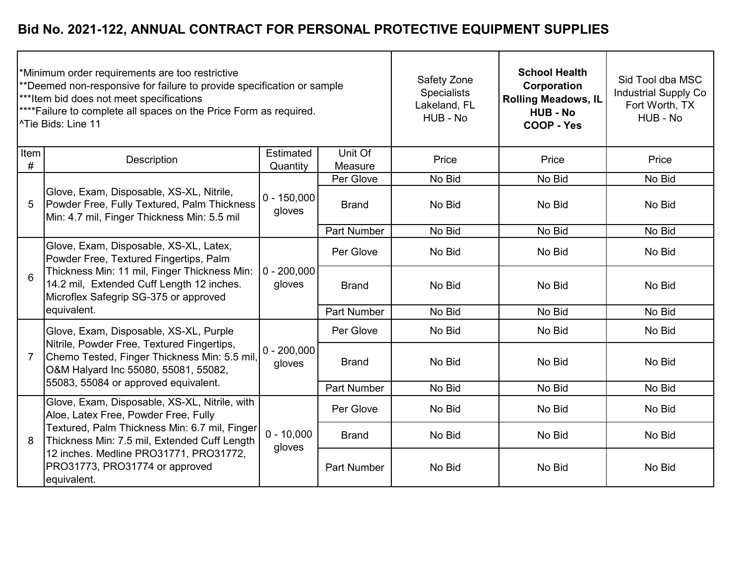# Bid No. 2021-122, ANNUAL CONTRACT FOR PERSONAL PROTECTIVE EQUIPMENT SUPPLIES

*Minimum order requirements are too restrictive
**Deemed non-responsive for failure to provide specification or sample
***Item bid does not meet specifications
****Failure to complete all spaces on the Price Form as required.
^Tie Bids: Line 11

| Item # | Description | Estimated Quantity | Unit Of Measure | Safety Zone Specialists Lakeland, FL HUB - No | **School Health Corporation Rolling Meadows, IL HUB - No COOP - Yes** | Sid Tool dba MSC Industrial Supply Co Fort Worth, TX HUB - No |
|---|---|---|---|---|---|---|
| | | | | Price | Price | Price |
| 5 | Glove, Exam, Disposable, XS-XL, Nitrile, Powder Free, Fully Textured, Palm Thickness Min: 4.7 mil, Finger Thickness Min: 5.5 mil | 0 - 150,000 gloves | Per Glove | No Bid | No Bid | No Bid |
| | | | Brand | No Bid | No Bid | No Bid |
| | | | Part Number | No Bid | No Bid | No Bid |
| 6 | Glove, Exam, Disposable, XS-XL, Latex, Powder Free, Textured Fingertips, Palm Thickness Min: 11 mil, Finger Thickness Min: 14.2 mil, Extended Cuff Length 12 inches. Microflex Safegrip SG-375 or approved equivalent. | 0 - 200,000 gloves | Per Glove | No Bid | No Bid | No Bid |
| | | | Brand | No Bid | No Bid | No Bid |
| | | | Part Number | No Bid | No Bid | No Bid |
| 7 | Glove, Exam, Disposable, XS-XL, Purple Nitrile, Powder Free, Textured Fingertips, Chemo Tested, Finger Thickness Min: 5.5 mil, O&M Halyard Inc 55080, 55081, 55082, 55083, 55084 or approved equivalent. | 0 - 200,000 gloves | Per Glove | No Bid | No Bid | No Bid |
| | | | Brand | No Bid | No Bid | No Bid |
| | | | Part Number | No Bid | No Bid | No Bid |
| 8 | Glove, Exam, Disposable, XS-XL, Nitrile, with Aloe, Latex Free, Powder Free, Fully Textured, Palm Thickness Min: 6.7 mil, Finger Thickness Min: 7.5 mil, Extended Cuff Length 12 inches. Medline PRO31771, PRO31772, PRO31773, PRO31774 or approved equivalent. | 0 - 10,000 gloves | Per Glove | No Bid | No Bid | No Bid |
| | | | Brand | No Bid | No Bid | No Bid |
| | | | Part Number | No Bid | No Bid | No Bid |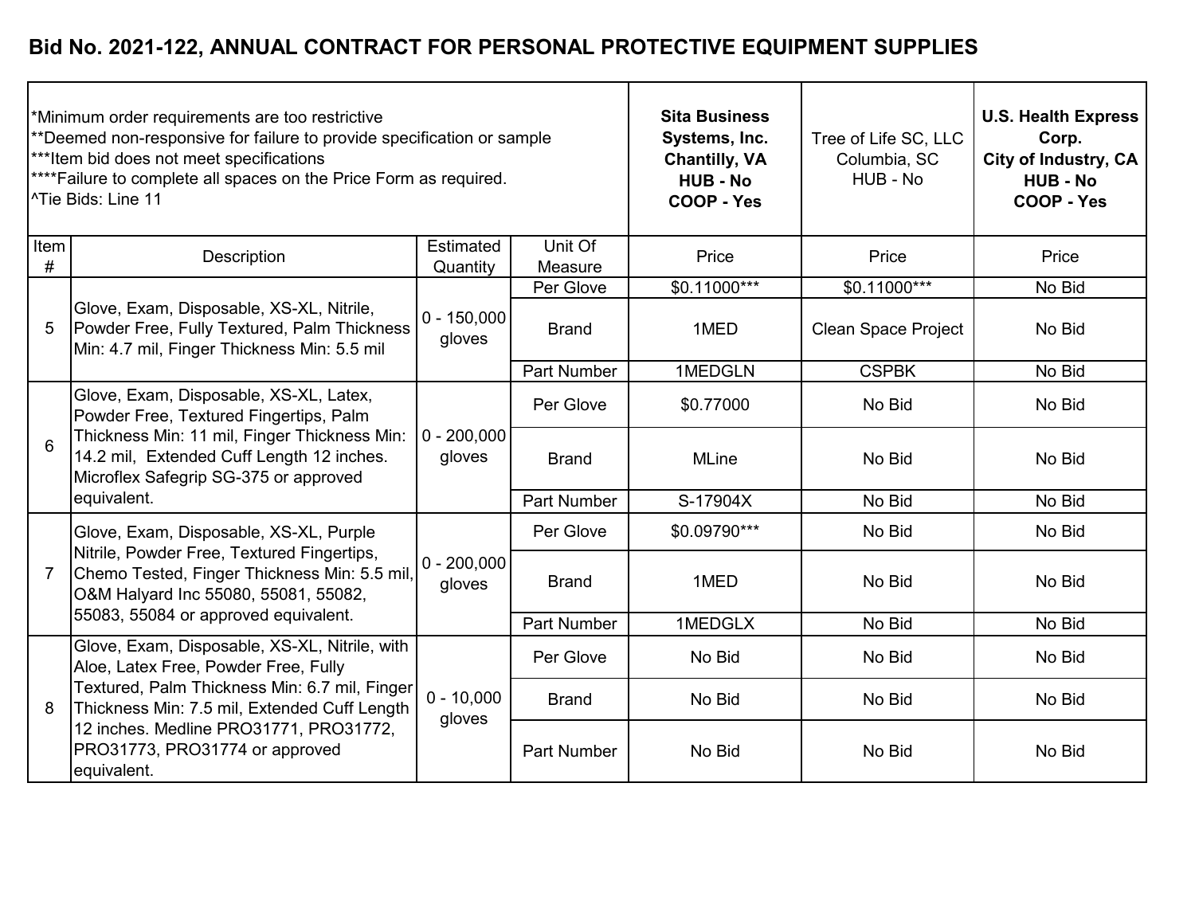# Bid No. 2021-122, ANNUAL CONTRACT FOR PERSONAL PROTECTIVE EQUIPMENT SUPPLIES

*Minimum order requirements are too restrictive
**Deemed non-responsive for failure to provide specification or sample
***Item bid does not meet specifications
****Failure to complete all spaces on the Price Form as required.
^Tie Bids: Line 11

| Item # | Description | Estimated Quantity | Unit Of Measure | **Sita Business Systems, Inc. Chantilly, VA HUB - No COOP - Yes** | Tree of Life SC, LLC Columbia, SC HUB - No | **U.S. Health Express Corp. City of Industry, CA HUB - No COOP - Yes** |
|---|---|---|---|---|---|---|
| | | | | Price | Price | Price |
| 5 | Glove, Exam, Disposable, XS-XL, Nitrile, Powder Free, Fully Textured, Palm Thickness Min: 4.7 mil, Finger Thickness Min: 5.5 mil | 0 - 150,000 gloves | Per Glove | $0.11000*** | $0.11000*** | No Bid |
| | | | Brand | 1MED | Clean Space Project | No Bid |
| | | | Part Number | 1MEDGLN | CSPBK | No Bid |
| 6 | Glove, Exam, Disposable, XS-XL, Latex, Powder Free, Textured Fingertips, Palm Thickness Min: 11 mil, Finger Thickness Min: 14.2 mil, Extended Cuff Length 12 inches. Microflex Safegrip SG-375 or approved equivalent. | 0 - 200,000 gloves | Per Glove | $0.77000 | No Bid | No Bid |
| | | | Brand | MLine | No Bid | No Bid |
| | | | Part Number | S-17904X | No Bid | No Bid |
| 7 | Glove, Exam, Disposable, XS-XL, Purple Nitrile, Powder Free, Textured Fingertips, Chemo Tested, Finger Thickness Min: 5.5 mil, O&M Halyard Inc 55080, 55081, 55082, 55083, 55084 or approved equivalent. | 0 - 200,000 gloves | Per Glove | $0.09790*** | No Bid | No Bid |
| | | | Brand | 1MED | No Bid | No Bid |
| | | | Part Number | 1MEDGLX | No Bid | No Bid |
| 8 | Glove, Exam, Disposable, XS-XL, Nitrile, with Aloe, Latex Free, Powder Free, Fully Textured, Palm Thickness Min: 6.7 mil, Finger Thickness Min: 7.5 mil, Extended Cuff Length 12 inches. Medline PRO31771, PRO31772, PRO31773, PRO31774 or approved equivalent. | 0 - 10,000 gloves | Per Glove | No Bid | No Bid | No Bid |
| | | | Brand | No Bid | No Bid | No Bid |
| | | | Part Number | No Bid | No Bid | No Bid |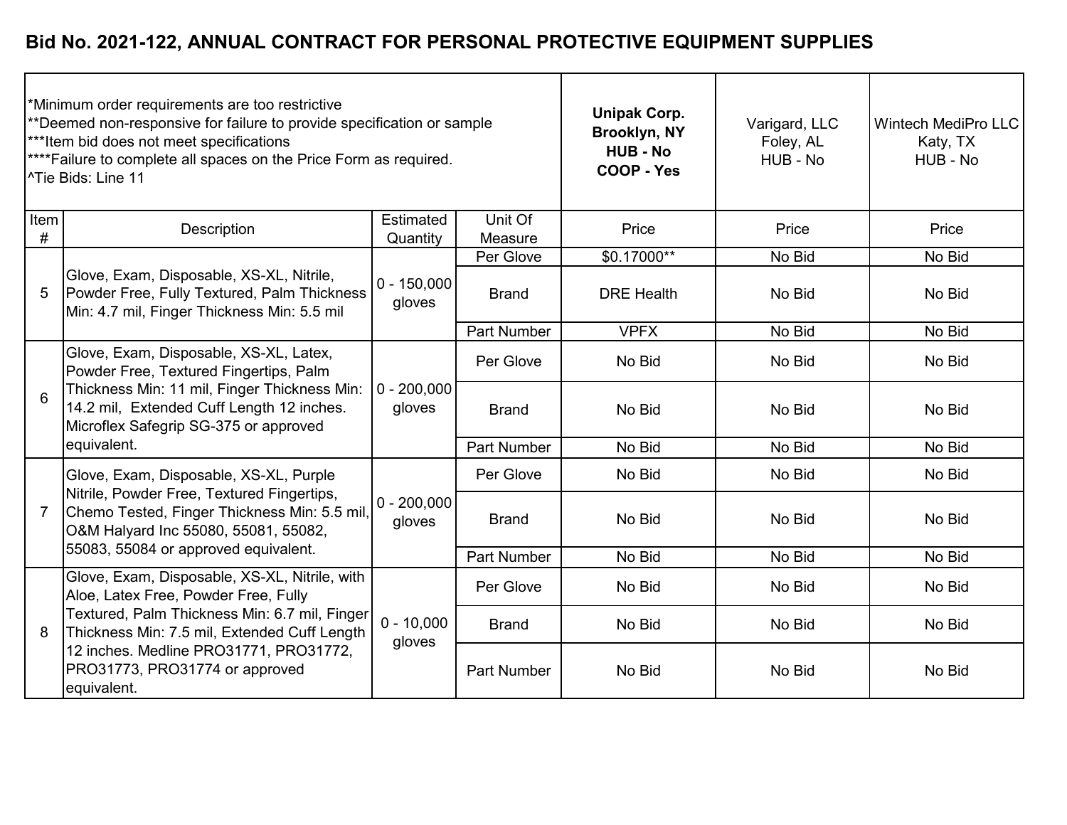# Bid No. 2021-122, ANNUAL CONTRACT FOR PERSONAL PROTECTIVE EQUIPMENT SUPPLIES

*Minimum order requirements are too restrictive
**Deemed non-responsive for failure to provide specification or sample
***Item bid does not meet specifications
****Failure to complete all spaces on the Price Form as required.
^Tie Bids: Line 11

| Item # | Description | Estimated Quantity | Unit Of Measure | **Unipak Corp. Brooklyn, NY HUB - No COOP - Yes** Price | Varigard, LLC Foley, AL HUB - No Price | Wintech MediPro LLC Katy, TX HUB - No Price |
|---|---|---|---|---|---|---|
| 5 | Glove, Exam, Disposable, XS-XL, Nitrile, Powder Free, Fully Textured, Palm Thickness Min: 4.7 mil, Finger Thickness Min: 5.5 mil | 0 - 150,000 gloves | Per Glove | $0.17000** | No Bid | No Bid |
| | | | Brand | DRE Health | No Bid | No Bid |
| | | | Part Number | VPFX | No Bid | No Bid |
| 6 | Glove, Exam, Disposable, XS-XL, Latex, Powder Free, Textured Fingertips, Palm Thickness Min: 11 mil, Finger Thickness Min: 14.2 mil, Extended Cuff Length 12 inches. Microflex Safegrip SG-375 or approved equivalent. | 0 - 200,000 gloves | Per Glove | No Bid | No Bid | No Bid |
| | | | Brand | No Bid | No Bid | No Bid |
| | | | Part Number | No Bid | No Bid | No Bid |
| 7 | Glove, Exam, Disposable, XS-XL, Purple Nitrile, Powder Free, Textured Fingertips, Chemo Tested, Finger Thickness Min: 5.5 mil, O&M Halyard Inc 55080, 55081, 55082, 55083, 55084 or approved equivalent. | 0 - 200,000 gloves | Per Glove | No Bid | No Bid | No Bid |
| | | | Brand | No Bid | No Bid | No Bid |
| | | | Part Number | No Bid | No Bid | No Bid |
| 8 | Glove, Exam, Disposable, XS-XL, Nitrile, with Aloe, Latex Free, Powder Free, Fully Textured, Palm Thickness Min: 6.7 mil, Finger Thickness Min: 7.5 mil, Extended Cuff Length 12 inches. Medline PRO31771, PRO31772, PRO31773, PRO31774 or approved equivalent. | 0 - 10,000 gloves | Per Glove | No Bid | No Bid | No Bid |
| | | | Brand | No Bid | No Bid | No Bid |
| | | | Part Number | No Bid | No Bid | No Bid |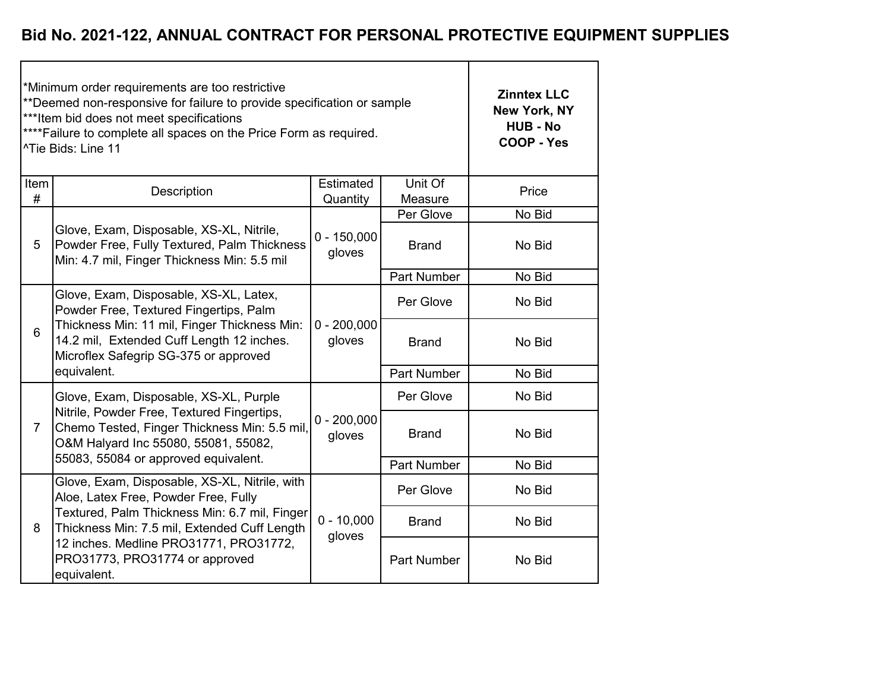# Bid No. 2021-122, ANNUAL CONTRACT FOR PERSONAL PROTECTIVE EQUIPMENT SUPPLIES

*Minimum order requirements are too restrictive
**Deemed non-responsive for failure to provide specification or sample
***Item bid does not meet specifications
****Failure to complete all spaces on the Price Form as required.
^Tie Bids: Line 11

| Item # | Description | Estimated Quantity | Unit Of Measure | Zinntex LLC New York, NY HUB - No COOP - Yes Price |
|---|---|---|---|---|
| 5 | Glove, Exam, Disposable, XS-XL, Nitrile, Powder Free, Fully Textured, Palm Thickness Min: 4.7 mil, Finger Thickness Min: 5.5 mil | 0 - 150,000 gloves | Per Glove | No Bid |
| | | | Brand | No Bid |
| | | | Part Number | No Bid |
| 6 | Glove, Exam, Disposable, XS-XL, Latex, Powder Free, Textured Fingertips, Palm Thickness Min: 11 mil, Finger Thickness Min: 14.2 mil, Extended Cuff Length 12 inches. Microflex Safegrip SG-375 or approved equivalent. | 0 - 200,000 gloves | Per Glove | No Bid |
| | | | Brand | No Bid |
| | | | Part Number | No Bid |
| 7 | Glove, Exam, Disposable, XS-XL, Purple Nitrile, Powder Free, Textured Fingertips, Chemo Tested, Finger Thickness Min: 5.5 mil, O&M Halyard Inc 55080, 55081, 55082, 55083, 55084 or approved equivalent. | 0 - 200,000 gloves | Per Glove | No Bid |
| | | | Brand | No Bid |
| | | | Part Number | No Bid |
| 8 | Glove, Exam, Disposable, XS-XL, Nitrile, with Aloe, Latex Free, Powder Free, Fully Textured, Palm Thickness Min: 6.7 mil, Finger Thickness Min: 7.5 mil, Extended Cuff Length 12 inches. Medline PRO31771, PRO31772, PRO31773, PRO31774 or approved equivalent. | 0 - 10,000 gloves | Per Glove | No Bid |
| | | | Brand | No Bid |
| | | | Part Number | No Bid |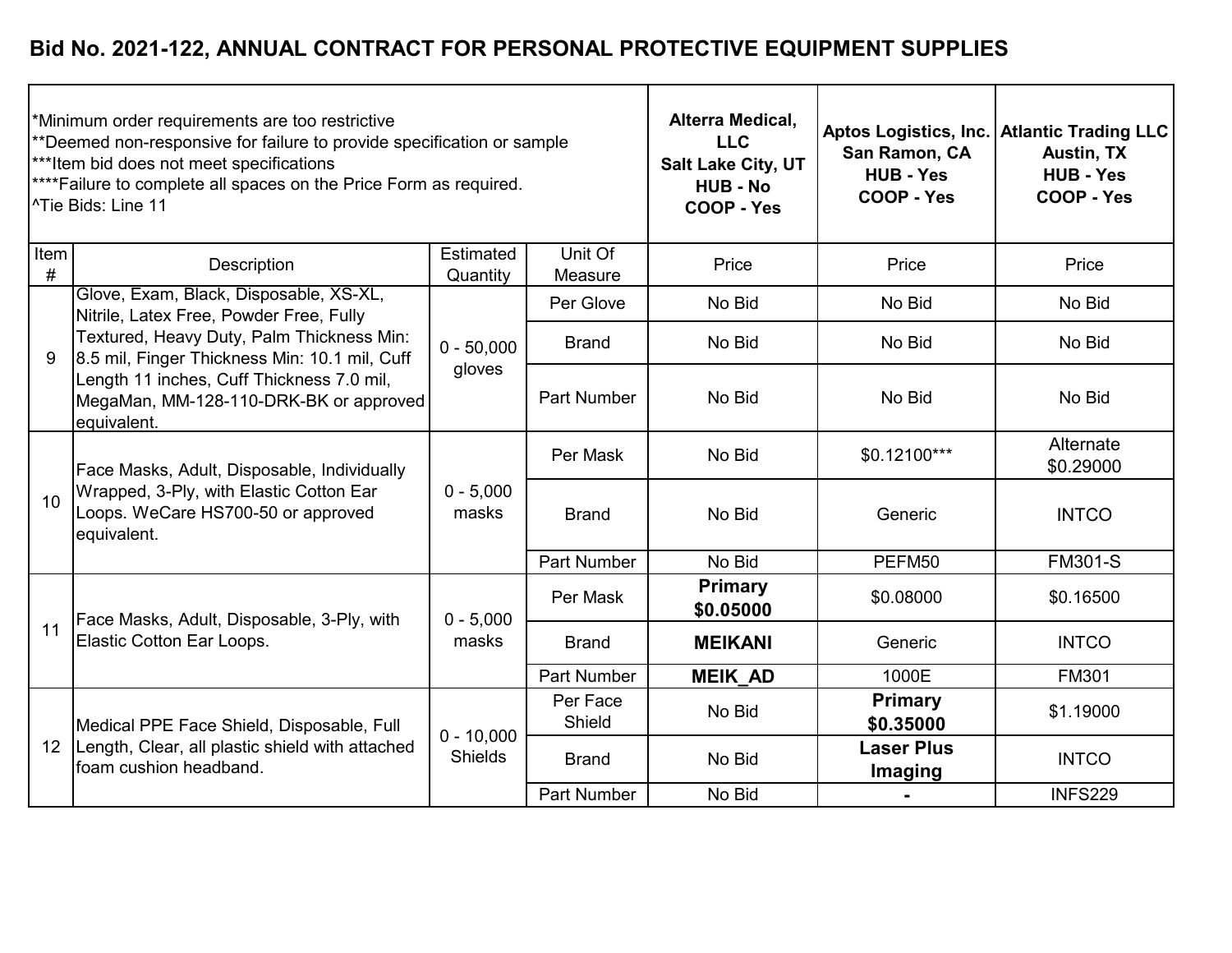# Bid No. 2021-122, ANNUAL CONTRACT FOR PERSONAL PROTECTIVE EQUIPMENT SUPPLIES

*Minimum order requirements are too restrictive
**Deemed non-responsive for failure to provide specification or sample
***Item bid does not meet specifications
****Failure to complete all spaces on the Price Form as required.
^Tie Bids: Line 11

| Item # | Description | Estimated Quantity | Unit Of Measure | Alterra Medical, LLC<br>Salt Lake City, UT<br>HUB - No<br>COOP - Yes | Aptos Logistics, Inc.<br>San Ramon, CA<br>HUB - Yes<br>COOP - Yes | Atlantic Trading LLC<br>Austin, TX<br>HUB - Yes<br>COOP - Yes |
|---|---|---|---|---|---|---|
| | | | | Price | Price | Price |
| 9 | Glove, Exam, Black, Disposable, XS-XL, Nitrile, Latex Free, Powder Free, Fully Textured, Heavy Duty, Palm Thickness Min: 8.5 mil, Finger Thickness Min: 10.1 mil, Cuff Length 11 inches, Cuff Thickness 7.0 mil, MegaMan, MM-128-110-DRK-BK or approved equivalent. | 0 - 50,000 gloves | Per Glove | No Bid | No Bid | No Bid |
| | | | Brand | No Bid | No Bid | No Bid |
| | | | Part Number | No Bid | No Bid | No Bid |
| 10 | Face Masks, Adult, Disposable, Individually Wrapped, 3-Ply, with Elastic Cotton Ear Loops. WeCare HS700-50 or approved equivalent. | 0 - 5,000 masks | Per Mask | No Bid | $0.12100*** | Alternate $0.29000 |
| | | | Brand | No Bid | Generic | INTCO |
| | | | Part Number | No Bid | PEFM50 | FM301-S |
| 11 | Face Masks, Adult, Disposable, 3-Ply, with Elastic Cotton Ear Loops. | 0 - 5,000 masks | Per Mask | **Primary $0.05000** | $0.08000 | $0.16500 |
| | | | Brand | **MEIKANI** | Generic | INTCO |
| | | | Part Number | **MEIK_AD** | 1000E | FM301 |
| 12 | Medical PPE Face Shield, Disposable, Full Length, Clear, all plastic shield with attached foam cushion headband. | 0 - 10,000 Shields | Per Face Shield | No Bid | **Primary $0.35000** | $1.19000 |
| | | | Brand | No Bid | **Laser Plus Imaging** | INTCO |
| | | | Part Number | No Bid | **-** | INFS229 |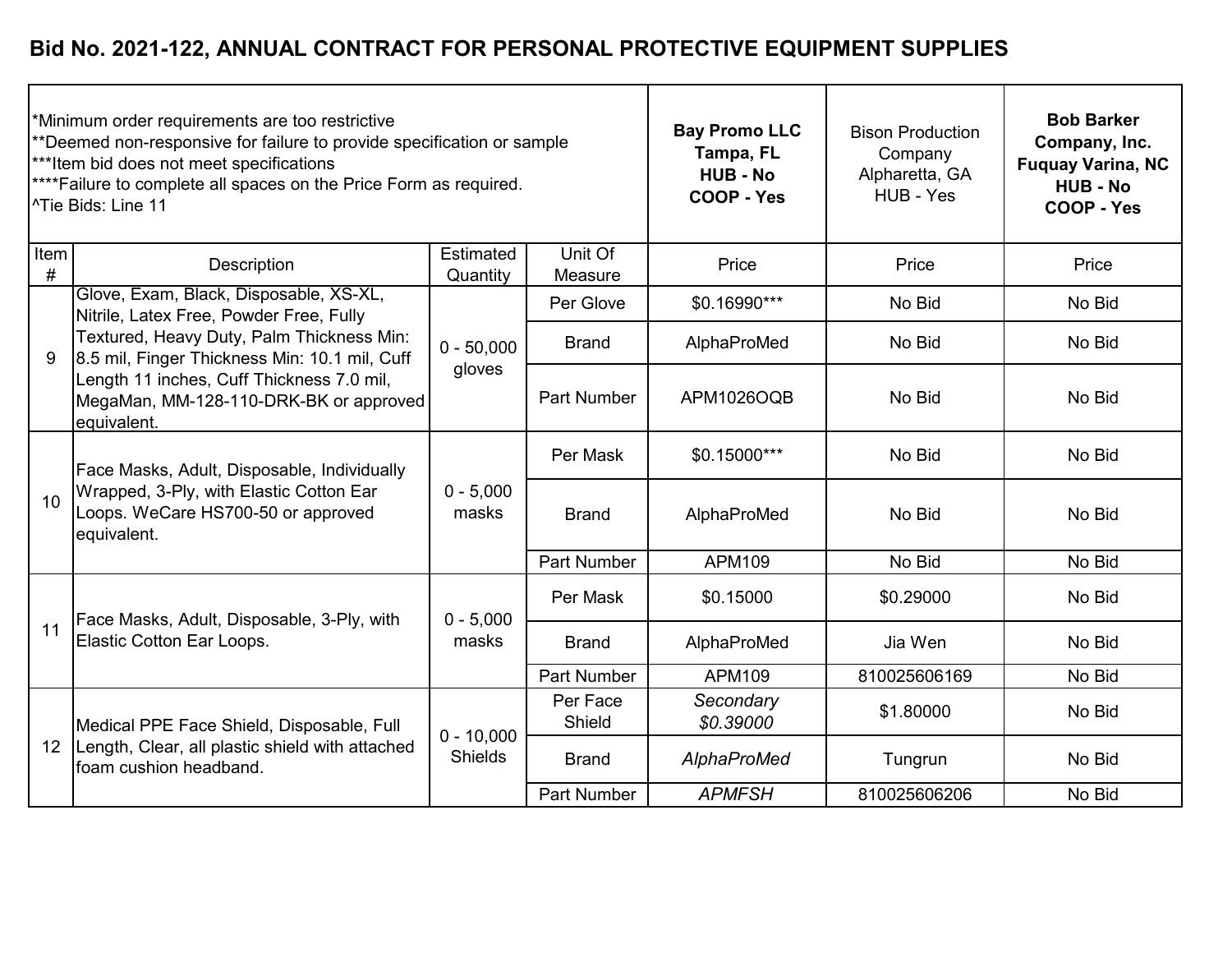# Bid No. 2021-122, ANNUAL CONTRACT FOR PERSONAL PROTECTIVE EQUIPMENT SUPPLIES

*Minimum order requirements are too restrictive
**Deemed non-responsive for failure to provide specification or sample
***Item bid does not meet specifications
****Failure to complete all spaces on the Price Form as required.
^Tie Bids: Line 11

| Item # | Description | Estimated Quantity | Unit Of Measure | **Bay Promo LLC Tampa, FL HUB - No COOP - Yes** Price | Bison Production Company Alpharetta, GA HUB - Yes Price | **Bob Barker Company, Inc. Fuquay Varina, NC HUB - No COOP - Yes** Price |
|---|---|---|---|---|---|---|
| 9 | Glove, Exam, Black, Disposable, XS-XL, Nitrile, Latex Free, Powder Free, Fully Textured, Heavy Duty, Palm Thickness Min: 8.5 mil, Finger Thickness Min: 10.1 mil, Cuff Length 11 inches, Cuff Thickness 7.0 mil, MegaMan, MM-128-110-DRK-BK or approved equivalent. | 0 - 50,000 gloves | Per Glove | $0.16990*** | No Bid | No Bid |
| | | | Brand | AlphaProMed | No Bid | No Bid |
| | | | Part Number | APM1026OQB | No Bid | No Bid |
| 10 | Face Masks, Adult, Disposable, Individually Wrapped, 3-Ply, with Elastic Cotton Ear Loops. WeCare HS700-50 or approved equivalent. | 0 - 5,000 masks | Per Mask | $0.15000*** | No Bid | No Bid |
| | | | Brand | AlphaProMed | No Bid | No Bid |
| | | | Part Number | APM109 | No Bid | No Bid |
| 11 | Face Masks, Adult, Disposable, 3-Ply, with Elastic Cotton Ear Loops. | 0 - 5,000 masks | Per Mask | $0.15000 | $0.29000 | No Bid |
| | | | Brand | AlphaProMed | Jia Wen | No Bid |
| | | | Part Number | APM109 | 810025606169 | No Bid |
| 12 | Medical PPE Face Shield, Disposable, Full Length, Clear, all plastic shield with attached foam cushion headband. | 0 - 10,000 Shields | Per Face Shield | *Secondary $0.39000* | $1.80000 | No Bid |
| | | | Brand | *AlphaProMed* | Tungrun | No Bid |
| | | | Part Number | *APMFSH* | 810025606206 | No Bid |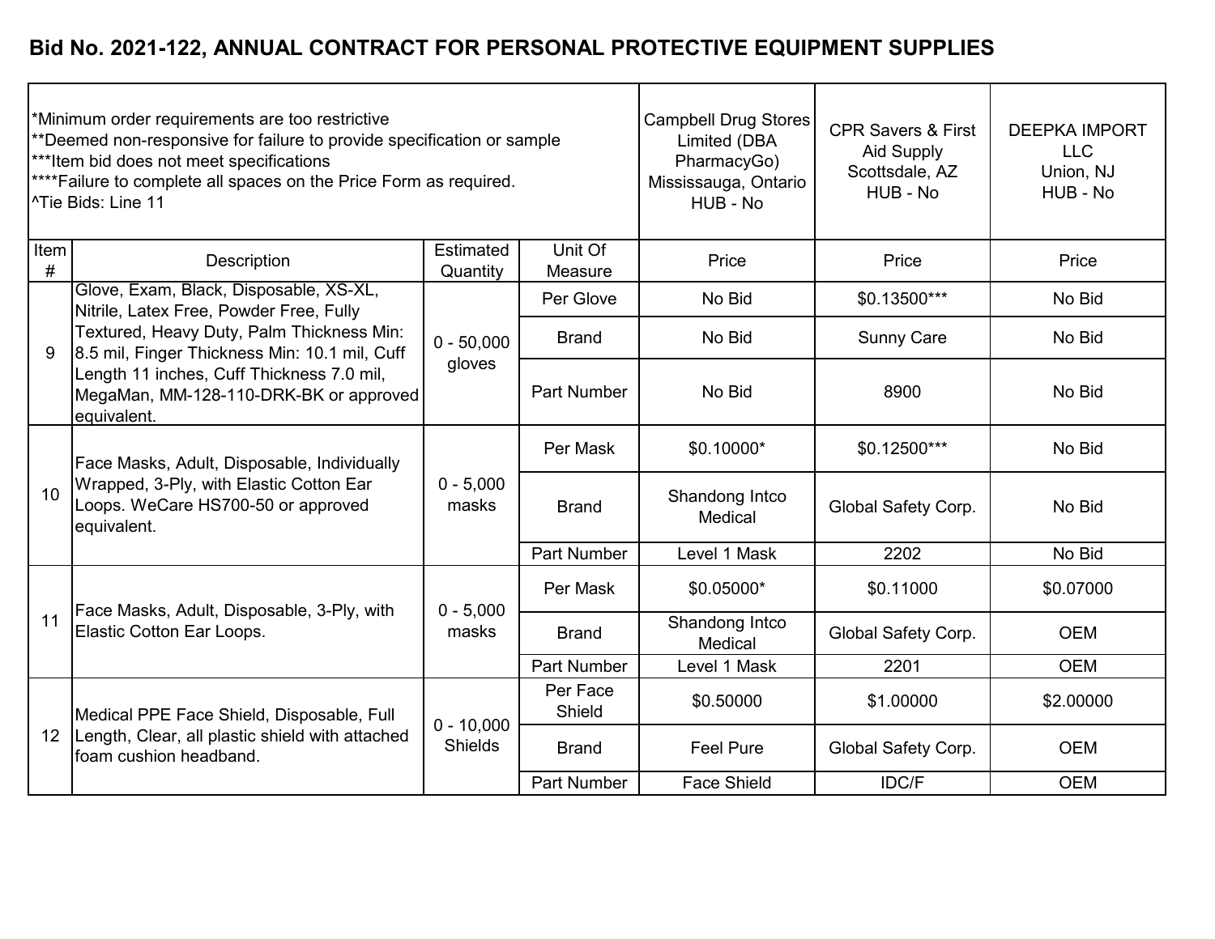# Bid No. 2021-122, ANNUAL CONTRACT FOR PERSONAL PROTECTIVE EQUIPMENT SUPPLIES

*Minimum order requirements are too restrictive
**Deemed non-responsive for failure to provide specification or sample
***Item bid does not meet specifications
****Failure to complete all spaces on the Price Form as required.
^Tie Bids: Line 11

| Item # | Description | Estimated Quantity | Unit Of Measure | Campbell Drug Stores Limited (DBA PharmacyGo) Mississauga, Ontario HUB - No | CPR Savers & First Aid Supply Scottsdale, AZ HUB - No | DEEPKA IMPORT LLC Union, NJ HUB - No |
|---|---|---|---|---|---|---|
| | | | | Price | Price | Price |
| 9 | Glove, Exam, Black, Disposable, XS-XL, Nitrile, Latex Free, Powder Free, Fully Textured, Heavy Duty, Palm Thickness Min: 8.5 mil, Finger Thickness Min: 10.1 mil, Cuff Length 11 inches, Cuff Thickness 7.0 mil, MegaMan, MM-128-110-DRK-BK or approved equivalent. | 0 - 50,000 gloves | Per Glove | No Bid | $0.13500*** | No Bid |
| | | | Brand | No Bid | Sunny Care | No Bid |
| | | | Part Number | No Bid | 8900 | No Bid |
| 10 | Face Masks, Adult, Disposable, Individually Wrapped, 3-Ply, with Elastic Cotton Ear Loops. WeCare HS700-50 or approved equivalent. | 0 - 5,000 masks | Per Mask | $0.10000* | $0.12500*** | No Bid |
| | | | Brand | Shandong Intco Medical | Global Safety Corp. | No Bid |
| | | | Part Number | Level 1 Mask | 2202 | No Bid |
| 11 | Face Masks, Adult, Disposable, 3-Ply, with Elastic Cotton Ear Loops. | 0 - 5,000 masks | Per Mask | $0.05000* | $0.11000 | $0.07000 |
| | | | Brand | Shandong Intco Medical | Global Safety Corp. | OEM |
| | | | Part Number | Level 1 Mask | 2201 | OEM |
| 12 | Medical PPE Face Shield, Disposable, Full Length, Clear, all plastic shield with attached foam cushion headband. | 0 - 10,000 Shields | Per Face Shield | $0.50000 | $1.00000 | $2.00000 |
| | | | Brand | Feel Pure | Global Safety Corp. | OEM |
| | | | Part Number | Face Shield | IDC/F | OEM |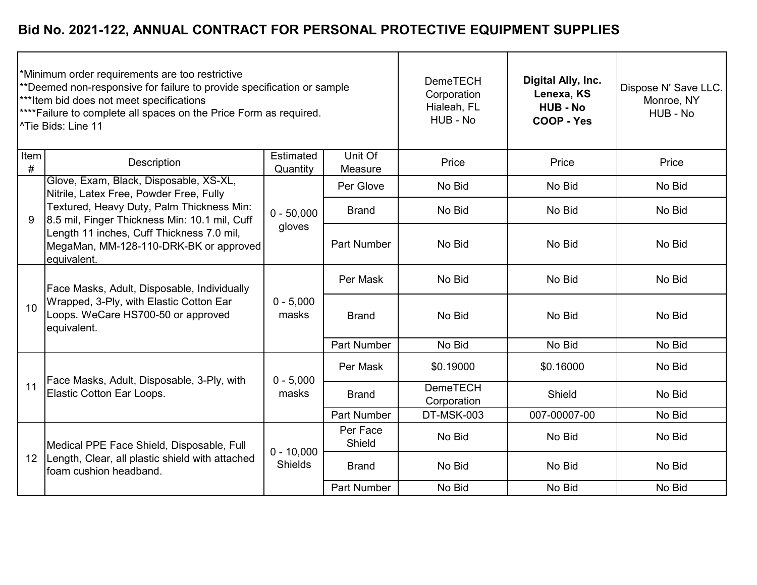# Bid No. 2021-122, ANNUAL CONTRACT FOR PERSONAL PROTECTIVE EQUIPMENT SUPPLIES

*Minimum order requirements are too restrictive
**Deemed non-responsive for failure to provide specification or sample
***Item bid does not meet specifications
****Failure to complete all spaces on the Price Form as required.
^Tie Bids: Line 11

| Item # | Description | Estimated Quantity | Unit Of Measure | DemeTECH Corporation Hialeah, FL HUB - No | **Digital Ally, Inc. Lenexa, KS HUB - No COOP - Yes** | Dispose N' Save LLC. Monroe, NY HUB - No |
|---|---|---|---|---|---|---|
| | | | | Price | Price | Price |
| 9 | Glove, Exam, Black, Disposable, XS-XL, Nitrile, Latex Free, Powder Free, Fully Textured, Heavy Duty, Palm Thickness Min: 8.5 mil, Finger Thickness Min: 10.1 mil, Cuff Length 11 inches, Cuff Thickness 7.0 mil, MegaMan, MM-128-110-DRK-BK or approved equivalent. | 0 - 50,000 gloves | Per Glove | No Bid | No Bid | No Bid |
| | | | Brand | No Bid | No Bid | No Bid |
| | | | Part Number | No Bid | No Bid | No Bid |
| 10 | Face Masks, Adult, Disposable, Individually Wrapped, 3-Ply, with Elastic Cotton Ear Loops. WeCare HS700-50 or approved equivalent. | 0 - 5,000 masks | Per Mask | No Bid | No Bid | No Bid |
| | | | Brand | No Bid | No Bid | No Bid |
| | | | Part Number | No Bid | No Bid | No Bid |
| 11 | Face Masks, Adult, Disposable, 3-Ply, with Elastic Cotton Ear Loops. | 0 - 5,000 masks | Per Mask | $0.19000 | $0.16000 | No Bid |
| | | | Brand | DemeTECH Corporation | Shield | No Bid |
| | | | Part Number | DT-MSK-003 | 007-00007-00 | No Bid |
| 12 | Medical PPE Face Shield, Disposable, Full Length, Clear, all plastic shield with attached foam cushion headband. | 0 - 10,000 Shields | Per Face Shield | No Bid | No Bid | No Bid |
| | | | Brand | No Bid | No Bid | No Bid |
| | | | Part Number | No Bid | No Bid | No Bid |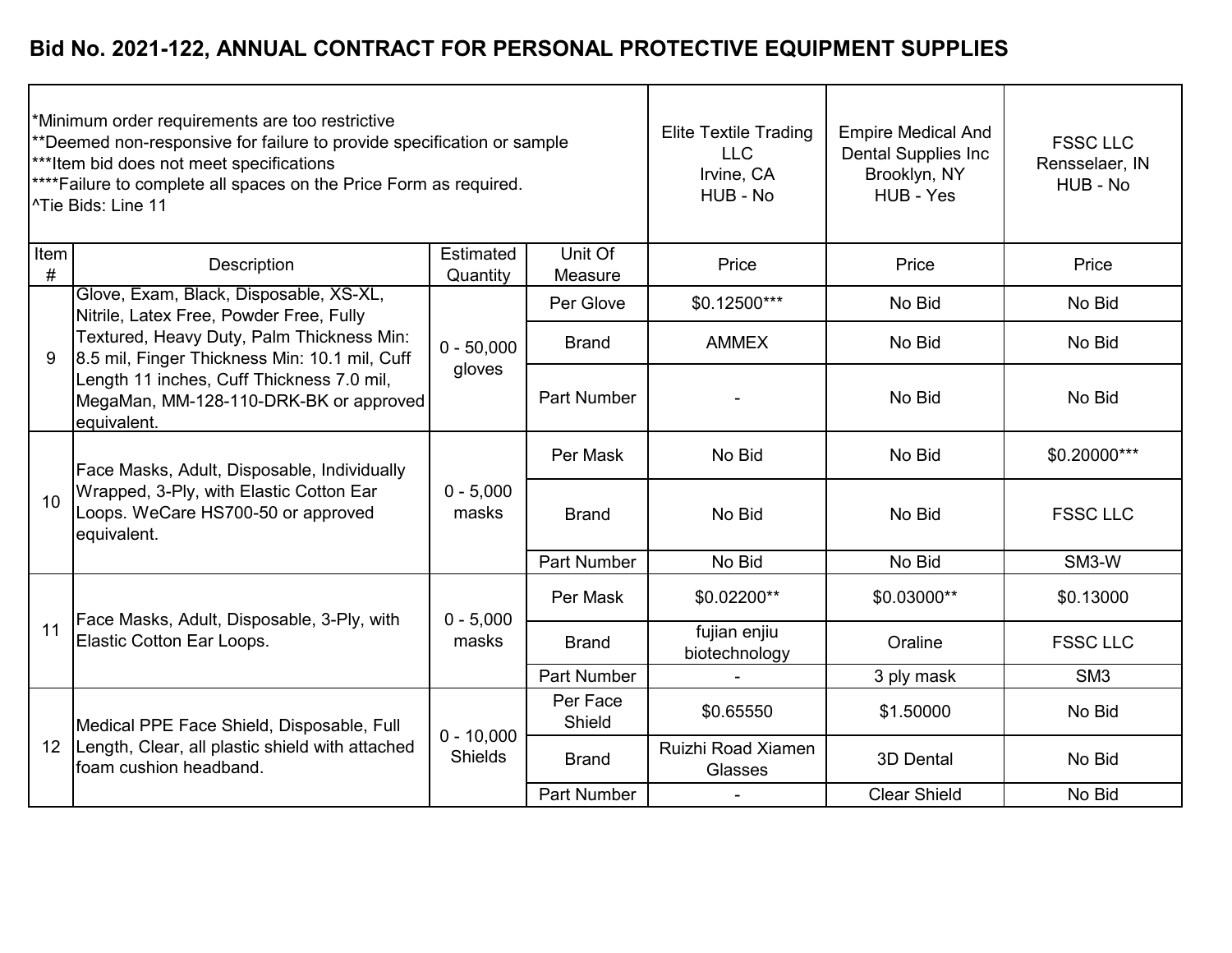# Bid No. 2021-122, ANNUAL CONTRACT FOR PERSONAL PROTECTIVE EQUIPMENT SUPPLIES

*Minimum order requirements are too restrictive
**Deemed non-responsive for failure to provide specification or sample
***Item bid does not meet specifications
****Failure to complete all spaces on the Price Form as required.
^Tie Bids: Line 11

| | | | | Elite Textile Trading LLC<br>Irvine, CA<br>HUB - No | Empire Medical And Dental Supplies Inc<br>Brooklyn, NY<br>HUB - Yes | FSSC LLC<br>Rensselaer, IN<br>HUB - No |
|---|---|---|---|---|---|---|
| **Item #** | **Description** | **Estimated Quantity** | **Unit Of Measure** | **Price** | **Price** | **Price** |
| 9 | Glove, Exam, Black, Disposable, XS-XL, Nitrile, Latex Free, Powder Free, Fully Textured, Heavy Duty, Palm Thickness Min: 8.5 mil, Finger Thickness Min: 10.1 mil, Cuff Length 11 inches, Cuff Thickness 7.0 mil, MegaMan, MM-128-110-DRK-BK or approved equivalent. | 0 - 50,000 gloves | Per Glove | $0.12500*** | No Bid | No Bid |
| | | | Brand | AMMEX | No Bid | No Bid |
| | | | Part Number | - | No Bid | No Bid |
| 10 | Face Masks, Adult, Disposable, Individually Wrapped, 3-Ply, with Elastic Cotton Ear Loops. WeCare HS700-50 or approved equivalent. | 0 - 5,000 masks | Per Mask | No Bid | No Bid | $0.20000*** |
| | | | Brand | No Bid | No Bid | FSSC LLC |
| | | | Part Number | No Bid | No Bid | SM3-W |
| 11 | Face Masks, Adult, Disposable, 3-Ply, with Elastic Cotton Ear Loops. | 0 - 5,000 masks | Per Mask | $0.02200** | $0.03000** | $0.13000 |
| | | | Brand | fujian enjiu biotechnology | Oraline | FSSC LLC |
| | | | Part Number | - | 3 ply mask | SM3 |
| 12 | Medical PPE Face Shield, Disposable, Full Length, Clear, all plastic shield with attached foam cushion headband. | 0 - 10,000 Shields | Per Face Shield | $0.65550 | $1.50000 | No Bid |
| | | | Brand | Ruizhi Road Xiamen Glasses | 3D Dental | No Bid |
| | | | Part Number | - | Clear Shield | No Bid |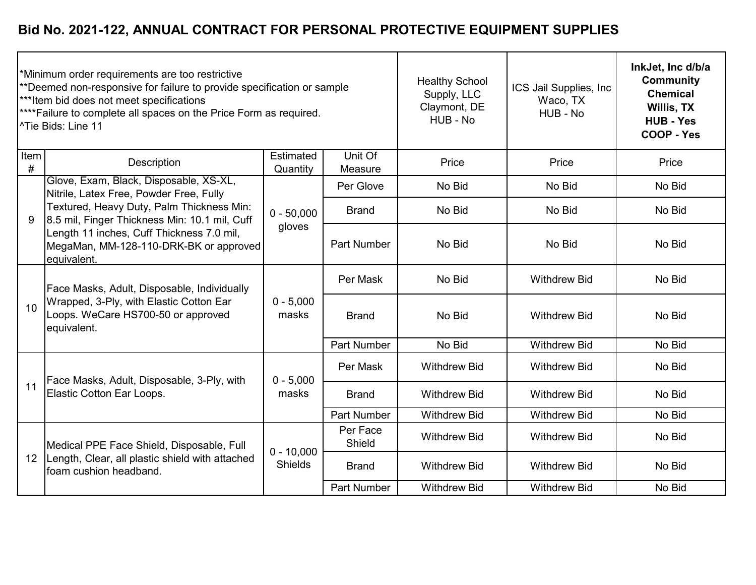# Bid No. 2021-122, ANNUAL CONTRACT FOR PERSONAL PROTECTIVE EQUIPMENT SUPPLIES

| *Minimum order requirements are too restrictive<br>**Deemed non-responsive for failure to provide specification or sample<br>***Item bid does not meet specifications<br>****Failure to complete all spaces on the Price Form as required.<br>^Tie Bids: Line 11 | | | | Healthy School Supply, LLC<br>Claymont, DE<br>HUB - No | ICS Jail Supplies, Inc<br>Waco, TX<br>HUB - No | **InkJet, Inc d/b/a Community Chemical<br>Willis, TX<br>HUB - Yes<br>COOP - Yes** |
|---|---|---|---|---|---|---|
| Item # | Description | Estimated Quantity | Unit Of Measure | Price | Price | Price |
| 9 | Glove, Exam, Black, Disposable, XS-XL, Nitrile, Latex Free, Powder Free, Fully Textured, Heavy Duty, Palm Thickness Min: 8.5 mil, Finger Thickness Min: 10.1 mil, Cuff Length 11 inches, Cuff Thickness 7.0 mil, MegaMan, MM-128-110-DRK-BK or approved equivalent. | 0 - 50,000 gloves | Per Glove | No Bid | No Bid | No Bid |
| | | | Brand | No Bid | No Bid | No Bid |
| | | | Part Number | No Bid | No Bid | No Bid |
| 10 | Face Masks, Adult, Disposable, Individually Wrapped, 3-Ply, with Elastic Cotton Ear Loops. WeCare HS700-50 or approved equivalent. | 0 - 5,000 masks | Per Mask | No Bid | Withdrew Bid | No Bid |
| | | | Brand | No Bid | Withdrew Bid | No Bid |
| | | | Part Number | No Bid | Withdrew Bid | No Bid |
| 11 | Face Masks, Adult, Disposable, 3-Ply, with Elastic Cotton Ear Loops. | 0 - 5,000 masks | Per Mask | Withdrew Bid | Withdrew Bid | No Bid |
| | | | Brand | Withdrew Bid | Withdrew Bid | No Bid |
| | | | Part Number | Withdrew Bid | Withdrew Bid | No Bid |
| 12 | Medical PPE Face Shield, Disposable, Full Length, Clear, all plastic shield with attached foam cushion headband. | 0 - 10,000 Shields | Per Face Shield | Withdrew Bid | Withdrew Bid | No Bid |
| | | | Brand | Withdrew Bid | Withdrew Bid | No Bid |
| | | | Part Number | Withdrew Bid | Withdrew Bid | No Bid |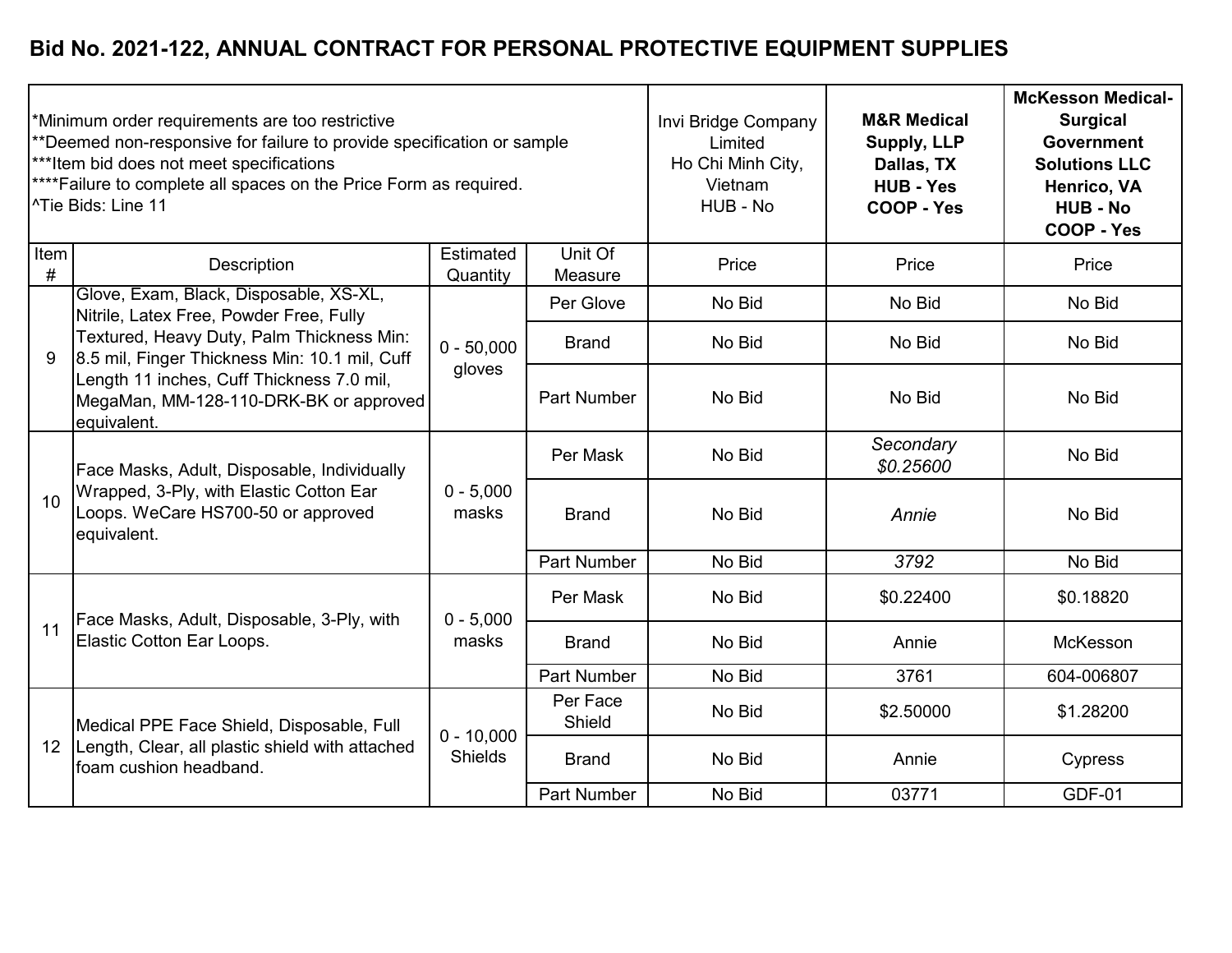# Bid No. 2021-122, ANNUAL CONTRACT FOR PERSONAL PROTECTIVE EQUIPMENT SUPPLIES

| *Minimum order requirements are too restrictive<br>**Deemed non-responsive for failure to provide specification or sample<br>***Item bid does not meet specifications<br>****Failure to complete all spaces on the Price Form as required.<br>^Tie Bids: Line 11 | | | | Invi Bridge Company Limited<br>Ho Chi Minh City, Vietnam<br>HUB - No | **M&R Medical Supply, LLP<br>Dallas, TX<br>HUB - Yes<br>COOP - Yes** | **McKesson Medical-Surgical Government Solutions LLC<br>Henrico, VA<br>HUB - No<br>COOP - Yes** |
|---|---|---|---|---|---|---|
| Item # | Description | Estimated Quantity | Unit Of Measure | Price | Price | Price |
| 9 | Glove, Exam, Black, Disposable, XS-XL, Nitrile, Latex Free, Powder Free, Fully Textured, Heavy Duty, Palm Thickness Min: 8.5 mil, Finger Thickness Min: 10.1 mil, Cuff Length 11 inches, Cuff Thickness 7.0 mil, MegaMan, MM-128-110-DRK-BK or approved equivalent. | 0 - 50,000 gloves | Per Glove | No Bid | No Bid | No Bid |
| | | | Brand | No Bid | No Bid | No Bid |
| | | | Part Number | No Bid | No Bid | No Bid |
| 10 | Face Masks, Adult, Disposable, Individually Wrapped, 3-Ply, with Elastic Cotton Ear Loops. WeCare HS700-50 or approved equivalent. | 0 - 5,000 masks | Per Mask | No Bid | *Secondary $0.25600* | No Bid |
| | | | Brand | No Bid | *Annie* | No Bid |
| | | | Part Number | No Bid | *3792* | No Bid |
| 11 | Face Masks, Adult, Disposable, 3-Ply, with Elastic Cotton Ear Loops. | 0 - 5,000 masks | Per Mask | No Bid | $0.22400 | $0.18820 |
| | | | Brand | No Bid | Annie | McKesson |
| | | | Part Number | No Bid | 3761 | 604-006807 |
| 12 | Medical PPE Face Shield, Disposable, Full Length, Clear, all plastic shield with attached foam cushion headband. | 0 - 10,000 Shields | Per Face Shield | No Bid | $2.50000 | $1.28200 |
| | | | Brand | No Bid | Annie | Cypress |
| | | | Part Number | No Bid | 03771 | GDF-01 |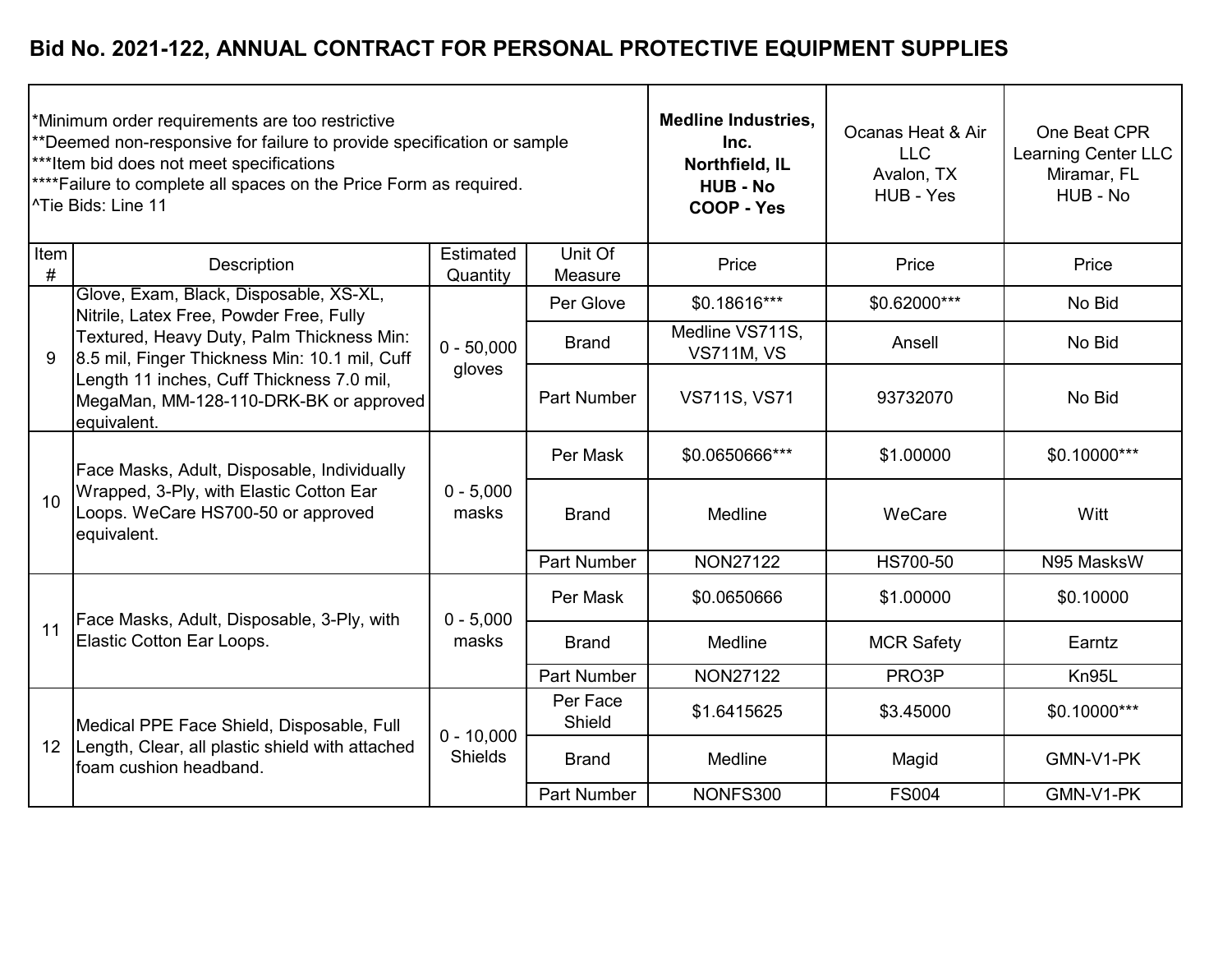## Bid No. 2021-122, ANNUAL CONTRACT FOR PERSONAL PROTECTIVE EQUIPMENT SUPPLIES

*Minimum order requirements are too restrictive
**Deemed non-responsive for failure to provide specification or sample
***Item bid does not meet specifications
****Failure to complete all spaces on the Price Form as required.
^Tie Bids: Line 11

| Item # | Description | Estimated Quantity | Unit Of Measure | **Medline Industries, Inc. Northfield, IL HUB - No COOP - Yes** | Ocanas Heat & Air LLC Avalon, TX HUB - Yes | One Beat CPR Learning Center LLC Miramar, FL HUB - No |
|---|---|---|---|---|---|---|
| | | | | Price | Price | Price |
| 9 | Glove, Exam, Black, Disposable, XS-XL, Nitrile, Latex Free, Powder Free, Fully Textured, Heavy Duty, Palm Thickness Min: 8.5 mil, Finger Thickness Min: 10.1 mil, Cuff Length 11 inches, Cuff Thickness 7.0 mil, MegaMan, MM-128-110-DRK-BK or approved equivalent. | 0 - 50,000 gloves | Per Glove | $0.18616*** | $0.62000*** | No Bid |
| | | | Brand | Medline VS711S, VS711M, VS | Ansell | No Bid |
| | | | Part Number | VS711S, VS71 | 93732070 | No Bid |
| 10 | Face Masks, Adult, Disposable, Individually Wrapped, 3-Ply, with Elastic Cotton Ear Loops. WeCare HS700-50 or approved equivalent. | 0 - 5,000 masks | Per Mask | $0.0650666*** | $1.00000 | $0.10000*** |
| | | | Brand | Medline | WeCare | Witt |
| | | | Part Number | NON27122 | HS700-50 | N95 MasksW |
| 11 | Face Masks, Adult, Disposable, 3-Ply, with Elastic Cotton Ear Loops. | 0 - 5,000 masks | Per Mask | $0.0650666 | $1.00000 | $0.10000 |
| | | | Brand | Medline | MCR Safety | Earntz |
| | | | Part Number | NON27122 | PRO3P | Kn95L |
| 12 | Medical PPE Face Shield, Disposable, Full Length, Clear, all plastic shield with attached foam cushion headband. | 0 - 10,000 Shields | Per Face Shield | $1.6415625 | $3.45000 | $0.10000*** |
| | | | Brand | Medline | Magid | GMN-V1-PK |
| | | | Part Number | NONFS300 | FS004 | GMN-V1-PK |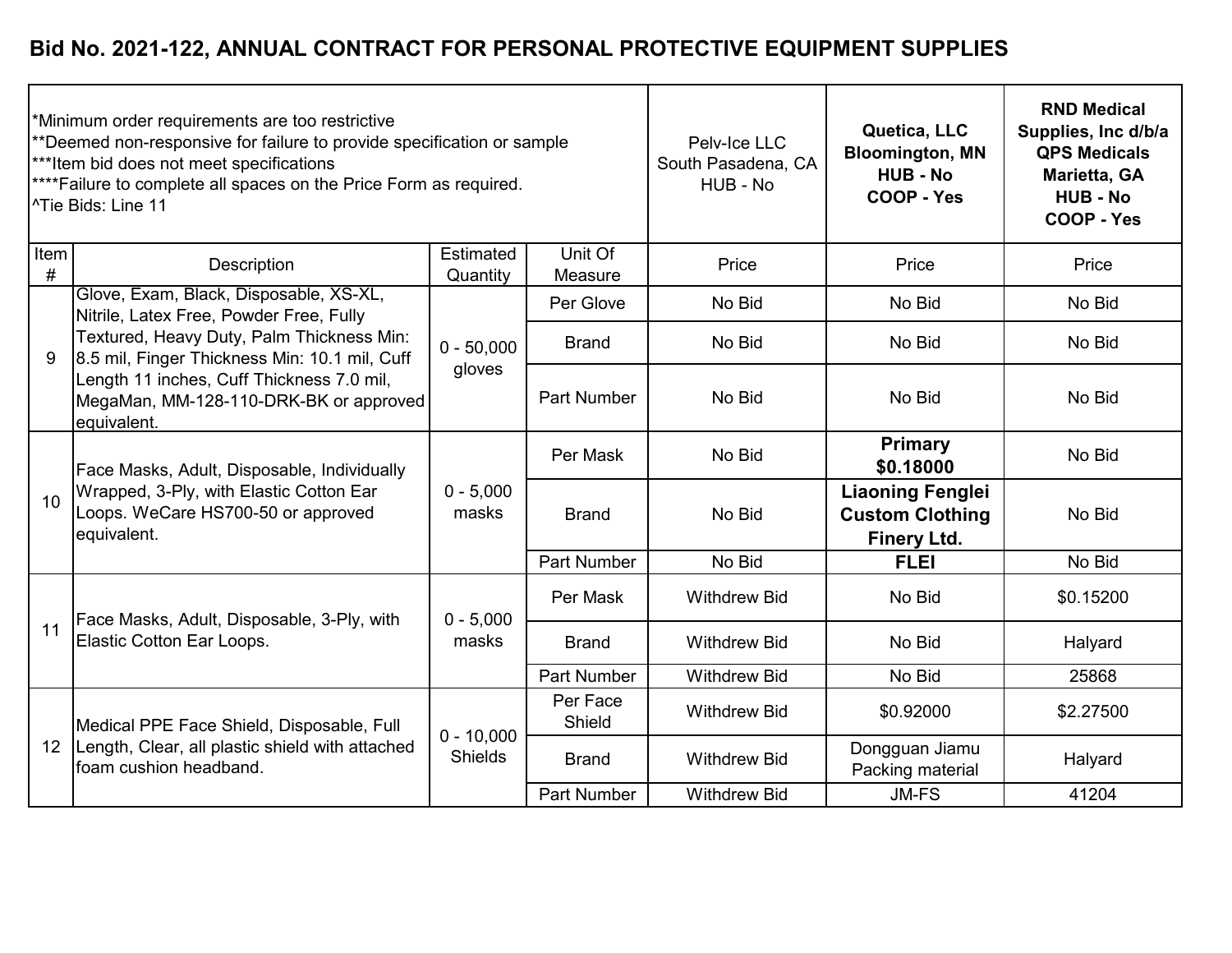# Bid No. 2021-122, ANNUAL CONTRACT FOR PERSONAL PROTECTIVE EQUIPMENT SUPPLIES

*Minimum order requirements are too restrictive
**Deemed non-responsive for failure to provide specification or sample
***Item bid does not meet specifications
****Failure to complete all spaces on the Price Form as required.
^Tie Bids: Line 11

| Item # | Description | Estimated Quantity | Unit Of Measure | Pelv-Ice LLC South Pasadena, CA HUB - No | **Quetica, LLC Bloomington, MN HUB - No COOP - Yes** | **RND Medical Supplies, Inc d/b/a QPS Medicals Marietta, GA HUB - No COOP - Yes** |
|---|---|---|---|---|---|---|
| | | | | Price | Price | Price |
| 9 | Glove, Exam, Black, Disposable, XS-XL, Nitrile, Latex Free, Powder Free, Fully Textured, Heavy Duty, Palm Thickness Min: 8.5 mil, Finger Thickness Min: 10.1 mil, Cuff Length 11 inches, Cuff Thickness 7.0 mil, MegaMan, MM-128-110-DRK-BK or approved equivalent. | 0 - 50,000 gloves | Per Glove | No Bid | No Bid | No Bid |
| | | | Brand | No Bid | No Bid | No Bid |
| | | | Part Number | No Bid | No Bid | No Bid |
| 10 | Face Masks, Adult, Disposable, Individually Wrapped, 3-Ply, with Elastic Cotton Ear Loops. WeCare HS700-50 or approved equivalent. | 0 - 5,000 masks | Per Mask | No Bid | **Primary $0.18000** | No Bid |
| | | | Brand | No Bid | **Liaoning Fenglei Custom Clothing Finery Ltd.** | No Bid |
| | | | Part Number | No Bid | **FLEI** | No Bid |
| 11 | Face Masks, Adult, Disposable, 3-Ply, with Elastic Cotton Ear Loops. | 0 - 5,000 masks | Per Mask | Withdrew Bid | No Bid | $0.15200 |
| | | | Brand | Withdrew Bid | No Bid | Halyard |
| | | | Part Number | Withdrew Bid | No Bid | 25868 |
| 12 | Medical PPE Face Shield, Disposable, Full Length, Clear, all plastic shield with attached foam cushion headband. | 0 - 10,000 Shields | Per Face Shield | Withdrew Bid | $0.92000 | $2.27500 |
| | | | Brand | Withdrew Bid | Dongguan Jiamu Packing material | Halyard |
| | | | Part Number | Withdrew Bid | JM-FS | 41204 |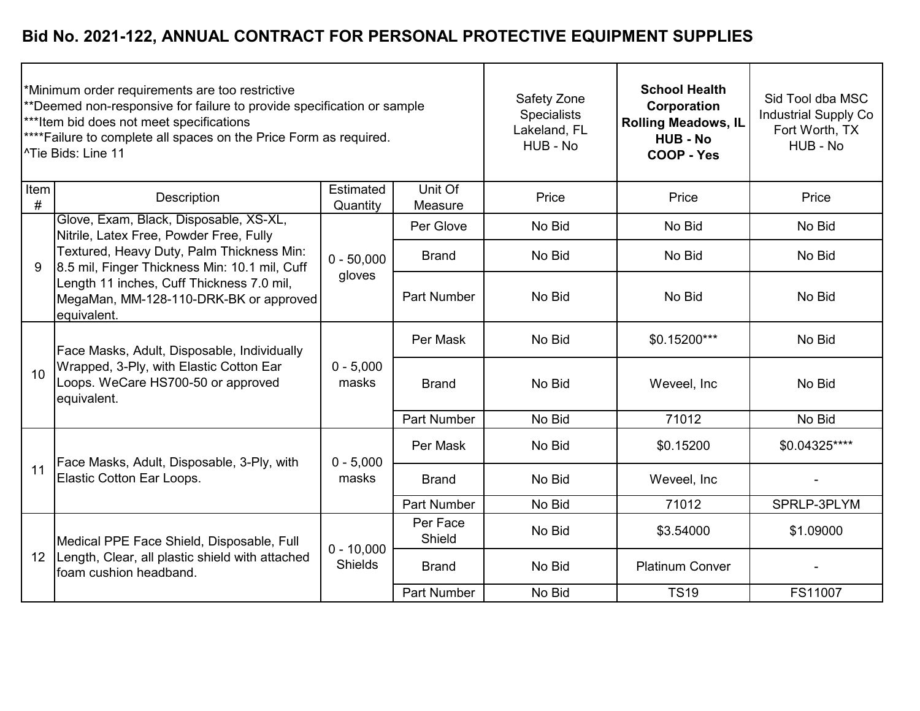## Bid No. 2021-122, ANNUAL CONTRACT FOR PERSONAL PROTECTIVE EQUIPMENT SUPPLIES

*Minimum order requirements are too restrictive
**Deemed non-responsive for failure to provide specification or sample
***Item bid does not meet specifications
****Failure to complete all spaces on the Price Form as required.
^Tie Bids: Line 11

| Item # | Description | Estimated Quantity | Unit Of Measure | Safety Zone Specialists Lakeland, FL HUB - No | **School Health Corporation Rolling Meadows, IL HUB - No COOP - Yes** | Sid Tool dba MSC Industrial Supply Co Fort Worth, TX HUB - No |
|---|---|---|---|---|---|---|
| | | | | Price | Price | Price |
| 9 | Glove, Exam, Black, Disposable, XS-XL, Nitrile, Latex Free, Powder Free, Fully Textured, Heavy Duty, Palm Thickness Min: 8.5 mil, Finger Thickness Min: 10.1 mil, Cuff Length 11 inches, Cuff Thickness 7.0 mil, MegaMan, MM-128-110-DRK-BK or approved equivalent. | 0 - 50,000 gloves | Per Glove | No Bid | No Bid | No Bid |
| | | | Brand | No Bid | No Bid | No Bid |
| | | | Part Number | No Bid | No Bid | No Bid |
| 10 | Face Masks, Adult, Disposable, Individually Wrapped, 3-Ply, with Elastic Cotton Ear Loops. WeCare HS700-50 or approved equivalent. | 0 - 5,000 masks | Per Mask | No Bid | $0.15200*** | No Bid |
| | | | Brand | No Bid | Weveel, Inc | No Bid |
| | | | Part Number | No Bid | 71012 | No Bid |
| 11 | Face Masks, Adult, Disposable, 3-Ply, with Elastic Cotton Ear Loops. | 0 - 5,000 masks | Per Mask | No Bid | $0.15200 | $0.04325**** |
| | | | Brand | No Bid | Weveel, Inc | - |
| | | | Part Number | No Bid | 71012 | SPRLP-3PLYM |
| 12 | Medical PPE Face Shield, Disposable, Full Length, Clear, all plastic shield with attached foam cushion headband. | 0 - 10,000 Shields | Per Face Shield | No Bid | $3.54000 | $1.09000 |
| | | | Brand | No Bid | Platinum Conver | - |
| | | | Part Number | No Bid | TS19 | FS11007 |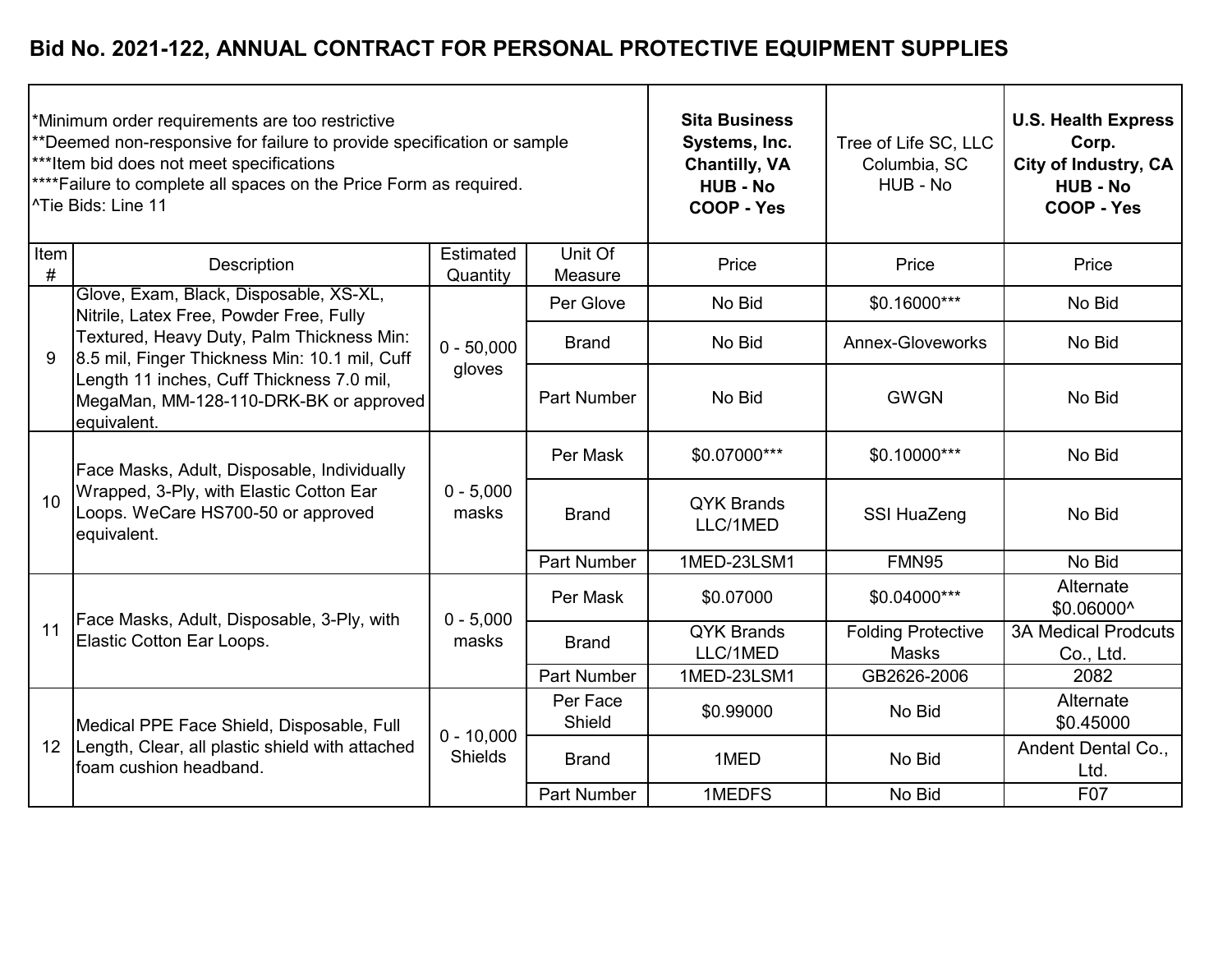# Bid No. 2021-122, ANNUAL CONTRACT FOR PERSONAL PROTECTIVE EQUIPMENT SUPPLIES

| *Minimum order requirements are too restrictive<br>**Deemed non-responsive for failure to provide specification or sample<br>***Item bid does not meet specifications<br>****Failure to complete all spaces on the Price Form as required.<br>^Tie Bids: Line 11 | | | | **Sita Business Systems, Inc.<br>Chantilly, VA<br>HUB - No<br>COOP - Yes** | Tree of Life SC, LLC<br>Columbia, SC<br>HUB - No | **U.S. Health Express Corp.<br>City of Industry, CA<br>HUB - No<br>COOP - Yes** |
|---|---|---|---|---|---|---|
| Item # | Description | Estimated Quantity | Unit Of Measure | Price | Price | Price |
| 9 | Glove, Exam, Black, Disposable, XS-XL, Nitrile, Latex Free, Powder Free, Fully Textured, Heavy Duty, Palm Thickness Min: 8.5 mil, Finger Thickness Min: 10.1 mil, Cuff Length 11 inches, Cuff Thickness 7.0 mil, MegaMan, MM-128-110-DRK-BK or approved equivalent. | 0 - 50,000 gloves | Per Glove | No Bid | $0.16000*** | No Bid |
| | | | Brand | No Bid | Annex-Gloveworks | No Bid |
| | | | Part Number | No Bid | GWGN | No Bid |
| 10 | Face Masks, Adult, Disposable, Individually Wrapped, 3-Ply, with Elastic Cotton Ear Loops. WeCare HS700-50 or approved equivalent. | 0 - 5,000 masks | Per Mask | $0.07000*** | $0.10000*** | No Bid |
| | | | Brand | QYK Brands LLC/1MED | SSI HuaZeng | No Bid |
| | | | Part Number | 1MED-23LSM1 | FMN95 | No Bid |
| 11 | Face Masks, Adult, Disposable, 3-Ply, with Elastic Cotton Ear Loops. | 0 - 5,000 masks | Per Mask | $0.07000 | $0.04000*** | Alternate $0.06000^ |
| | | | Brand | QYK Brands LLC/1MED | Folding Protective Masks | 3A Medical Prodcuts Co., Ltd. |
| | | | Part Number | 1MED-23LSM1 | GB2626-2006 | 2082 |
| 12 | Medical PPE Face Shield, Disposable, Full Length, Clear, all plastic shield with attached foam cushion headband. | 0 - 10,000 Shields | Per Face Shield | $0.99000 | No Bid | Alternate $0.45000 |
| | | | Brand | 1MED | No Bid | Andent Dental Co., Ltd. |
| | | | Part Number | 1MEDFS | No Bid | F07 |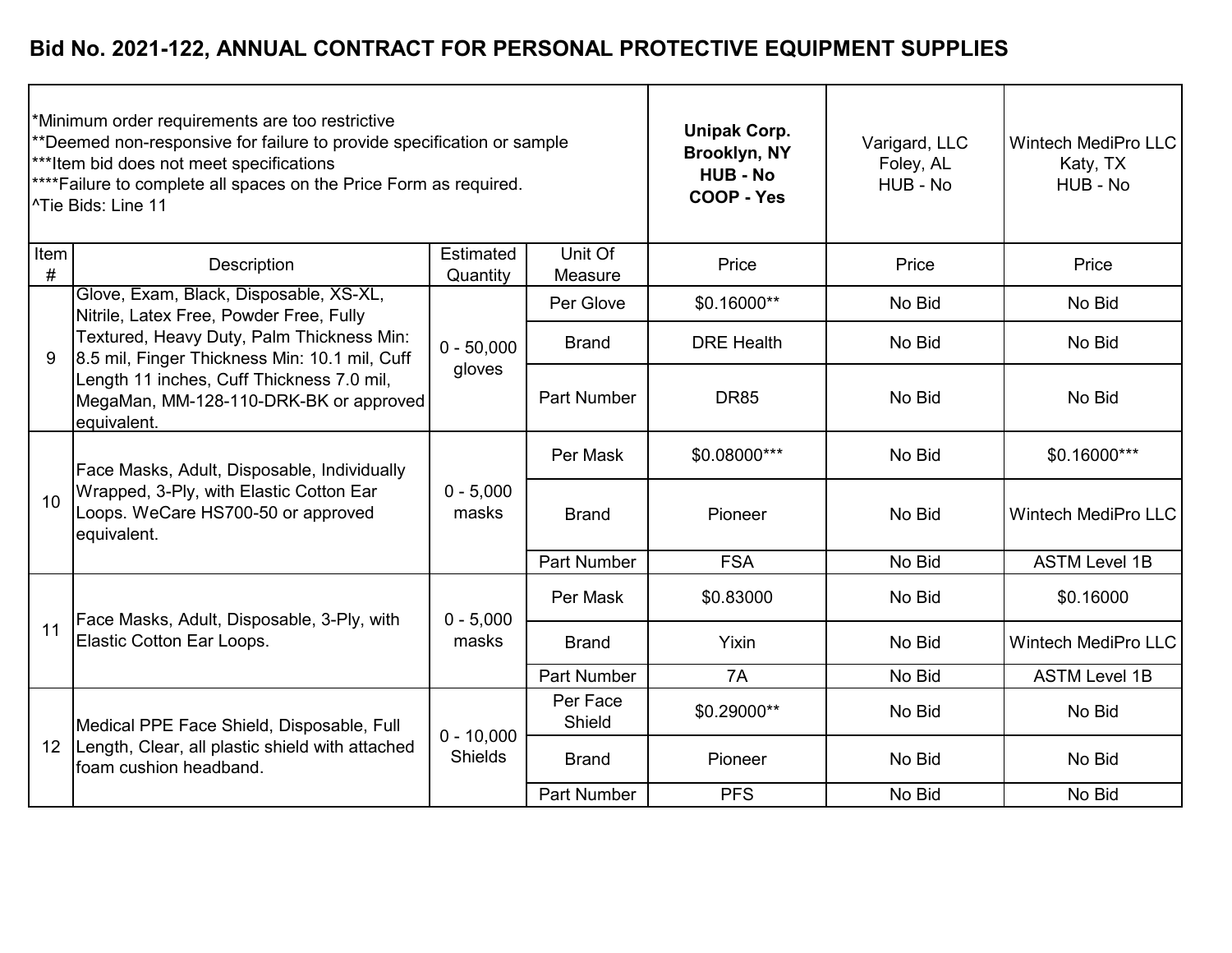## Bid No. 2021-122, ANNUAL CONTRACT FOR PERSONAL PROTECTIVE EQUIPMENT SUPPLIES

*Minimum order requirements are too restrictive
**Deemed non-responsive for failure to provide specification or sample
***Item bid does not meet specifications
****Failure to complete all spaces on the Price Form as required.
^Tie Bids: Line 11

| Item # | Description | Estimated Quantity | Unit Of Measure | **Unipak Corp. Brooklyn, NY HUB - No COOP - Yes** Price | Varigard, LLC Foley, AL HUB - No Price | Wintech MediPro LLC Katy, TX HUB - No Price |
|---|---|---|---|---|---|---|
| 9 | Glove, Exam, Black, Disposable, XS-XL, Nitrile, Latex Free, Powder Free, Fully Textured, Heavy Duty, Palm Thickness Min: 8.5 mil, Finger Thickness Min: 10.1 mil, Cuff Length 11 inches, Cuff Thickness 7.0 mil, MegaMan, MM-128-110-DRK-BK or approved equivalent. | 0 - 50,000 gloves | Per Glove | $0.16000** | No Bid | No Bid |
| | | | Brand | DRE Health | No Bid | No Bid |
| | | | Part Number | DR85 | No Bid | No Bid |
| 10 | Face Masks, Adult, Disposable, Individually Wrapped, 3-Ply, with Elastic Cotton Ear Loops. WeCare HS700-50 or approved equivalent. | 0 - 5,000 masks | Per Mask | $0.08000*** | No Bid | $0.16000*** |
| | | | Brand | Pioneer | No Bid | Wintech MediPro LLC |
| | | | Part Number | FSA | No Bid | ASTM Level 1B |
| 11 | Face Masks, Adult, Disposable, 3-Ply, with Elastic Cotton Ear Loops. | 0 - 5,000 masks | Per Mask | $0.83000 | No Bid | $0.16000 |
| | | | Brand | Yixin | No Bid | Wintech MediPro LLC |
| | | | Part Number | 7A | No Bid | ASTM Level 1B |
| 12 | Medical PPE Face Shield, Disposable, Full Length, Clear, all plastic shield with attached foam cushion headband. | 0 - 10,000 Shields | Per Face Shield | $0.29000** | No Bid | No Bid |
| | | | Brand | Pioneer | No Bid | No Bid |
| | | | Part Number | PFS | No Bid | No Bid |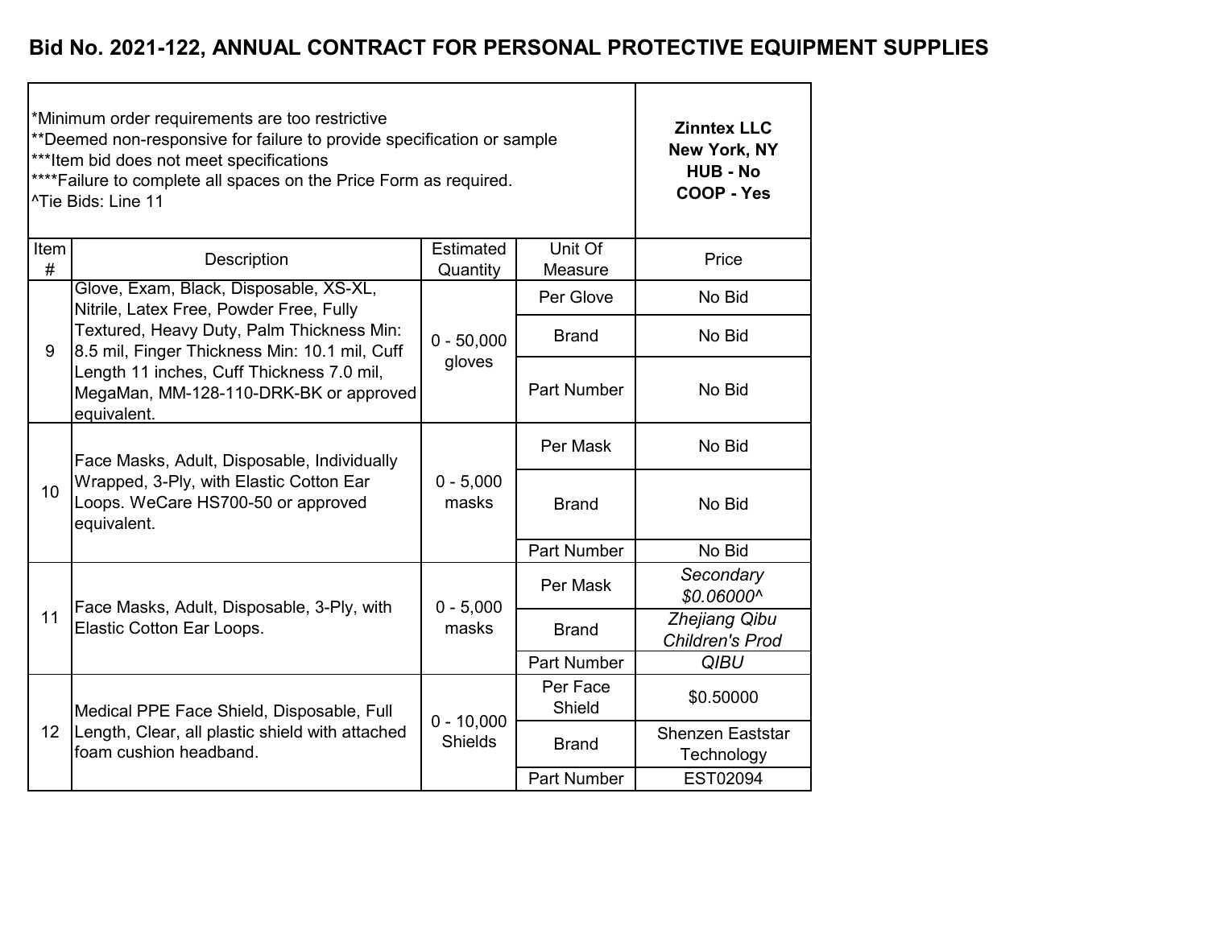# Bid No. 2021-122, ANNUAL CONTRACT FOR PERSONAL PROTECTIVE EQUIPMENT SUPPLIES

*Minimum order requirements are too restrictive
**Deemed non-responsive for failure to provide specification or sample
***Item bid does not meet specifications
****Failure to complete all spaces on the Price Form as required.
^Tie Bids: Line 11

| Item # | Description | Estimated Quantity | Unit Of Measure | **Zinntex LLC New York, NY HUB - No COOP - Yes** Price |
|---|---|---|---|---|
| 9 | Glove, Exam, Black, Disposable, XS-XL, Nitrile, Latex Free, Powder Free, Fully Textured, Heavy Duty, Palm Thickness Min: 8.5 mil, Finger Thickness Min: 10.1 mil, Cuff Length 11 inches, Cuff Thickness 7.0 mil, MegaMan, MM-128-110-DRK-BK or approved equivalent. | 0 - 50,000 gloves | Per Glove | No Bid |
| | | | Brand | No Bid |
| | | | Part Number | No Bid |
| 10 | Face Masks, Adult, Disposable, Individually Wrapped, 3-Ply, with Elastic Cotton Ear Loops. WeCare HS700-50 or approved equivalent. | 0 - 5,000 masks | Per Mask | No Bid |
| | | | Brand | No Bid |
| | | | Part Number | No Bid |
| 11 | Face Masks, Adult, Disposable, 3-Ply, with Elastic Cotton Ear Loops. | 0 - 5,000 masks | Per Mask | *Secondary $0.06000^* |
| | | | Brand | *Zhejiang Qibu Children's Prod* |
| | | | Part Number | *QIBU* |
| 12 | Medical PPE Face Shield, Disposable, Full Length, Clear, all plastic shield with attached foam cushion headband. | 0 - 10,000 Shields | Per Face Shield | $0.50000 |
| | | | Brand | Shenzen Eaststar Technology |
| | | | Part Number | EST02094 |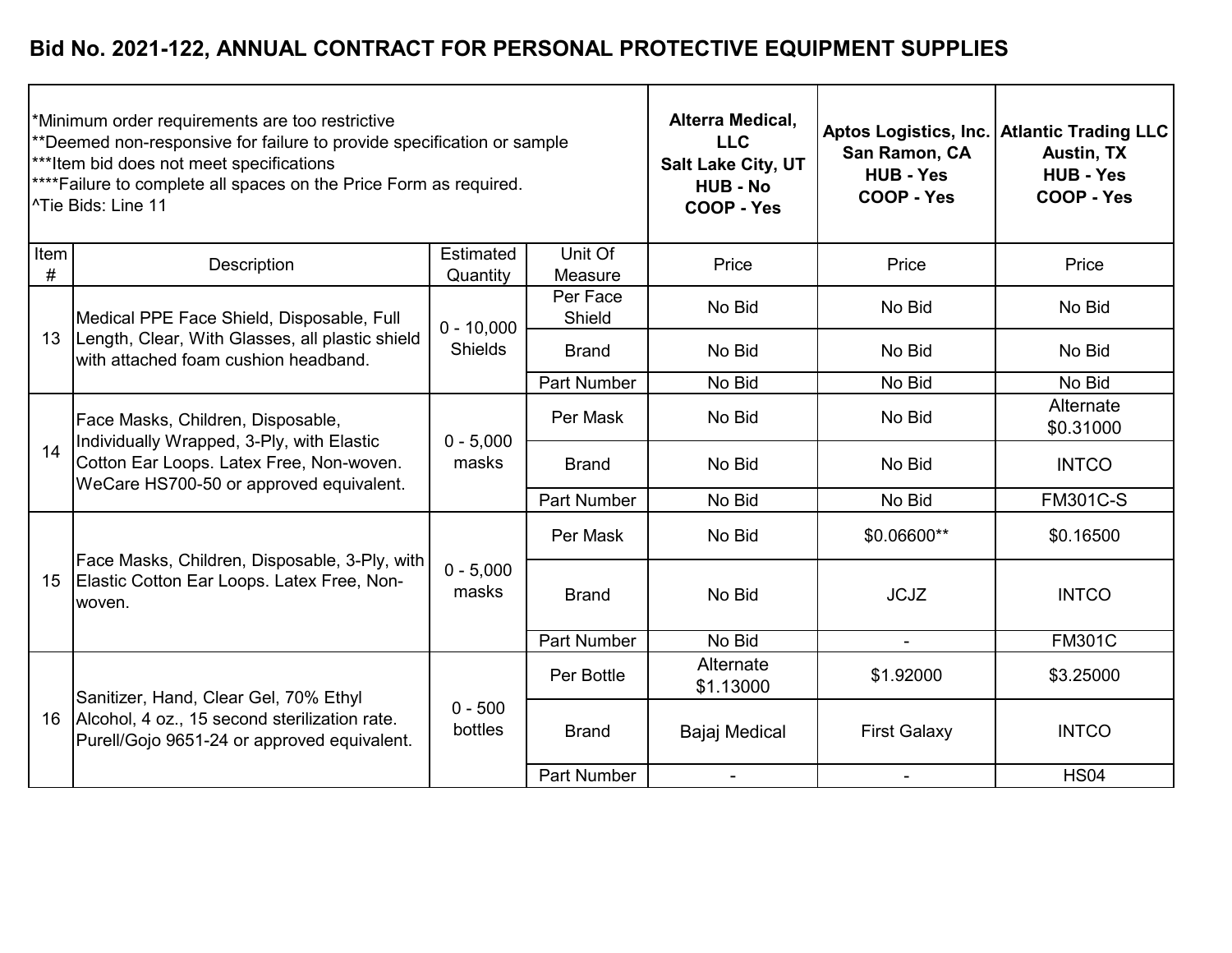# Bid No. 2021-122, ANNUAL CONTRACT FOR PERSONAL PROTECTIVE EQUIPMENT SUPPLIES

| *Minimum order requirements are too restrictive<br>**Deemed non-responsive for failure to provide specification or sample<br>***Item bid does not meet specifications<br>****Failure to complete all spaces on the Price Form as required.<br>^Tie Bids: Line 11 | | | | **Alterra Medical, LLC<br>Salt Lake City, UT<br>HUB - No<br>COOP - Yes** | **Aptos Logistics, Inc.<br>San Ramon, CA<br>HUB - Yes<br>COOP - Yes** | **Atlantic Trading LLC<br>Austin, TX<br>HUB - Yes<br>COOP - Yes** |
|---|---|---|---|---|---|---|
| Item # | Description | Estimated Quantity | Unit Of Measure | Price | Price | Price |
| 13 | Medical PPE Face Shield, Disposable, Full Length, Clear, With Glasses, all plastic shield with attached foam cushion headband. | 0 - 10,000 Shields | Per Face Shield | No Bid | No Bid | No Bid |
| | | | Brand | No Bid | No Bid | No Bid |
| | | | Part Number | No Bid | No Bid | No Bid |
| 14 | Face Masks, Children, Disposable, Individually Wrapped, 3-Ply, with Elastic Cotton Ear Loops. Latex Free, Non-woven. WeCare HS700-50 or approved equivalent. | 0 - 5,000 masks | Per Mask | No Bid | No Bid | Alternate $0.31000 |
| | | | Brand | No Bid | No Bid | INTCO |
| | | | Part Number | No Bid | No Bid | FM301C-S |
| 15 | Face Masks, Children, Disposable, 3-Ply, with Elastic Cotton Ear Loops. Latex Free, Non-woven. | 0 - 5,000 masks | Per Mask | No Bid | $0.06600** | $0.16500 |
| | | | Brand | No Bid | JCJZ | INTCO |
| | | | Part Number | No Bid | - | FM301C |
| 16 | Sanitizer, Hand, Clear Gel, 70% Ethyl Alcohol, 4 oz., 15 second sterilization rate. Purell/Gojo 9651-24 or approved equivalent. | 0 - 500 bottles | Per Bottle | Alternate $1.13000 | $1.92000 | $3.25000 |
| | | | Brand | Bajaj Medical | First Galaxy | INTCO |
| | | | Part Number | - | - | HS04 |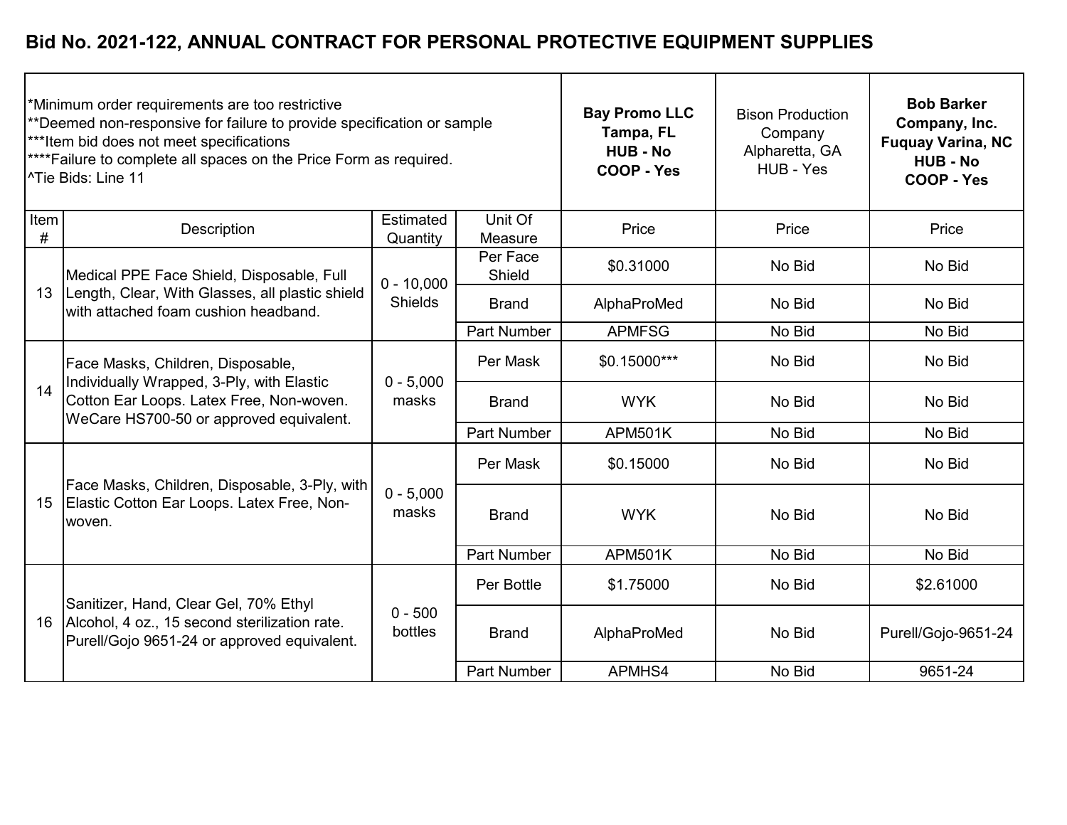## Bid No. 2021-122, ANNUAL CONTRACT FOR PERSONAL PROTECTIVE EQUIPMENT SUPPLIES

*Minimum order requirements are too restrictive
**Deemed non-responsive for failure to provide specification or sample
***Item bid does not meet specifications
****Failure to complete all spaces on the Price Form as required.
^Tie Bids: Line 11

| Item # | Description | Estimated Quantity | Unit Of Measure | **Bay Promo LLC Tampa, FL HUB - No COOP - Yes** | Bison Production Company Alpharetta, GA HUB - Yes | **Bob Barker Company, Inc. Fuquay Varina, NC HUB - No COOP - Yes** |
|---|---|---|---|---|---|---|
| | | | | Price | Price | Price |
| 13 | Medical PPE Face Shield, Disposable, Full Length, Clear, With Glasses, all plastic shield with attached foam cushion headband. | 0 - 10,000 Shields | Per Face Shield | $0.31000 | No Bid | No Bid |
| | | | Brand | AlphaProMed | No Bid | No Bid |
| | | | Part Number | APMFSG | No Bid | No Bid |
| 14 | Face Masks, Children, Disposable, Individually Wrapped, 3-Ply, with Elastic Cotton Ear Loops. Latex Free, Non-woven. WeCare HS700-50 or approved equivalent. | 0 - 5,000 masks | Per Mask | $0.15000*** | No Bid | No Bid |
| | | | Brand | WYK | No Bid | No Bid |
| | | | Part Number | APM501K | No Bid | No Bid |
| 15 | Face Masks, Children, Disposable, 3-Ply, with Elastic Cotton Ear Loops. Latex Free, Non-woven. | 0 - 5,000 masks | Per Mask | $0.15000 | No Bid | No Bid |
| | | | Brand | WYK | No Bid | No Bid |
| | | | Part Number | APM501K | No Bid | No Bid |
| 16 | Sanitizer, Hand, Clear Gel, 70% Ethyl Alcohol, 4 oz., 15 second sterilization rate. Purell/Gojo 9651-24 or approved equivalent. | 0 - 500 bottles | Per Bottle | $1.75000 | No Bid | $2.61000 |
| | | | Brand | AlphaProMed | No Bid | Purell/Gojo-9651-24 |
| | | | Part Number | APMHS4 | No Bid | 9651-24 |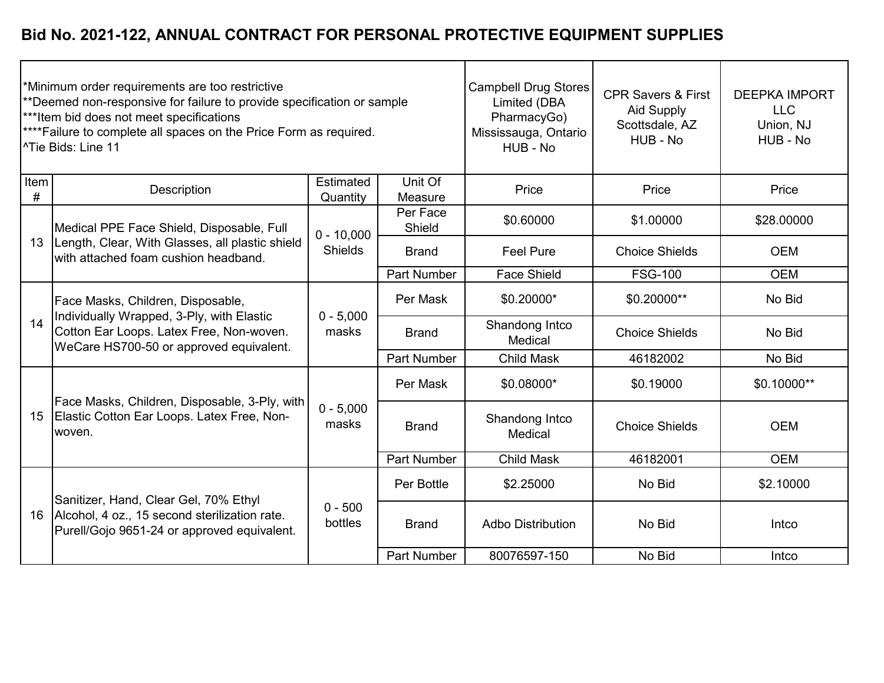# Bid No. 2021-122, ANNUAL CONTRACT FOR PERSONAL PROTECTIVE EQUIPMENT SUPPLIES

| *Minimum order requirements are too restrictive<br>**Deemed non-responsive for failure to provide specification or sample<br>***Item bid does not meet specifications<br>****Failure to complete all spaces on the Price Form as required.<br>^Tie Bids: Line 11 | | | | Campbell Drug Stores Limited (DBA PharmacyGo)<br>Mississauga, Ontario<br>HUB - No | CPR Savers & First Aid Supply<br>Scottsdale, AZ<br>HUB - No | DEEPKA IMPORT LLC<br>Union, NJ<br>HUB - No |
|---|---|---|---|---|---|---|
| Item # | Description | Estimated Quantity | Unit Of Measure | Price | Price | Price |
| 13 | Medical PPE Face Shield, Disposable, Full Length, Clear, With Glasses, all plastic shield with attached foam cushion headband. | 0 - 10,000 Shields | Per Face Shield | $0.60000 | $1.00000 | $28.00000 |
| | | | Brand | Feel Pure | Choice Shields | OEM |
| | | | Part Number | Face Shield | FSG-100 | OEM |
| 14 | Face Masks, Children, Disposable, Individually Wrapped, 3-Ply, with Elastic Cotton Ear Loops. Latex Free, Non-woven. WeCare HS700-50 or approved equivalent. | 0 - 5,000 masks | Per Mask | $0.20000* | $0.20000** | No Bid |
| | | | Brand | Shandong Intco Medical | Choice Shields | No Bid |
| | | | Part Number | Child Mask | 46182002 | No Bid |
| 15 | Face Masks, Children, Disposable, 3-Ply, with Elastic Cotton Ear Loops. Latex Free, Non-woven. | 0 - 5,000 masks | Per Mask | $0.08000* | $0.19000 | $0.10000** |
| | | | Brand | Shandong Intco Medical | Choice Shields | OEM |
| | | | Part Number | Child Mask | 46182001 | OEM |
| 16 | Sanitizer, Hand, Clear Gel, 70% Ethyl Alcohol, 4 oz., 15 second sterilization rate. Purell/Gojo 9651-24 or approved equivalent. | 0 - 500 bottles | Per Bottle | $2.25000 | No Bid | $2.10000 |
| | | | Brand | Adbo Distribution | No Bid | Intco |
| | | | Part Number | 80076597-150 | No Bid | Intco |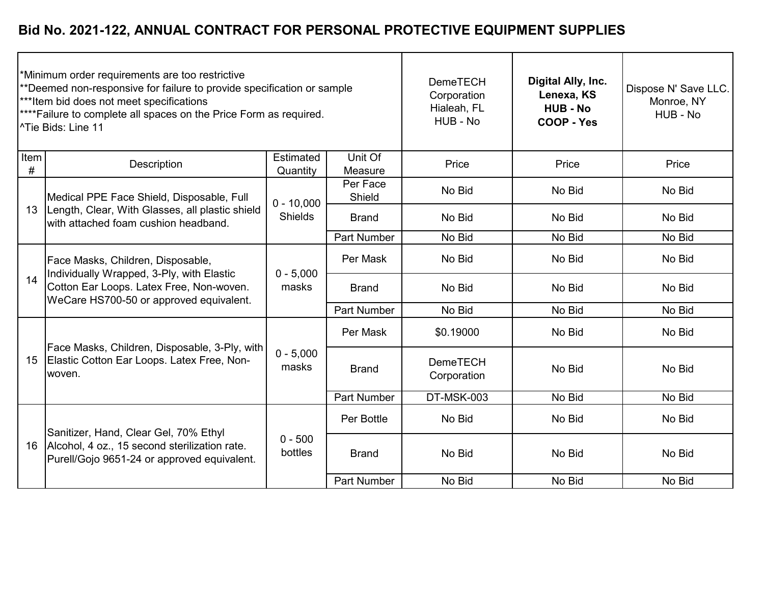## Bid No. 2021-122, ANNUAL CONTRACT FOR PERSONAL PROTECTIVE EQUIPMENT SUPPLIES

| *Minimum order requirements are too restrictive<br>**Deemed non-responsive for failure to provide specification or sample<br>***Item bid does not meet specifications<br>****Failure to complete all spaces on the Price Form as required.<br>^Tie Bids: Line 11 | | | | DemeTECH Corporation<br>Hialeah, FL<br>HUB - No | **Digital Ally, Inc.<br>Lenexa, KS<br>HUB - No<br>COOP - Yes** | Dispose N' Save LLC.<br>Monroe, NY<br>HUB - No |
|---|---|---|---|---|---|---|
| Item # | Description | Estimated Quantity | Unit Of Measure | Price | Price | Price |
| 13 | Medical PPE Face Shield, Disposable, Full Length, Clear, With Glasses, all plastic shield with attached foam cushion headband. | 0 - 10,000 Shields | Per Face Shield | No Bid | No Bid | No Bid |
| | | | Brand | No Bid | No Bid | No Bid |
| | | | Part Number | No Bid | No Bid | No Bid |
| 14 | Face Masks, Children, Disposable, Individually Wrapped, 3-Ply, with Elastic Cotton Ear Loops. Latex Free, Non-woven. WeCare HS700-50 or approved equivalent. | 0 - 5,000 masks | Per Mask | No Bid | No Bid | No Bid |
| | | | Brand | No Bid | No Bid | No Bid |
| | | | Part Number | No Bid | No Bid | No Bid |
| 15 | Face Masks, Children, Disposable, 3-Ply, with Elastic Cotton Ear Loops. Latex Free, Non-woven. | 0 - 5,000 masks | Per Mask | $0.19000 | No Bid | No Bid |
| | | | Brand | DemeTECH Corporation | No Bid | No Bid |
| | | | Part Number | DT-MSK-003 | No Bid | No Bid |
| 16 | Sanitizer, Hand, Clear Gel, 70% Ethyl Alcohol, 4 oz., 15 second sterilization rate. Purell/Gojo 9651-24 or approved equivalent. | 0 - 500 bottles | Per Bottle | No Bid | No Bid | No Bid |
| | | | Brand | No Bid | No Bid | No Bid |
| | | | Part Number | No Bid | No Bid | No Bid |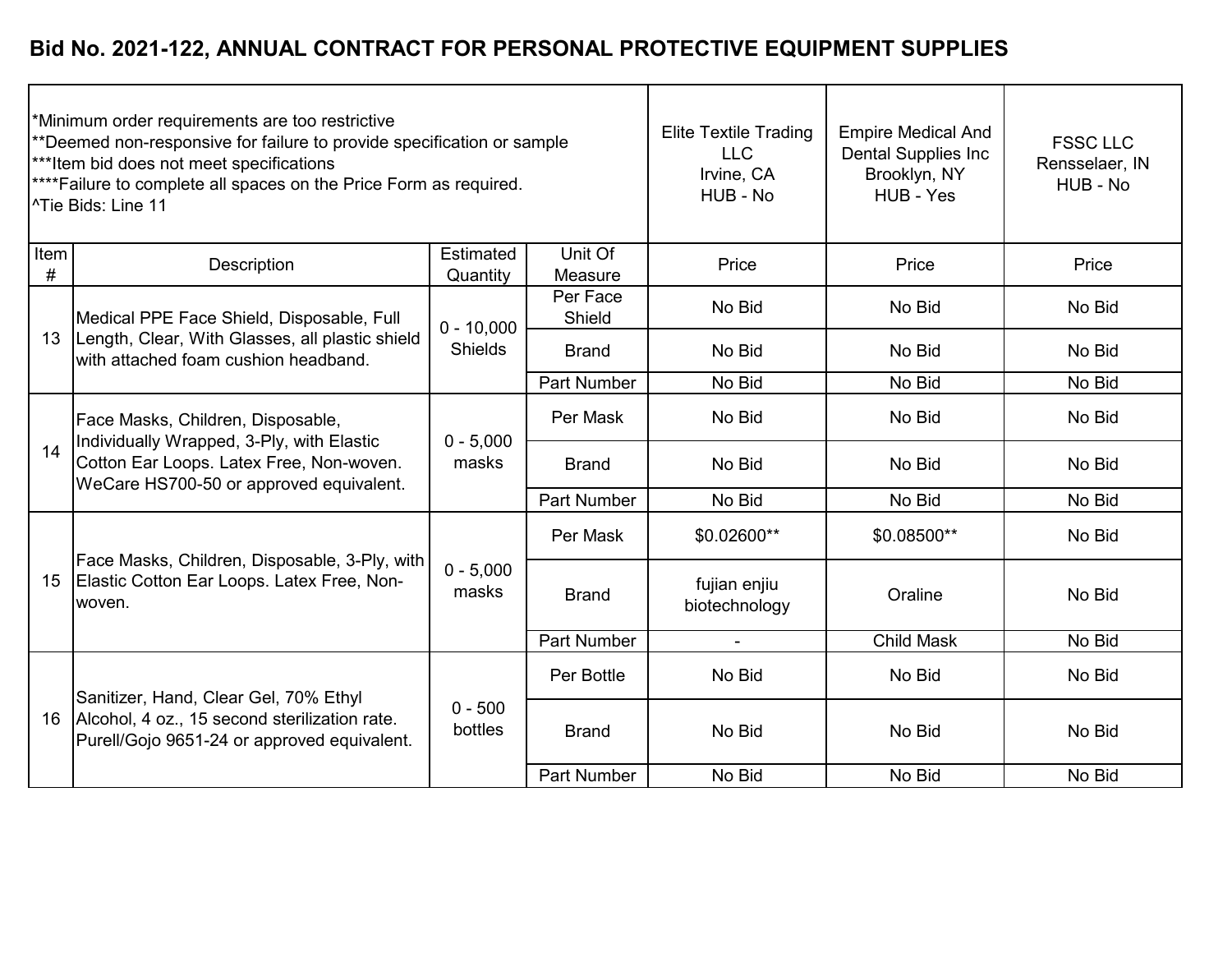# Bid No. 2021-122, ANNUAL CONTRACT FOR PERSONAL PROTECTIVE EQUIPMENT SUPPLIES

*Minimum order requirements are too restrictive
**Deemed non-responsive for failure to provide specification or sample
***Item bid does not meet specifications
****Failure to complete all spaces on the Price Form as required.
^Tie Bids: Line 11

| Item # | Description | Estimated Quantity | Unit Of Measure | Elite Textile Trading LLC Irvine, CA HUB - No Price | Empire Medical And Dental Supplies Inc Brooklyn, NY HUB - Yes Price | FSSC LLC Rensselaer, IN HUB - No Price |
|---|---|---|---|---|---|---|
| 13 | Medical PPE Face Shield, Disposable, Full Length, Clear, With Glasses, all plastic shield with attached foam cushion headband. | 0 - 10,000 Shields | Per Face Shield | No Bid | No Bid | No Bid |
| | | | Brand | No Bid | No Bid | No Bid |
| | | | Part Number | No Bid | No Bid | No Bid |
| 14 | Face Masks, Children, Disposable, Individually Wrapped, 3-Ply, with Elastic Cotton Ear Loops. Latex Free, Non-woven. WeCare HS700-50 or approved equivalent. | 0 - 5,000 masks | Per Mask | No Bid | No Bid | No Bid |
| | | | Brand | No Bid | No Bid | No Bid |
| | | | Part Number | No Bid | No Bid | No Bid |
| 15 | Face Masks, Children, Disposable, 3-Ply, with Elastic Cotton Ear Loops. Latex Free, Non-woven. | 0 - 5,000 masks | Per Mask | $0.02600** | $0.08500** | No Bid |
| | | | Brand | fujian enjiu biotechnology | Oraline | No Bid |
| | | | Part Number | - | Child Mask | No Bid |
| 16 | Sanitizer, Hand, Clear Gel, 70% Ethyl Alcohol, 4 oz., 15 second sterilization rate. Purell/Gojo 9651-24 or approved equivalent. | 0 - 500 bottles | Per Bottle | No Bid | No Bid | No Bid |
| | | | Brand | No Bid | No Bid | No Bid |
| | | | Part Number | No Bid | No Bid | No Bid |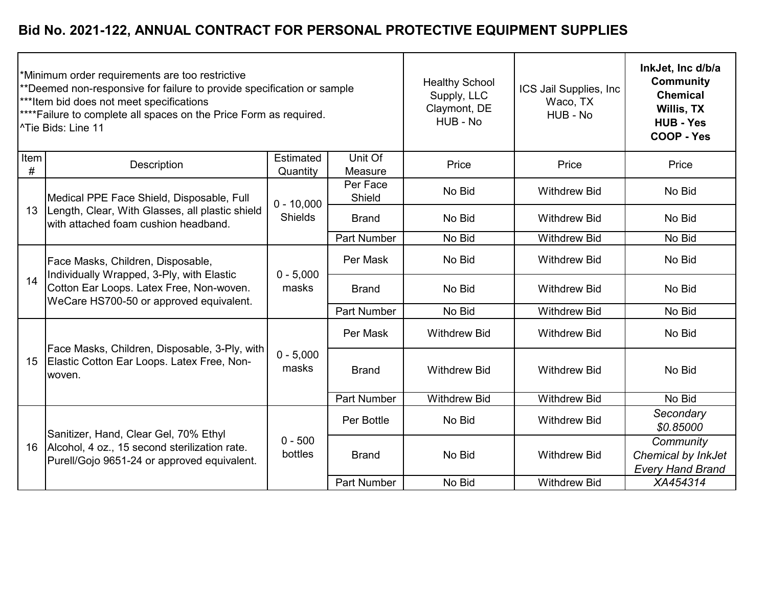## Bid No. 2021-122, ANNUAL CONTRACT FOR PERSONAL PROTECTIVE EQUIPMENT SUPPLIES

| *Minimum order requirements are too restrictive<br>**Deemed non-responsive for failure to provide specification or sample<br>***Item bid does not meet specifications<br>****Failure to complete all spaces on the Price Form as required.<br>^Tie Bids: Line 11 | | | | Healthy School Supply, LLC<br>Claymont, DE<br>HUB - No | ICS Jail Supplies, Inc<br>Waco, TX<br>HUB - No | **InkJet, Inc d/b/a Community Chemical<br>Willis, TX<br>HUB - Yes<br>COOP - Yes** |
|---|---|---|---|---|---|---|
| Item # | Description | Estimated Quantity | Unit Of Measure | Price | Price | Price |
| 13 | Medical PPE Face Shield, Disposable, Full Length, Clear, With Glasses, all plastic shield with attached foam cushion headband. | 0 - 10,000 Shields | Per Face Shield | No Bid | Withdrew Bid | No Bid |
| | | | Brand | No Bid | Withdrew Bid | No Bid |
| | | | Part Number | No Bid | Withdrew Bid | No Bid |
| 14 | Face Masks, Children, Disposable, Individually Wrapped, 3-Ply, with Elastic Cotton Ear Loops. Latex Free, Non-woven. WeCare HS700-50 or approved equivalent. | 0 - 5,000 masks | Per Mask | No Bid | Withdrew Bid | No Bid |
| | | | Brand | No Bid | Withdrew Bid | No Bid |
| | | | Part Number | No Bid | Withdrew Bid | No Bid |
| 15 | Face Masks, Children, Disposable, 3-Ply, with Elastic Cotton Ear Loops. Latex Free, Non-woven. | 0 - 5,000 masks | Per Mask | Withdrew Bid | Withdrew Bid | No Bid |
| | | | Brand | Withdrew Bid | Withdrew Bid | No Bid |
| | | | Part Number | Withdrew Bid | Withdrew Bid | No Bid |
| 16 | Sanitizer, Hand, Clear Gel, 70% Ethyl Alcohol, 4 oz., 15 second sterilization rate. Purell/Gojo 9651-24 or approved equivalent. | 0 - 500 bottles | Per Bottle | No Bid | Withdrew Bid | *Secondary $0.85000* |
| | | | Brand | No Bid | Withdrew Bid | *Community Chemical by InkJet Every Hand Brand* |
| | | | Part Number | No Bid | Withdrew Bid | *XA454314* |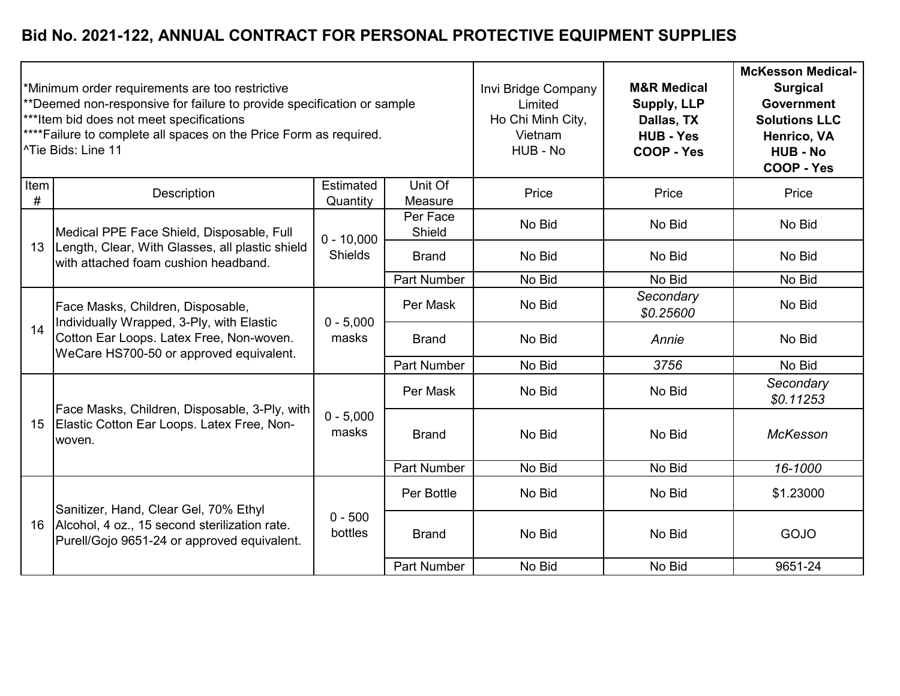## Bid No. 2021-122, ANNUAL CONTRACT FOR PERSONAL PROTECTIVE EQUIPMENT SUPPLIES

| *Minimum order requirements are too restrictive<br>**Deemed non-responsive for failure to provide specification or sample<br>***Item bid does not meet specifications<br>****Failure to complete all spaces on the Price Form as required.<br>^Tie Bids: Line 11 | | | | Invi Bridge Company Limited<br>Ho Chi Minh City, Vietnam<br>HUB - No | **M&R Medical Supply, LLP<br>Dallas, TX<br>HUB - Yes<br>COOP - Yes** | **McKesson Medical-Surgical Government Solutions LLC<br>Henrico, VA<br>HUB - No<br>COOP - Yes** |
|---|---|---|---|---|---|---|
| Item # | Description | Estimated Quantity | Unit Of Measure | Price | Price | Price |
| 13 | Medical PPE Face Shield, Disposable, Full Length, Clear, With Glasses, all plastic shield with attached foam cushion headband. | 0 - 10,000 Shields | Per Face Shield | No Bid | No Bid | No Bid |
| | | | Brand | No Bid | No Bid | No Bid |
| | | | Part Number | No Bid | No Bid | No Bid |
| 14 | Face Masks, Children, Disposable, Individually Wrapped, 3-Ply, with Elastic Cotton Ear Loops. Latex Free, Non-woven. WeCare HS700-50 or approved equivalent. | 0 - 5,000 masks | Per Mask | No Bid | *Secondary $0.25600* | No Bid |
| | | | Brand | No Bid | *Annie* | No Bid |
| | | | Part Number | No Bid | *3756* | No Bid |
| 15 | Face Masks, Children, Disposable, 3-Ply, with Elastic Cotton Ear Loops. Latex Free, Non-woven. | 0 - 5,000 masks | Per Mask | No Bid | No Bid | *Secondary $0.11253* |
| | | | Brand | No Bid | No Bid | *McKesson* |
| | | | Part Number | No Bid | No Bid | *16-1000* |
| 16 | Sanitizer, Hand, Clear Gel, 70% Ethyl Alcohol, 4 oz., 15 second sterilization rate. Purell/Gojo 9651-24 or approved equivalent. | 0 - 500 bottles | Per Bottle | No Bid | No Bid | $1.23000 |
| | | | Brand | No Bid | No Bid | GOJO |
| | | | Part Number | No Bid | No Bid | 9651-24 |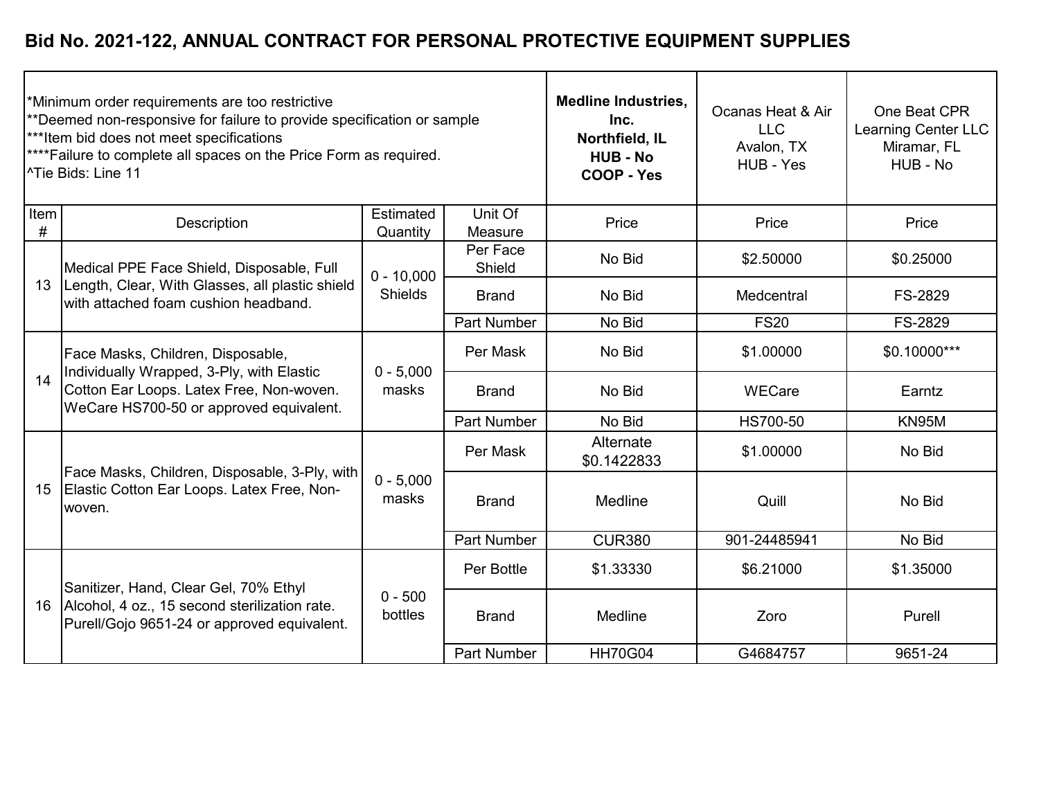# Bid No. 2021-122, ANNUAL CONTRACT FOR PERSONAL PROTECTIVE EQUIPMENT SUPPLIES

*Minimum order requirements are too restrictive
**Deemed non-responsive for failure to provide specification or sample
***Item bid does not meet specifications
****Failure to complete all spaces on the Price Form as required.
^Tie Bids: Line 11

| Item # | Description | Estimated Quantity | Unit Of Measure | **Medline Industries, Inc. Northfield, IL HUB - No COOP - Yes** | Ocanas Heat & Air LLC Avalon, TX HUB - Yes | One Beat CPR Learning Center LLC Miramar, FL HUB - No |
|---|---|---|---|---|---|---|
| | | | | Price | Price | Price |
| 13 | Medical PPE Face Shield, Disposable, Full Length, Clear, With Glasses, all plastic shield with attached foam cushion headband. | 0 - 10,000 Shields | Per Face Shield | No Bid | $2.50000 | $0.25000 |
| | | | Brand | No Bid | Medcentral | FS-2829 |
| | | | Part Number | No Bid | FS20 | FS-2829 |
| 14 | Face Masks, Children, Disposable, Individually Wrapped, 3-Ply, with Elastic Cotton Ear Loops. Latex Free, Non-woven. WeCare HS700-50 or approved equivalent. | 0 - 5,000 masks | Per Mask | No Bid | $1.00000 | $0.10000*** |
| | | | Brand | No Bid | WECare | Earntz |
| | | | Part Number | No Bid | HS700-50 | KN95M |
| 15 | Face Masks, Children, Disposable, 3-Ply, with Elastic Cotton Ear Loops. Latex Free, Non-woven. | 0 - 5,000 masks | Per Mask | Alternate $0.1422833 | $1.00000 | No Bid |
| | | | Brand | Medline | Quill | No Bid |
| | | | Part Number | CUR380 | 901-24485941 | No Bid |
| 16 | Sanitizer, Hand, Clear Gel, 70% Ethyl Alcohol, 4 oz., 15 second sterilization rate. Purell/Gojo 9651-24 or approved equivalent. | 0 - 500 bottles | Per Bottle | $1.33330 | $6.21000 | $1.35000 |
| | | | Brand | Medline | Zoro | Purell |
| | | | Part Number | HH70G04 | G4684757 | 9651-24 |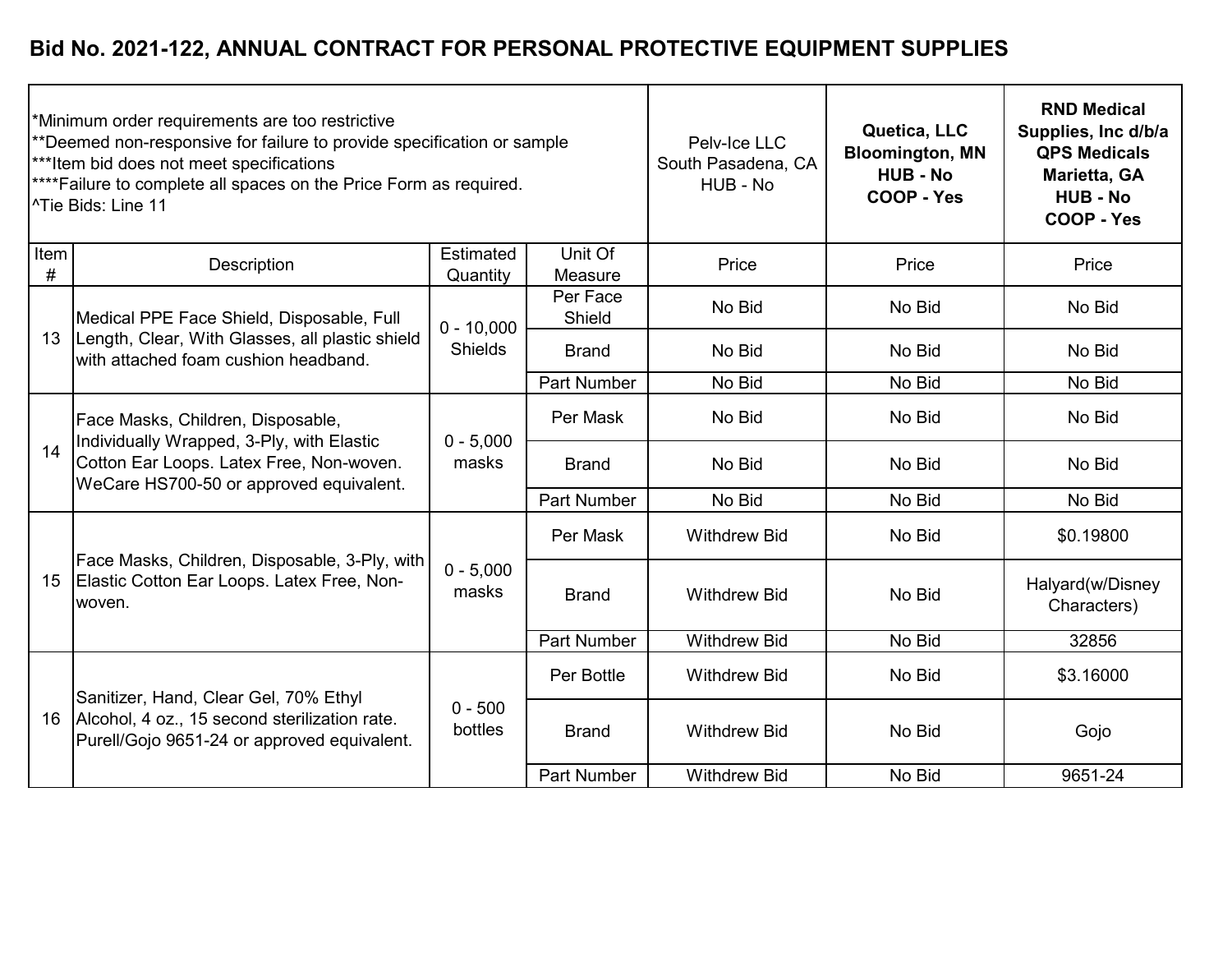# Bid No. 2021-122, ANNUAL CONTRACT FOR PERSONAL PROTECTIVE EQUIPMENT SUPPLIES

| *Minimum order requirements are too restrictive<br>**Deemed non-responsive for failure to provide specification or sample<br>***Item bid does not meet specifications<br>****Failure to complete all spaces on the Price Form as required.<br>^Tie Bids: Line 11 | | | | Pelv-Ice LLC<br>South Pasadena, CA<br>HUB - No | **Quetica, LLC<br>Bloomington, MN<br>HUB - No<br>COOP - Yes** | **RND Medical Supplies, Inc d/b/a QPS Medicals<br>Marietta, GA<br>HUB - No<br>COOP - Yes** |
|---|---|---|---|---|---|---|
| Item # | Description | Estimated Quantity | Unit Of Measure | Price | Price | Price |
| 13 | Medical PPE Face Shield, Disposable, Full Length, Clear, With Glasses, all plastic shield with attached foam cushion headband. | 0 - 10,000 Shields | Per Face Shield | No Bid | No Bid | No Bid |
| | | | Brand | No Bid | No Bid | No Bid |
| | | | Part Number | No Bid | No Bid | No Bid |
| 14 | Face Masks, Children, Disposable, Individually Wrapped, 3-Ply, with Elastic Cotton Ear Loops. Latex Free, Non-woven. WeCare HS700-50 or approved equivalent. | 0 - 5,000 masks | Per Mask | No Bid | No Bid | No Bid |
| | | | Brand | No Bid | No Bid | No Bid |
| | | | Part Number | No Bid | No Bid | No Bid |
| 15 | Face Masks, Children, Disposable, 3-Ply, with Elastic Cotton Ear Loops. Latex Free, Non-woven. | 0 - 5,000 masks | Per Mask | Withdrew Bid | No Bid | $0.19800 |
| | | | Brand | Withdrew Bid | No Bid | Halyard(w/Disney Characters) |
| | | | Part Number | Withdrew Bid | No Bid | 32856 |
| 16 | Sanitizer, Hand, Clear Gel, 70% Ethyl Alcohol, 4 oz., 15 second sterilization rate. Purell/Gojo 9651-24 or approved equivalent. | 0 - 500 bottles | Per Bottle | Withdrew Bid | No Bid | $3.16000 |
| | | | Brand | Withdrew Bid | No Bid | Gojo |
| | | | Part Number | Withdrew Bid | No Bid | 9651-24 |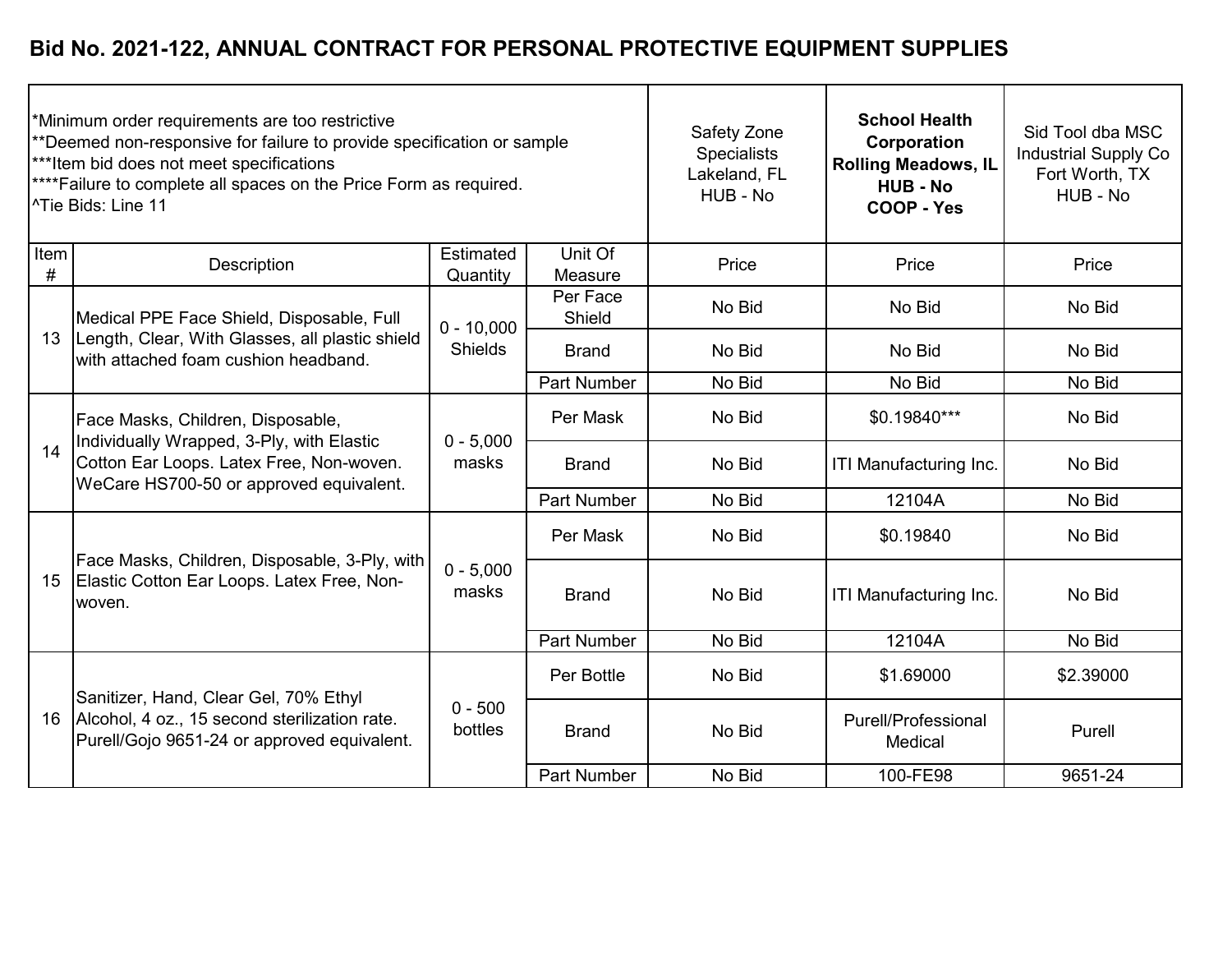# Bid No. 2021-122, ANNUAL CONTRACT FOR PERSONAL PROTECTIVE EQUIPMENT SUPPLIES

*Minimum order requirements are too restrictive
**Deemed non-responsive for failure to provide specification or sample
***Item bid does not meet specifications
****Failure to complete all spaces on the Price Form as required.
^Tie Bids: Line 11

| Item # | Description | Estimated Quantity | Unit Of Measure | Safety Zone Specialists Lakeland, FL HUB - No | **School Health Corporation Rolling Meadows, IL HUB - No COOP - Yes** | Sid Tool dba MSC Industrial Supply Co Fort Worth, TX HUB - No |
|---|---|---|---|---|---|---|
| | | | | Price | Price | Price |
| 13 | Medical PPE Face Shield, Disposable, Full Length, Clear, With Glasses, all plastic shield with attached foam cushion headband. | 0 - 10,000 Shields | Per Face Shield | No Bid | No Bid | No Bid |
| | | | Brand | No Bid | No Bid | No Bid |
| | | | Part Number | No Bid | No Bid | No Bid |
| 14 | Face Masks, Children, Disposable, Individually Wrapped, 3-Ply, with Elastic Cotton Ear Loops. Latex Free, Non-woven. WeCare HS700-50 or approved equivalent. | 0 - 5,000 masks | Per Mask | No Bid | $0.19840*** | No Bid |
| | | | Brand | No Bid | ITI Manufacturing Inc. | No Bid |
| | | | Part Number | No Bid | 12104A | No Bid |
| 15 | Face Masks, Children, Disposable, 3-Ply, with Elastic Cotton Ear Loops. Latex Free, Non-woven. | 0 - 5,000 masks | Per Mask | No Bid | $0.19840 | No Bid |
| | | | Brand | No Bid | ITI Manufacturing Inc. | No Bid |
| | | | Part Number | No Bid | 12104A | No Bid |
| 16 | Sanitizer, Hand, Clear Gel, 70% Ethyl Alcohol, 4 oz., 15 second sterilization rate. Purell/Gojo 9651-24 or approved equivalent. | 0 - 500 bottles | Per Bottle | No Bid | $1.69000 | $2.39000 |
| | | | Brand | No Bid | Purell/Professional Medical | Purell |
| | | | Part Number | No Bid | 100-FE98 | 9651-24 |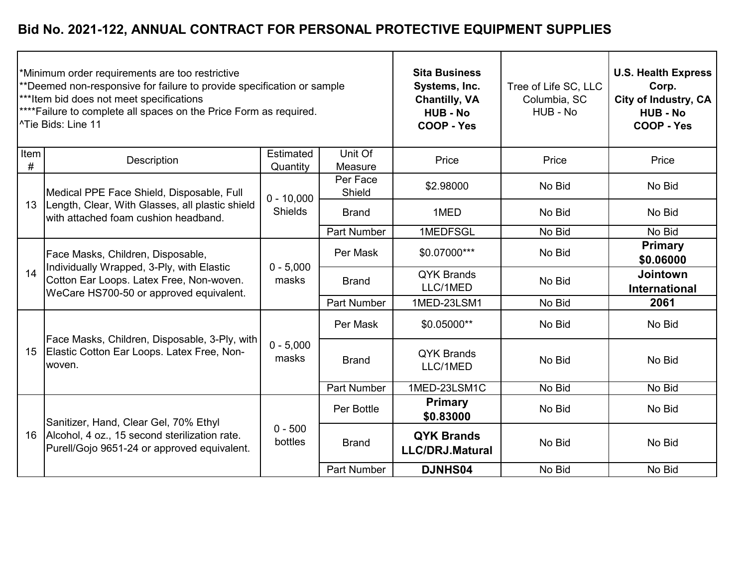# Bid No. 2021-122, ANNUAL CONTRACT FOR PERSONAL PROTECTIVE EQUIPMENT SUPPLIES

| *Minimum order requirements are too restrictive<br>**Deemed non-responsive for failure to provide specification or sample<br>***Item bid does not meet specifications<br>****Failure to complete all spaces on the Price Form as required.<br>^Tie Bids: Line 11 | | | | **Sita Business Systems, Inc.<br>Chantilly, VA<br>HUB - No<br>COOP - Yes** | Tree of Life SC, LLC<br>Columbia, SC<br>HUB - No | **U.S. Health Express Corp.<br>City of Industry, CA<br>HUB - No<br>COOP - Yes** |
|---|---|---|---|---|---|---|
| Item # | Description | Estimated Quantity | Unit Of Measure | Price | Price | Price |
| 13 | Medical PPE Face Shield, Disposable, Full Length, Clear, With Glasses, all plastic shield with attached foam cushion headband. | 0 - 10,000 Shields | Per Face Shield | $2.98000 | No Bid | No Bid |
| | | | Brand | 1MED | No Bid | No Bid |
| | | | Part Number | 1MEDFSGL | No Bid | No Bid |
| 14 | Face Masks, Children, Disposable, Individually Wrapped, 3-Ply, with Elastic Cotton Ear Loops. Latex Free, Non-woven. WeCare HS700-50 or approved equivalent. | 0 - 5,000 masks | Per Mask | $0.07000*** | No Bid | **Primary $0.06000** |
| | | | Brand | QYK Brands LLC/1MED | No Bid | **Jointown International** |
| | | | Part Number | 1MED-23LSM1 | No Bid | **2061** |
| 15 | Face Masks, Children, Disposable, 3-Ply, with Elastic Cotton Ear Loops. Latex Free, Non-woven. | 0 - 5,000 masks | Per Mask | $0.05000** | No Bid | No Bid |
| | | | Brand | QYK Brands LLC/1MED | No Bid | No Bid |
| | | | Part Number | 1MED-23LSM1C | No Bid | No Bid |
| 16 | Sanitizer, Hand, Clear Gel, 70% Ethyl Alcohol, 4 oz., 15 second sterilization rate. Purell/Gojo 9651-24 or approved equivalent. | 0 - 500 bottles | Per Bottle | **Primary $0.83000** | No Bid | No Bid |
| | | | Brand | **QYK Brands LLC/DRJ.Matural** | No Bid | No Bid |
| | | | Part Number | **DJNHS04** | No Bid | No Bid |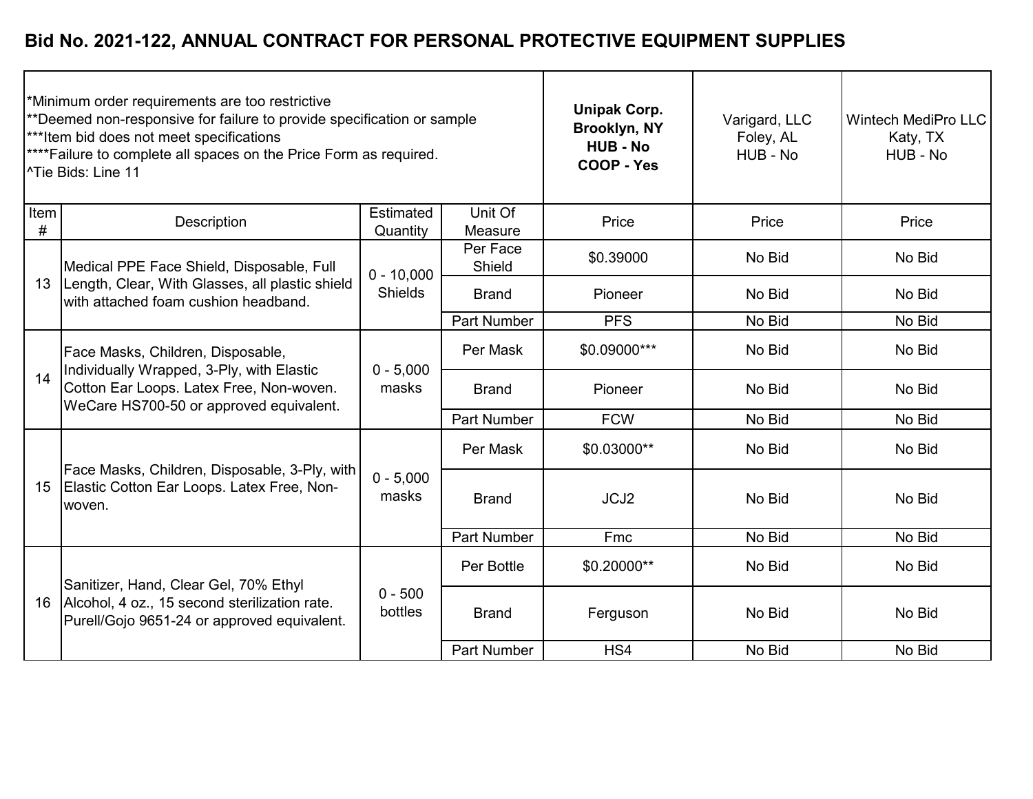# Bid No. 2021-122, ANNUAL CONTRACT FOR PERSONAL PROTECTIVE EQUIPMENT SUPPLIES

*Minimum order requirements are too restrictive
**Deemed non-responsive for failure to provide specification or sample
***Item bid does not meet specifications
****Failure to complete all spaces on the Price Form as required.
^Tie Bids: Line 11

| | | | | **Unipak Corp. Brooklyn, NY HUB - No COOP - Yes** | Varigard, LLC Foley, AL HUB - No | Wintech MediPro LLC Katy, TX HUB - No |
|---|---|---|---|---|---|---|
| Item # | Description | Estimated Quantity | Unit Of Measure | Price | Price | Price |
| 13 | Medical PPE Face Shield, Disposable, Full Length, Clear, With Glasses, all plastic shield with attached foam cushion headband. | 0 - 10,000 Shields | Per Face Shield | $0.39000 | No Bid | No Bid |
| | | | Brand | Pioneer | No Bid | No Bid |
| | | | Part Number | PFS | No Bid | No Bid |
| 14 | Face Masks, Children, Disposable, Individually Wrapped, 3-Ply, with Elastic Cotton Ear Loops. Latex Free, Non-woven. WeCare HS700-50 or approved equivalent. | 0 - 5,000 masks | Per Mask | $0.09000*** | No Bid | No Bid |
| | | | Brand | Pioneer | No Bid | No Bid |
| | | | Part Number | FCW | No Bid | No Bid |
| 15 | Face Masks, Children, Disposable, 3-Ply, with Elastic Cotton Ear Loops. Latex Free, Non-woven. | 0 - 5,000 masks | Per Mask | $0.03000** | No Bid | No Bid |
| | | | Brand | JCJ2 | No Bid | No Bid |
| | | | Part Number | Fmc | No Bid | No Bid |
| 16 | Sanitizer, Hand, Clear Gel, 70% Ethyl Alcohol, 4 oz., 15 second sterilization rate. Purell/Gojo 9651-24 or approved equivalent. | 0 - 500 bottles | Per Bottle | $0.20000** | No Bid | No Bid |
| | | | Brand | Ferguson | No Bid | No Bid |
| | | | Part Number | HS4 | No Bid | No Bid |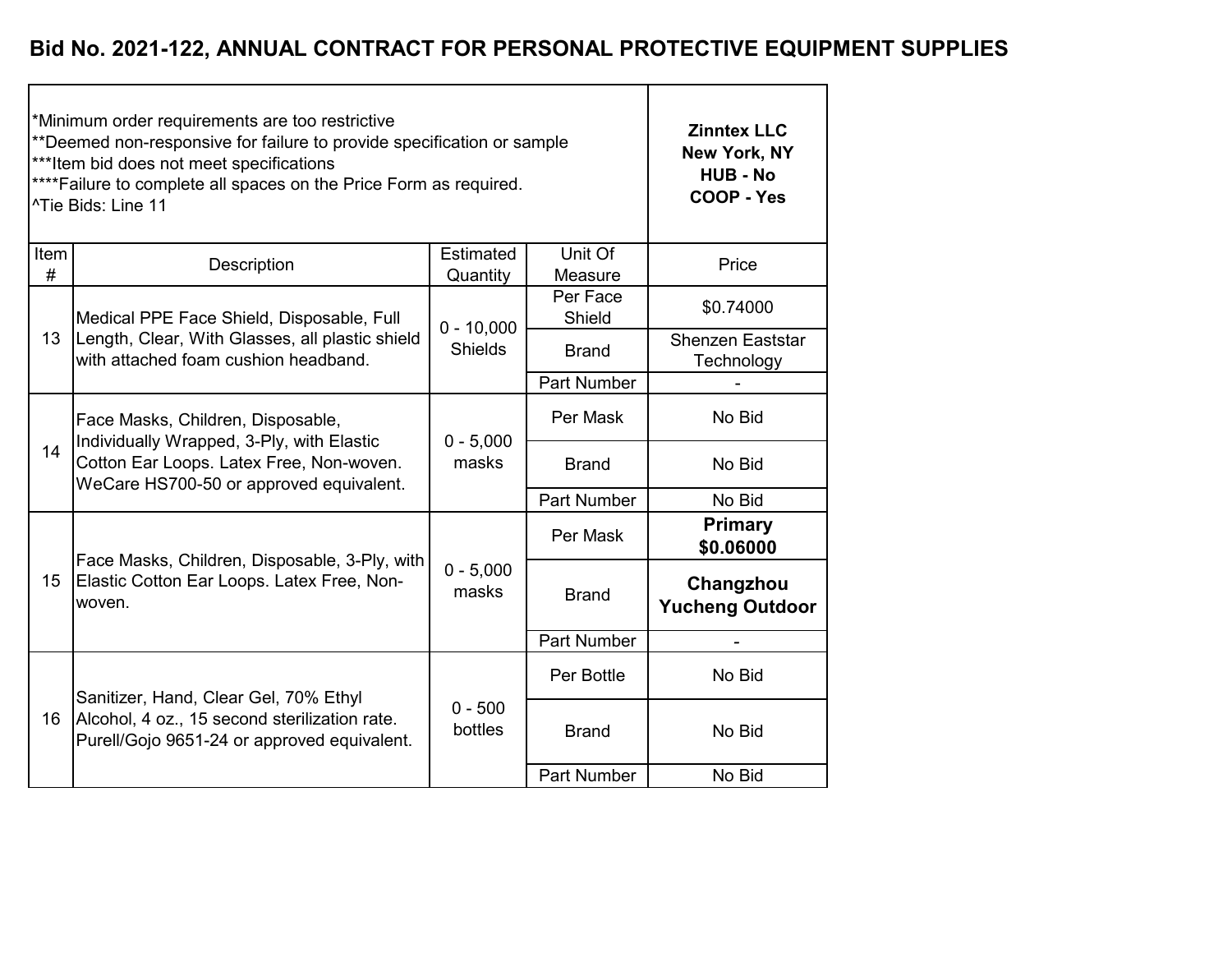# Bid No. 2021-122, ANNUAL CONTRACT FOR PERSONAL PROTECTIVE EQUIPMENT SUPPLIES

*Minimum order requirements are too restrictive
**Deemed non-responsive for failure to provide specification or sample
***Item bid does not meet specifications
****Failure to complete all spaces on the Price Form as required.
^Tie Bids: Line 11

| Item # | Description | Estimated Quantity | Unit Of Measure | **Zinntex LLC New York, NY HUB - No COOP - Yes** Price |
|---|---|---|---|---|
| 13 | Medical PPE Face Shield, Disposable, Full Length, Clear, With Glasses, all plastic shield with attached foam cushion headband. | 0 - 10,000 Shields | Per Face Shield | $0.74000 |
| | | | Brand | Shenzen Eaststar Technology |
| | | | Part Number | - |
| 14 | Face Masks, Children, Disposable, Individually Wrapped, 3-Ply, with Elastic Cotton Ear Loops. Latex Free, Non-woven. WeCare HS700-50 or approved equivalent. | 0 - 5,000 masks | Per Mask | No Bid |
| | | | Brand | No Bid |
| | | | Part Number | No Bid |
| 15 | Face Masks, Children, Disposable, 3-Ply, with Elastic Cotton Ear Loops. Latex Free, Non-woven. | 0 - 5,000 masks | Per Mask | **Primary $0.06000** |
| | | | Brand | **Changzhou Yucheng Outdoor** |
| | | | Part Number | - |
| 16 | Sanitizer, Hand, Clear Gel, 70% Ethyl Alcohol, 4 oz., 15 second sterilization rate. Purell/Gojo 9651-24 or approved equivalent. | 0 - 500 bottles | Per Bottle | No Bid |
| | | | Brand | No Bid |
| | | | Part Number | No Bid |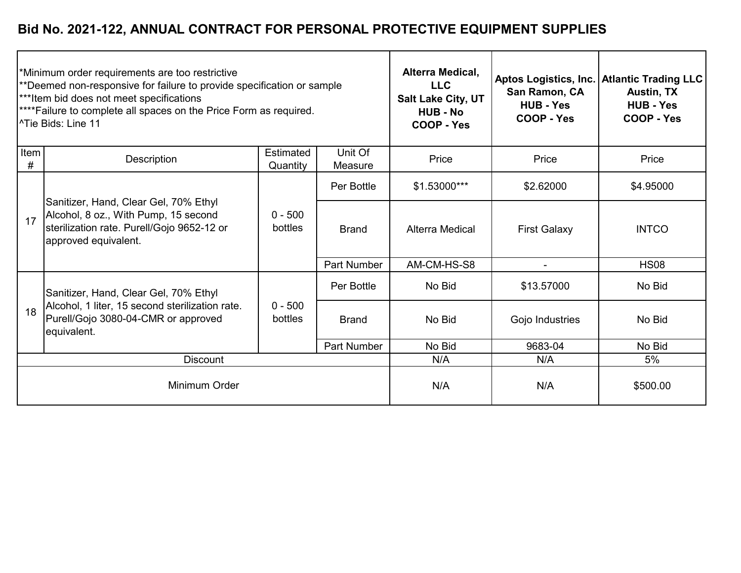# Bid No. 2021-122, ANNUAL CONTRACT FOR PERSONAL PROTECTIVE EQUIPMENT SUPPLIES

*Minimum order requirements are too restrictive
**Deemed non-responsive for failure to provide specification or sample
***Item bid does not meet specifications
****Failure to complete all spaces on the Price Form as required.
^Tie Bids: Line 11

| Item # | Description | Estimated Quantity | Unit Of Measure | Alterra Medical, LLC Salt Lake City, UT HUB - No COOP - Yes | Aptos Logistics, Inc. San Ramon, CA HUB - Yes COOP - Yes | Atlantic Trading LLC Austin, TX HUB - Yes COOP - Yes |
|---|---|---|---|---|---|---|
| | | | | Price | Price | Price |
| 17 | Sanitizer, Hand, Clear Gel, 70% Ethyl Alcohol, 8 oz., With Pump, 15 second sterilization rate. Purell/Gojo 9652-12 or approved equivalent. | 0 - 500 bottles | Per Bottle | $1.53000*** | $2.62000 | $4.95000 |
| | | | Brand | Alterra Medical | First Galaxy | INTCO |
| | | | Part Number | AM-CM-HS-S8 | - | HS08 |
| 18 | Sanitizer, Hand, Clear Gel, 70% Ethyl Alcohol, 1 liter, 15 second sterilization rate. Purell/Gojo 3080-04-CMR or approved equivalent. | 0 - 500 bottles | Per Bottle | No Bid | $13.57000 | No Bid |
| | | | Brand | No Bid | Gojo Industries | No Bid |
| | | | Part Number | No Bid | 9683-04 | No Bid |
| Discount | | | | N/A | N/A | 5% |
| Minimum Order | | | | N/A | N/A | $500.00 |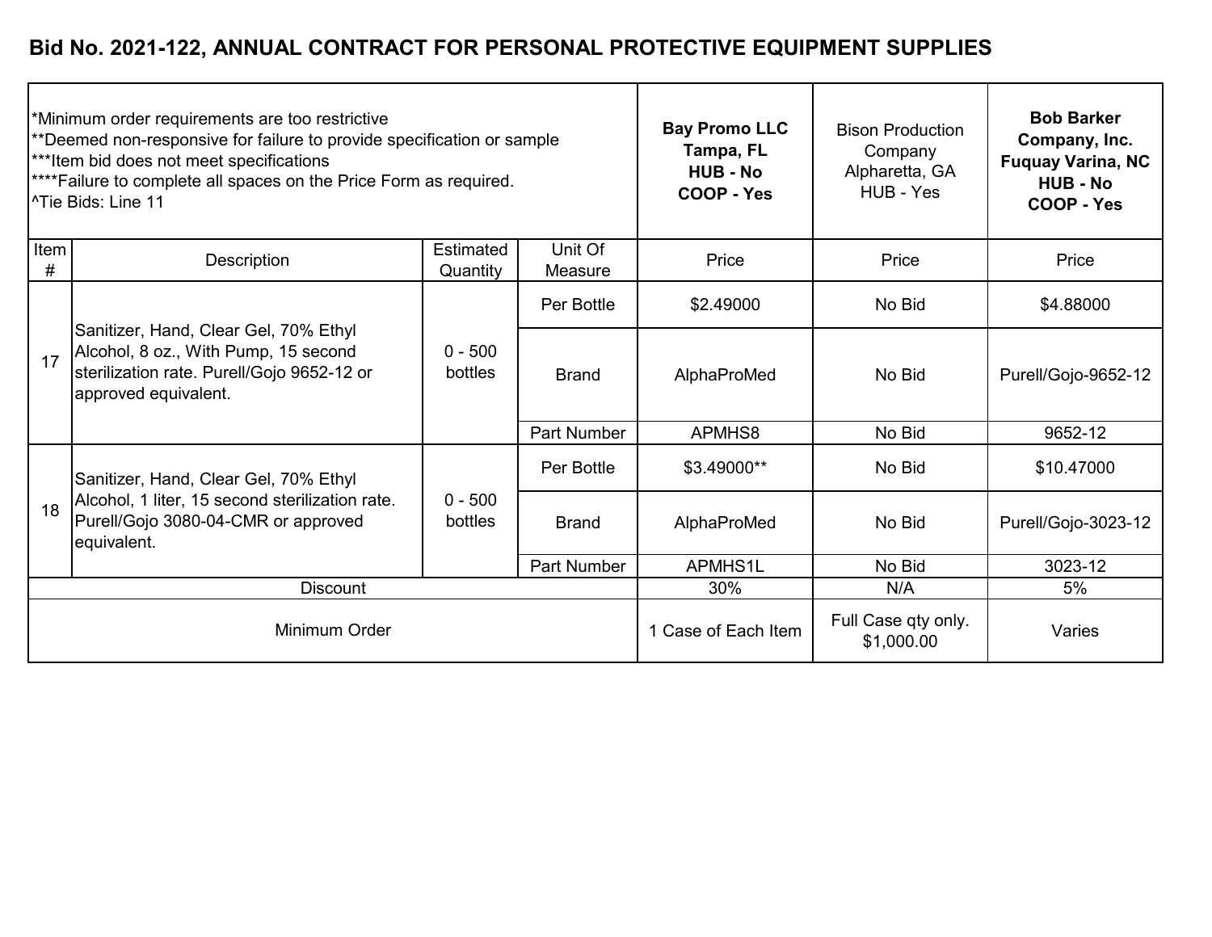## Bid No. 2021-122, ANNUAL CONTRACT FOR PERSONAL PROTECTIVE EQUIPMENT SUPPLIES

*Minimum order requirements are too restrictive
**Deemed non-responsive for failure to provide specification or sample
***Item bid does not meet specifications
****Failure to complete all spaces on the Price Form as required.
^Tie Bids: Line 11

| Item # | Description | Estimated Quantity | Unit Of Measure | **Bay Promo LLC Tampa, FL HUB - No COOP - Yes** | Bison Production Company Alpharetta, GA HUB - Yes | **Bob Barker Company, Inc. Fuquay Varina, NC HUB - No COOP - Yes** |
|---|---|---|---|---|---|---|
| | | | | Price | Price | Price |
| 17 | Sanitizer, Hand, Clear Gel, 70% Ethyl Alcohol, 8 oz., With Pump, 15 second sterilization rate. Purell/Gojo 9652-12 or approved equivalent. | 0 - 500 bottles | Per Bottle | $2.49000 | No Bid | $4.88000 |
| | | | Brand | AlphaProMed | No Bid | Purell/Gojo-9652-12 |
| | | | Part Number | APMHS8 | No Bid | 9652-12 |
| 18 | Sanitizer, Hand, Clear Gel, 70% Ethyl Alcohol, 1 liter, 15 second sterilization rate. Purell/Gojo 3080-04-CMR or approved equivalent. | 0 - 500 bottles | Per Bottle | $3.49000** | No Bid | $10.47000 |
| | | | Brand | AlphaProMed | No Bid | Purell/Gojo-3023-12 |
| | | | Part Number | APMHS1L | No Bid | 3023-12 |
| Discount | | | | 30% | N/A | 5% |
| Minimum Order | | | | 1 Case of Each Item | Full Case qty only. $1,000.00 | Varies |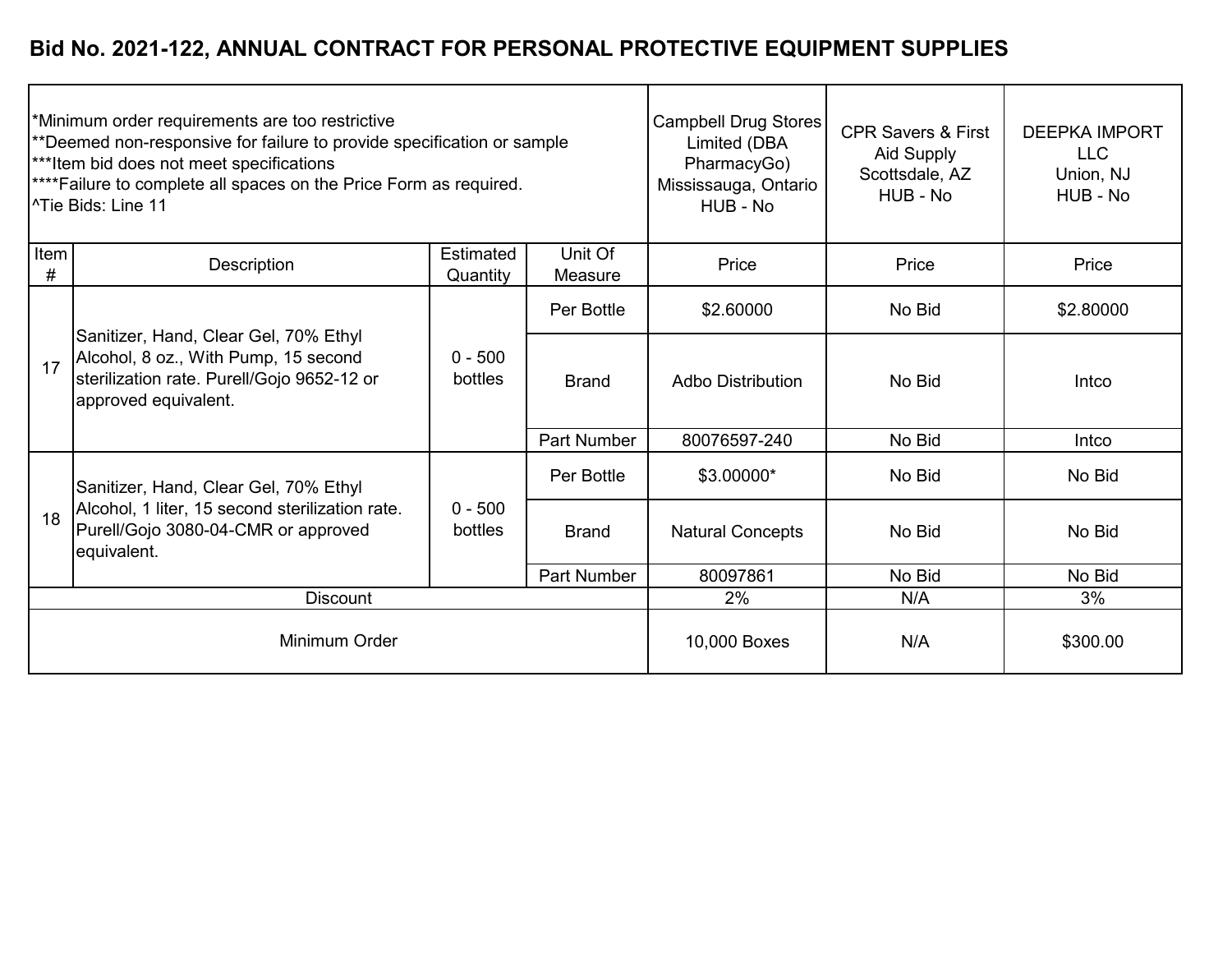## Bid No. 2021-122, ANNUAL CONTRACT FOR PERSONAL PROTECTIVE EQUIPMENT SUPPLIES

*Minimum order requirements are too restrictive
**Deemed non-responsive for failure to provide specification or sample
***Item bid does not meet specifications
****Failure to complete all spaces on the Price Form as required.
^Tie Bids: Line 11

| Item # | Description | Estimated Quantity | Unit Of Measure | Campbell Drug Stores Limited (DBA PharmacyGo) Mississauga, Ontario HUB - No | CPR Savers & First Aid Supply Scottsdale, AZ HUB - No | DEEPKA IMPORT LLC Union, NJ HUB - No |
|---|---|---|---|---|---|---|
| | | | | Price | Price | Price |
| 17 | Sanitizer, Hand, Clear Gel, 70% Ethyl Alcohol, 8 oz., With Pump, 15 second sterilization rate. Purell/Gojo 9652-12 or approved equivalent. | 0 - 500 bottles | Per Bottle | $2.60000 | No Bid | $2.80000 |
| | | | Brand | Adbo Distribution | No Bid | Intco |
| | | | Part Number | 80076597-240 | No Bid | Intco |
| 18 | Sanitizer, Hand, Clear Gel, 70% Ethyl Alcohol, 1 liter, 15 second sterilization rate. Purell/Gojo 3080-04-CMR or approved equivalent. | 0 - 500 bottles | Per Bottle | $3.00000* | No Bid | No Bid |
| | | | Brand | Natural Concepts | No Bid | No Bid |
| | | | Part Number | 80097861 | No Bid | No Bid |
| Discount | | | | 2% | N/A | 3% |
| Minimum Order | | | | 10,000 Boxes | N/A | $300.00 |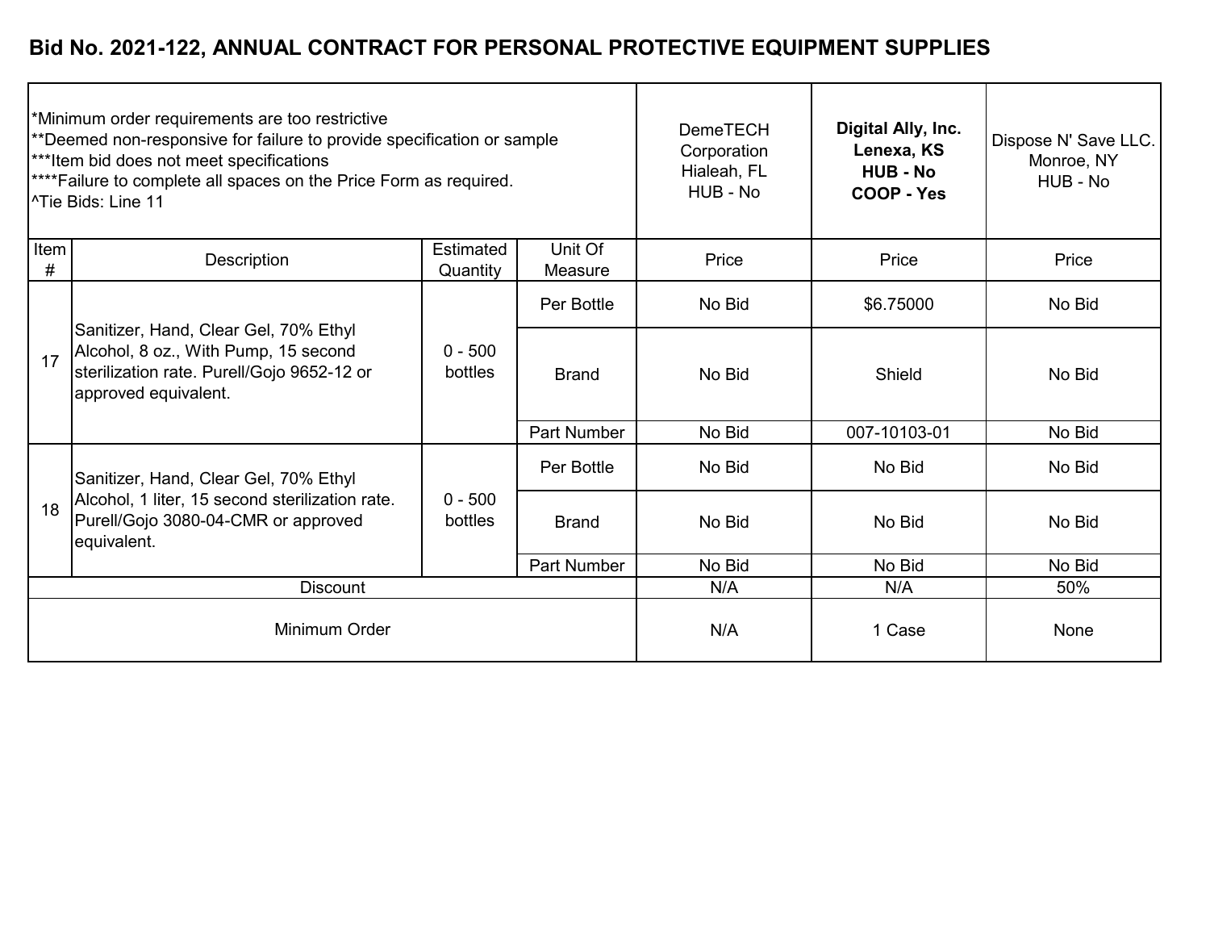## Bid No. 2021-122, ANNUAL CONTRACT FOR PERSONAL PROTECTIVE EQUIPMENT SUPPLIES

*Minimum order requirements are too restrictive
**Deemed non-responsive for failure to provide specification or sample
***Item bid does not meet specifications
****Failure to complete all spaces on the Price Form as required.
^Tie Bids: Line 11

| Item # | Description | Estimated Quantity | Unit Of Measure | DemeTECH Corporation Hialeah, FL HUB - No | **Digital Ally, Inc. Lenexa, KS HUB - No COOP - Yes** | Dispose N' Save LLC. Monroe, NY HUB - No |
|---|---|---|---|---|---|---|
| | | | | Price | Price | Price |
| 17 | Sanitizer, Hand, Clear Gel, 70% Ethyl Alcohol, 8 oz., With Pump, 15 second sterilization rate. Purell/Gojo 9652-12 or approved equivalent. | 0 - 500 bottles | Per Bottle | No Bid | $6.75000 | No Bid |
| | | | Brand | No Bid | Shield | No Bid |
| | | | Part Number | No Bid | 007-10103-01 | No Bid |
| 18 | Sanitizer, Hand, Clear Gel, 70% Ethyl Alcohol, 1 liter, 15 second sterilization rate. Purell/Gojo 3080-04-CMR or approved equivalent. | 0 - 500 bottles | Per Bottle | No Bid | No Bid | No Bid |
| | | | Brand | No Bid | No Bid | No Bid |
| | | | Part Number | No Bid | No Bid | No Bid |
| Discount | | | | N/A | N/A | 50% |
| Minimum Order | | | | N/A | 1 Case | None |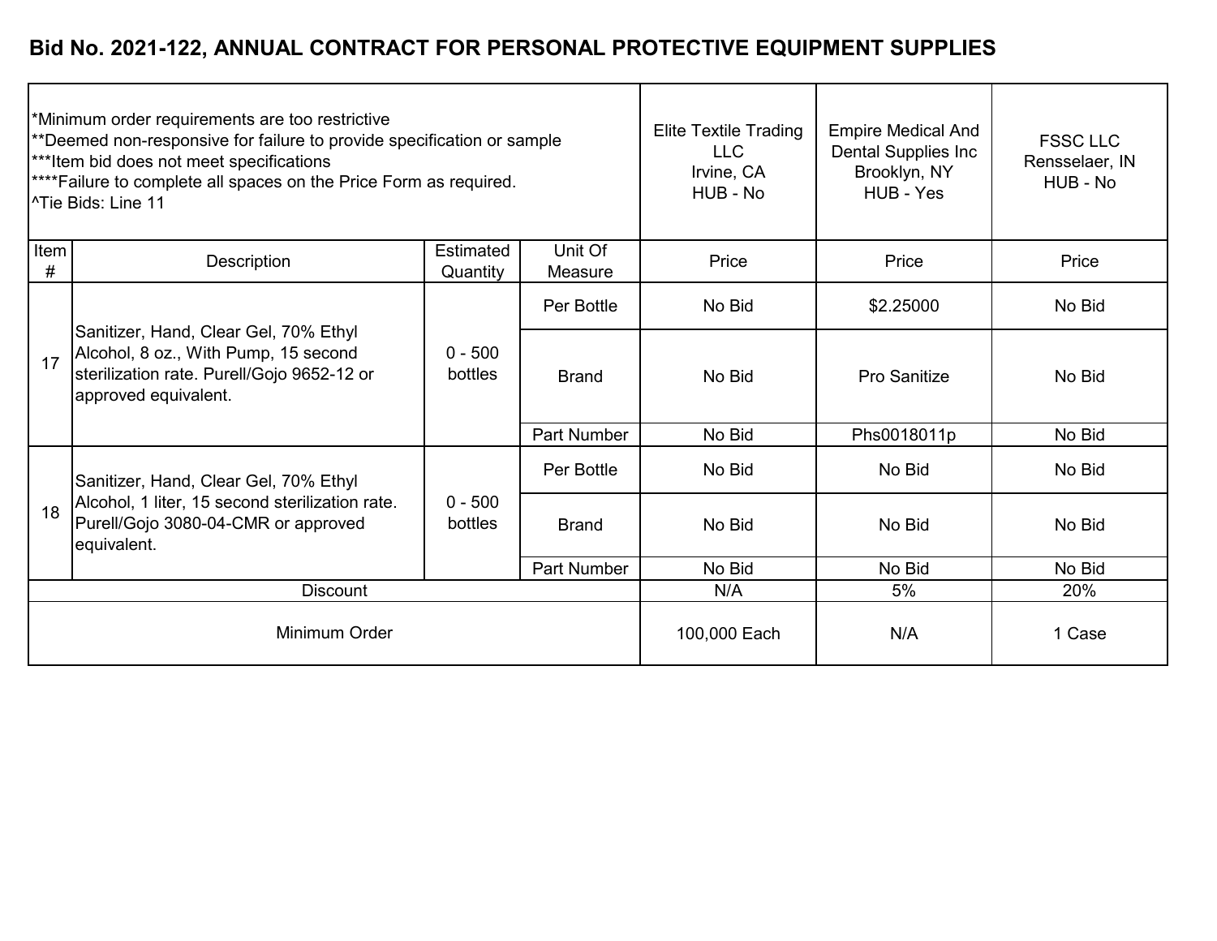## Bid No. 2021-122, ANNUAL CONTRACT FOR PERSONAL PROTECTIVE EQUIPMENT SUPPLIES

*Minimum order requirements are too restrictive
**Deemed non-responsive for failure to provide specification or sample
***Item bid does not meet specifications
****Failure to complete all spaces on the Price Form as required.
^Tie Bids: Line 11

| Item # | Description | Estimated Quantity | Unit Of Measure | Elite Textile Trading LLC<br>Irvine, CA<br>HUB - No<br>Price | Empire Medical And Dental Supplies Inc<br>Brooklyn, NY<br>HUB - Yes<br>Price | FSSC LLC<br>Rensselaer, IN<br>HUB - No<br>Price |
|---|---|---|---|---|---|---|
| 17 | Sanitizer, Hand, Clear Gel, 70% Ethyl Alcohol, 8 oz., With Pump, 15 second sterilization rate. Purell/Gojo 9652-12 or approved equivalent. | 0 - 500 bottles | Per Bottle | No Bid | $2.25000 | No Bid |
| | | | Brand | No Bid | Pro Sanitize | No Bid |
| | | | Part Number | No Bid | Phs0018011p | No Bid |
| 18 | Sanitizer, Hand, Clear Gel, 70% Ethyl Alcohol, 1 liter, 15 second sterilization rate. Purell/Gojo 3080-04-CMR or approved equivalent. | 0 - 500 bottles | Per Bottle | No Bid | No Bid | No Bid |
| | | | Brand | No Bid | No Bid | No Bid |
| | | | Part Number | No Bid | No Bid | No Bid |
| Discount | | | | N/A | 5% | 20% |
| Minimum Order | | | | 100,000 Each | N/A | 1 Case |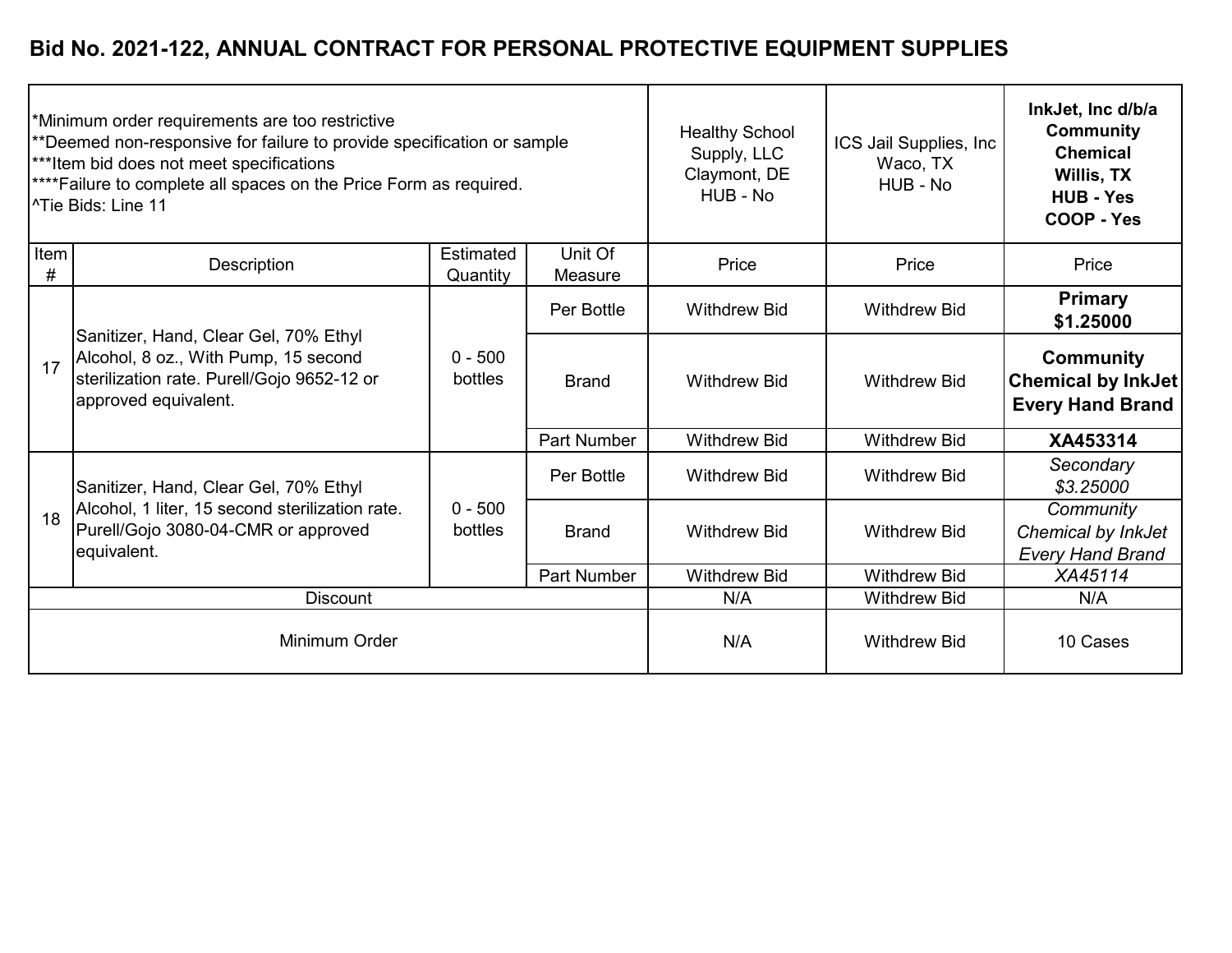# Bid No. 2021-122, ANNUAL CONTRACT FOR PERSONAL PROTECTIVE EQUIPMENT SUPPLIES

| *Minimum order requirements are too restrictive<br>**Deemed non-responsive for failure to provide specification or sample<br>***Item bid does not meet specifications<br>****Failure to complete all spaces on the Price Form as required.<br>^Tie Bids: Line 11 | | | | Healthy School Supply, LLC<br>Claymont, DE<br>HUB - No | ICS Jail Supplies, Inc<br>Waco, TX<br>HUB - No | **InkJet, Inc d/b/a Community Chemical<br>Willis, TX<br>HUB - Yes<br>COOP - Yes** |
|---|---|---|---|---|---|---|
| Item # | Description | Estimated Quantity | Unit Of Measure | Price | Price | Price |
| 17 | Sanitizer, Hand, Clear Gel, 70% Ethyl Alcohol, 8 oz., With Pump, 15 second sterilization rate. Purell/Gojo 9652-12 or approved equivalent. | 0 - 500 bottles | Per Bottle | Withdrew Bid | Withdrew Bid | **Primary<br>$1.25000** |
| | | | Brand | Withdrew Bid | Withdrew Bid | **Community Chemical by InkJet Every Hand Brand** |
| | | | Part Number | Withdrew Bid | Withdrew Bid | **XA453314** |
| 18 | Sanitizer, Hand, Clear Gel, 70% Ethyl Alcohol, 1 liter, 15 second sterilization rate. Purell/Gojo 3080-04-CMR or approved equivalent. | 0 - 500 bottles | Per Bottle | Withdrew Bid | Withdrew Bid | *Secondary<br>$3.25000* |
| | | | Brand | Withdrew Bid | Withdrew Bid | *Community Chemical by InkJet Every Hand Brand* |
| | | | Part Number | Withdrew Bid | Withdrew Bid | *XA45114* |
| Discount | | | | N/A | Withdrew Bid | N/A |
| Minimum Order | | | | N/A | Withdrew Bid | 10 Cases |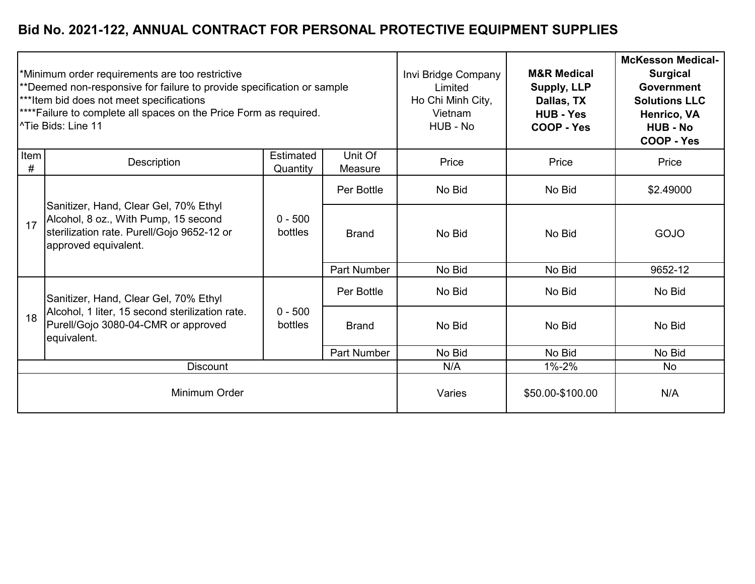# Bid No. 2021-122, ANNUAL CONTRACT FOR PERSONAL PROTECTIVE EQUIPMENT SUPPLIES

| *Minimum order requirements are too restrictive<br>**Deemed non-responsive for failure to provide specification or sample<br>***Item bid does not meet specifications<br>****Failure to complete all spaces on the Price Form as required.<br>^Tie Bids: Line 11 | | | | Invi Bridge Company Limited<br>Ho Chi Minh City, Vietnam<br>HUB - No | **M&R Medical Supply, LLP<br>Dallas, TX<br>HUB - Yes<br>COOP - Yes** | **McKesson Medical-Surgical Government Solutions LLC<br>Henrico, VA<br>HUB - No<br>COOP - Yes** |
|---|---|---|---|---|---|---|
| **Item #** | **Description** | **Estimated Quantity** | **Unit Of Measure** | **Price** | **Price** | **Price** |
| 17 | Sanitizer, Hand, Clear Gel, 70% Ethyl Alcohol, 8 oz., With Pump, 15 second sterilization rate. Purell/Gojo 9652-12 or approved equivalent. | 0 - 500 bottles | Per Bottle | No Bid | No Bid | $2.49000 |
| | | | Brand | No Bid | No Bid | GOJO |
| | | | Part Number | No Bid | No Bid | 9652-12 |
| 18 | Sanitizer, Hand, Clear Gel, 70% Ethyl Alcohol, 1 liter, 15 second sterilization rate. Purell/Gojo 3080-04-CMR or approved equivalent. | 0 - 500 bottles | Per Bottle | No Bid | No Bid | No Bid |
| | | | Brand | No Bid | No Bid | No Bid |
| | | | Part Number | No Bid | No Bid | No Bid |
| Discount | | | | N/A | 1%-2% | No |
| Minimum Order | | | | Varies | $50.00-$100.00 | N/A |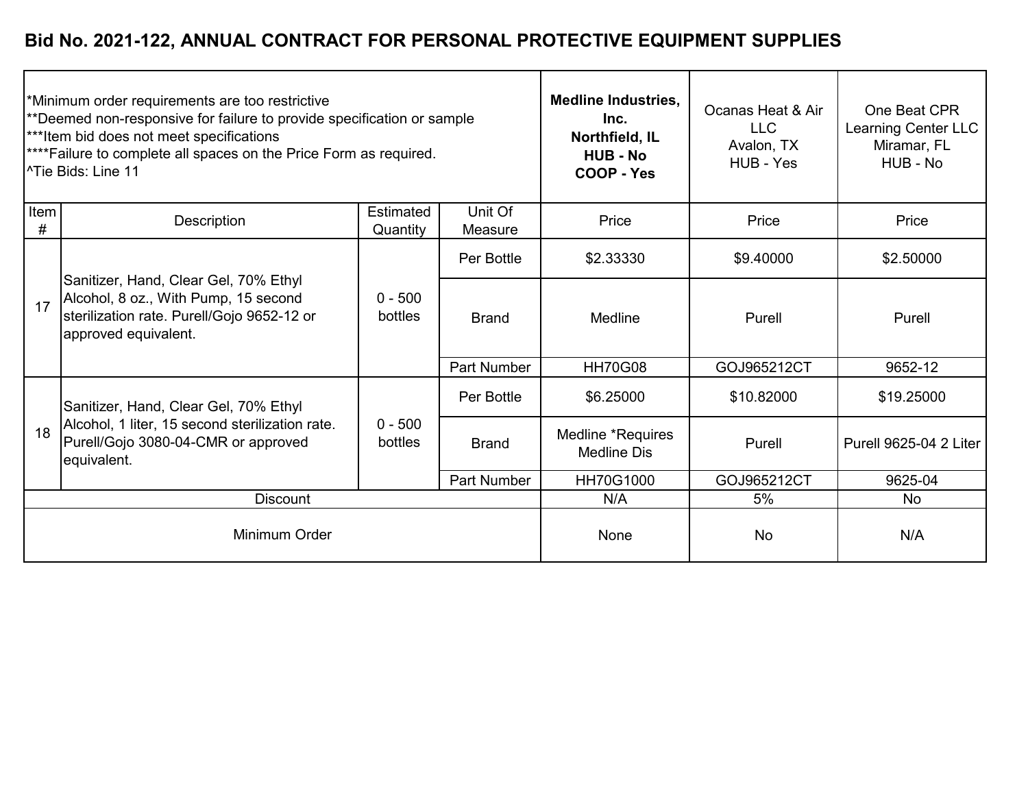# Bid No. 2021-122, ANNUAL CONTRACT FOR PERSONAL PROTECTIVE EQUIPMENT SUPPLIES

*Minimum order requirements are too restrictive
**Deemed non-responsive for failure to provide specification or sample
***Item bid does not meet specifications
****Failure to complete all spaces on the Price Form as required.
^Tie Bids: Line 11

| Item # | Description | Estimated Quantity | Unit Of Measure | **Medline Industries, Inc. Northfield, IL HUB - No COOP - Yes** | Ocanas Heat & Air LLC Avalon, TX HUB - Yes | One Beat CPR Learning Center LLC Miramar, FL HUB - No |
|---|---|---|---|---|---|---|
| | | | | Price | Price | Price |
| 17 | Sanitizer, Hand, Clear Gel, 70% Ethyl Alcohol, 8 oz., With Pump, 15 second sterilization rate. Purell/Gojo 9652-12 or approved equivalent. | 0 - 500 bottles | Per Bottle | $2.33330 | $9.40000 | $2.50000 |
| | | | Brand | Medline | Purell | Purell |
| | | | Part Number | HH70G08 | GOJ965212CT | 9652-12 |
| 18 | Sanitizer, Hand, Clear Gel, 70% Ethyl Alcohol, 1 liter, 15 second sterilization rate. Purell/Gojo 3080-04-CMR or approved equivalent. | 0 - 500 bottles | Per Bottle | $6.25000 | $10.82000 | $19.25000 |
| | | | Brand | Medline *Requires Medline Dis | Purell | Purell 9625-04 2 Liter |
| | | | Part Number | HH70G1000 | GOJ965212CT | 9625-04 |
| | Discount | | | N/A | 5% | No |
| | Minimum Order | | | None | No | N/A |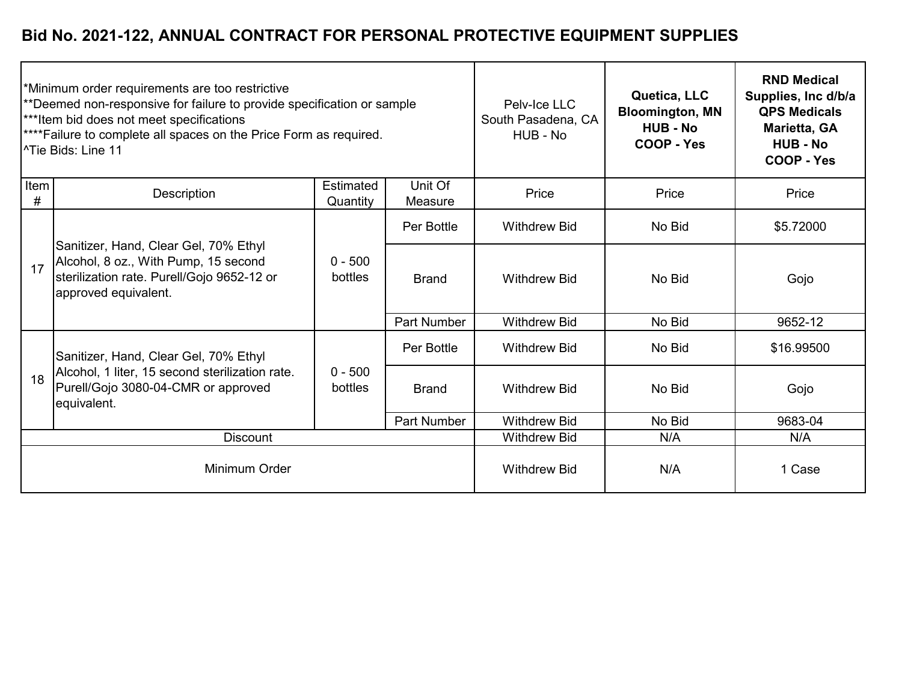# Bid No. 2021-122, ANNUAL CONTRACT FOR PERSONAL PROTECTIVE EQUIPMENT SUPPLIES

*Minimum order requirements are too restrictive
**Deemed non-responsive for failure to provide specification or sample
***Item bid does not meet specifications
****Failure to complete all spaces on the Price Form as required.
^Tie Bids: Line 11

| Item # | Description | Estimated Quantity | Unit Of Measure | Pelv-Ice LLC South Pasadena, CA HUB - No | **Quetica, LLC Bloomington, MN HUB - No COOP - Yes** | **RND Medical Supplies, Inc d/b/a QPS Medicals Marietta, GA HUB - No COOP - Yes** |
|---|---|---|---|---|---|---|
| | | | | Price | Price | Price |
| 17 | Sanitizer, Hand, Clear Gel, 70% Ethyl Alcohol, 8 oz., With Pump, 15 second sterilization rate. Purell/Gojo 9652-12 or approved equivalent. | 0 - 500 bottles | Per Bottle | Withdrew Bid | No Bid | $5.72000 |
| | | | Brand | Withdrew Bid | No Bid | Gojo |
| | | | Part Number | Withdrew Bid | No Bid | 9652-12 |
| 18 | Sanitizer, Hand, Clear Gel, 70% Ethyl Alcohol, 1 liter, 15 second sterilization rate. Purell/Gojo 3080-04-CMR or approved equivalent. | 0 - 500 bottles | Per Bottle | Withdrew Bid | No Bid | $16.99500 |
| | | | Brand | Withdrew Bid | No Bid | Gojo |
| | | | Part Number | Withdrew Bid | No Bid | 9683-04 |
| Discount | | | | Withdrew Bid | N/A | N/A |
| Minimum Order | | | | Withdrew Bid | N/A | 1 Case |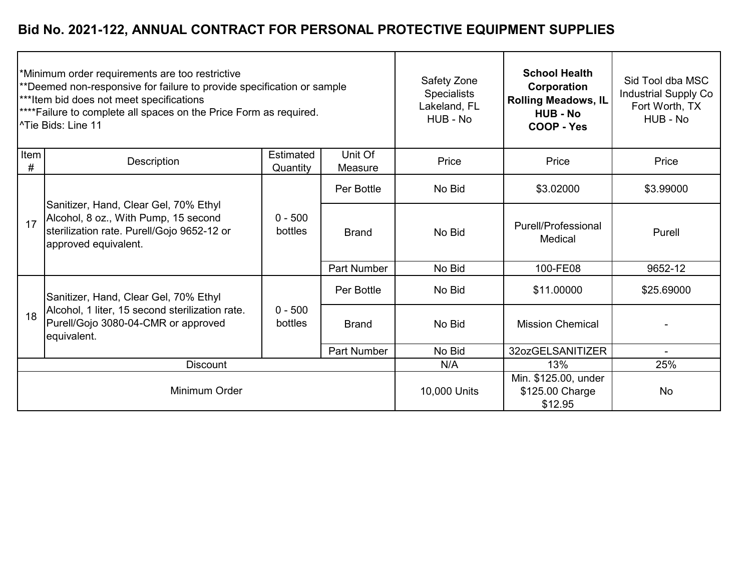# Bid No. 2021-122, ANNUAL CONTRACT FOR PERSONAL PROTECTIVE EQUIPMENT SUPPLIES

*Minimum order requirements are too restrictive
**Deemed non-responsive for failure to provide specification or sample
***Item bid does not meet specifications
****Failure to complete all spaces on the Price Form as required.
^Tie Bids: Line 11

| Item # | Description | Estimated Quantity | Unit Of Measure | Safety Zone Specialists Lakeland, FL HUB - No Price | **School Health Corporation Rolling Meadows, IL HUB - No COOP - Yes** Price | Sid Tool dba MSC Industrial Supply Co Fort Worth, TX HUB - No Price |
|---|---|---|---|---|---|---|
| 17 | Sanitizer, Hand, Clear Gel, 70% Ethyl Alcohol, 8 oz., With Pump, 15 second sterilization rate. Purell/Gojo 9652-12 or approved equivalent. | 0 - 500 bottles | Per Bottle | No Bid | $3.02000 | $3.99000 |
| | | | Brand | No Bid | Purell/Professional Medical | Purell |
| | | | Part Number | No Bid | 100-FE08 | 9652-12 |
| 18 | Sanitizer, Hand, Clear Gel, 70% Ethyl Alcohol, 1 liter, 15 second sterilization rate. Purell/Gojo 3080-04-CMR or approved equivalent. | 0 - 500 bottles | Per Bottle | No Bid | $11.00000 | $25.69000 |
| | | | Brand | No Bid | Mission Chemical | - |
| | | | Part Number | No Bid | 32ozGELSANITIZER | - |
| Discount | | | | N/A | 13% | 25% |
| Minimum Order | | | | 10,000 Units | Min. $125.00, under $125.00 Charge $12.95 | No |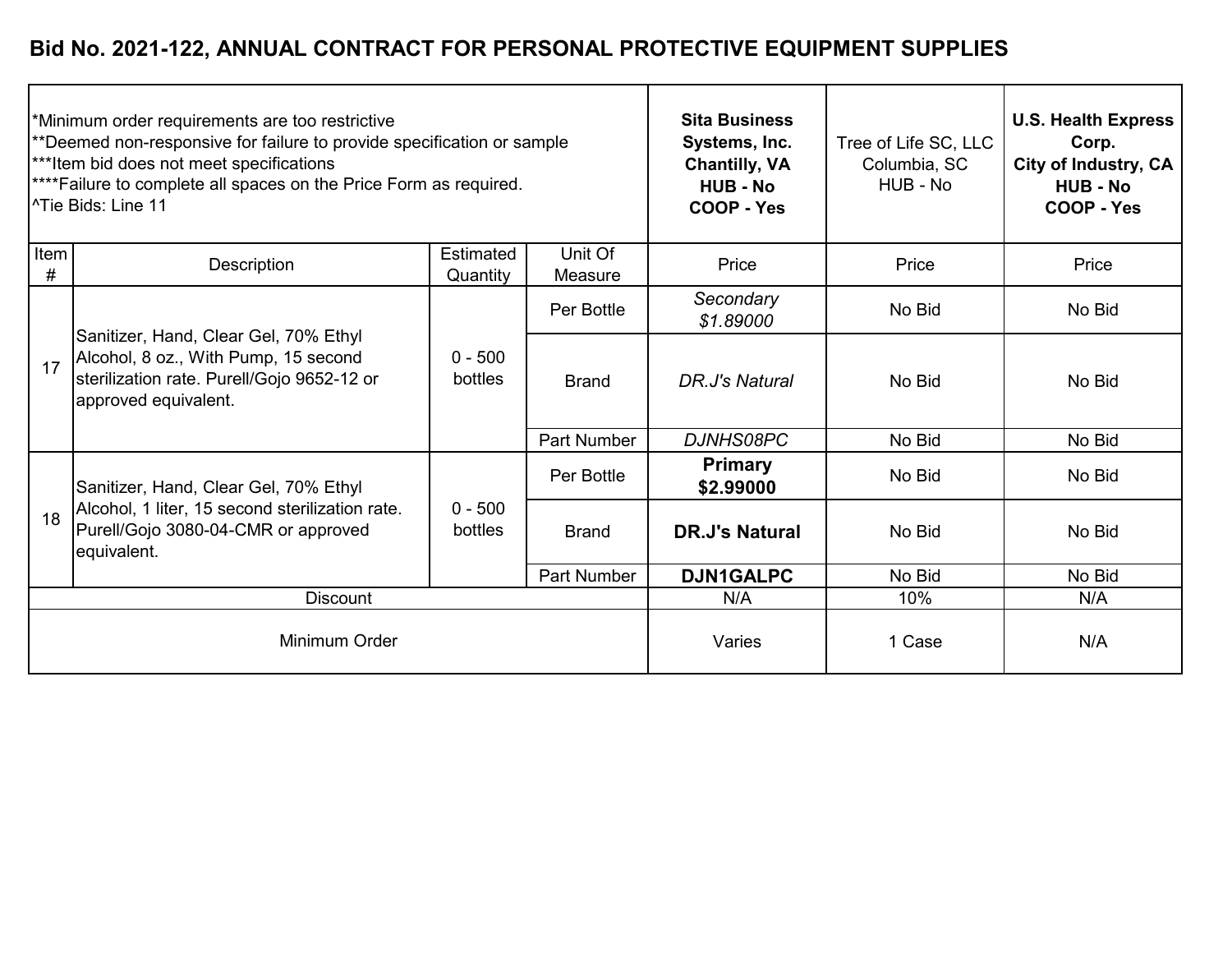# Bid No. 2021-122, ANNUAL CONTRACT FOR PERSONAL PROTECTIVE EQUIPMENT SUPPLIES

*Minimum order requirements are too restrictive
**Deemed non-responsive for failure to provide specification or sample
***Item bid does not meet specifications
****Failure to complete all spaces on the Price Form as required.
^Tie Bids: Line 11

| Item # | Description | Estimated Quantity | Unit Of Measure | **Sita Business Systems, Inc. Chantilly, VA HUB - No COOP - Yes** | Tree of Life SC, LLC Columbia, SC HUB - No | **U.S. Health Express Corp. City of Industry, CA HUB - No COOP - Yes** |
|---|---|---|---|---|---|---|
| | | | | Price | Price | Price |
| 17 | Sanitizer, Hand, Clear Gel, 70% Ethyl Alcohol, 8 oz., With Pump, 15 second sterilization rate. Purell/Gojo 9652-12 or approved equivalent. | 0 - 500 bottles | Per Bottle | *Secondary $1.89000* | No Bid | No Bid |
| | | | Brand | *DR.J's Natural* | No Bid | No Bid |
| | | | Part Number | *DJNHS08PC* | No Bid | No Bid |
| 18 | Sanitizer, Hand, Clear Gel, 70% Ethyl Alcohol, 1 liter, 15 second sterilization rate. Purell/Gojo 3080-04-CMR or approved equivalent. | 0 - 500 bottles | Per Bottle | **Primary $2.99000** | No Bid | No Bid |
| | | | Brand | **DR.J's Natural** | No Bid | No Bid |
| | | | Part Number | **DJN1GALPC** | No Bid | No Bid |
| Discount | | | | N/A | 10% | N/A |
| Minimum Order | | | | Varies | 1 Case | N/A |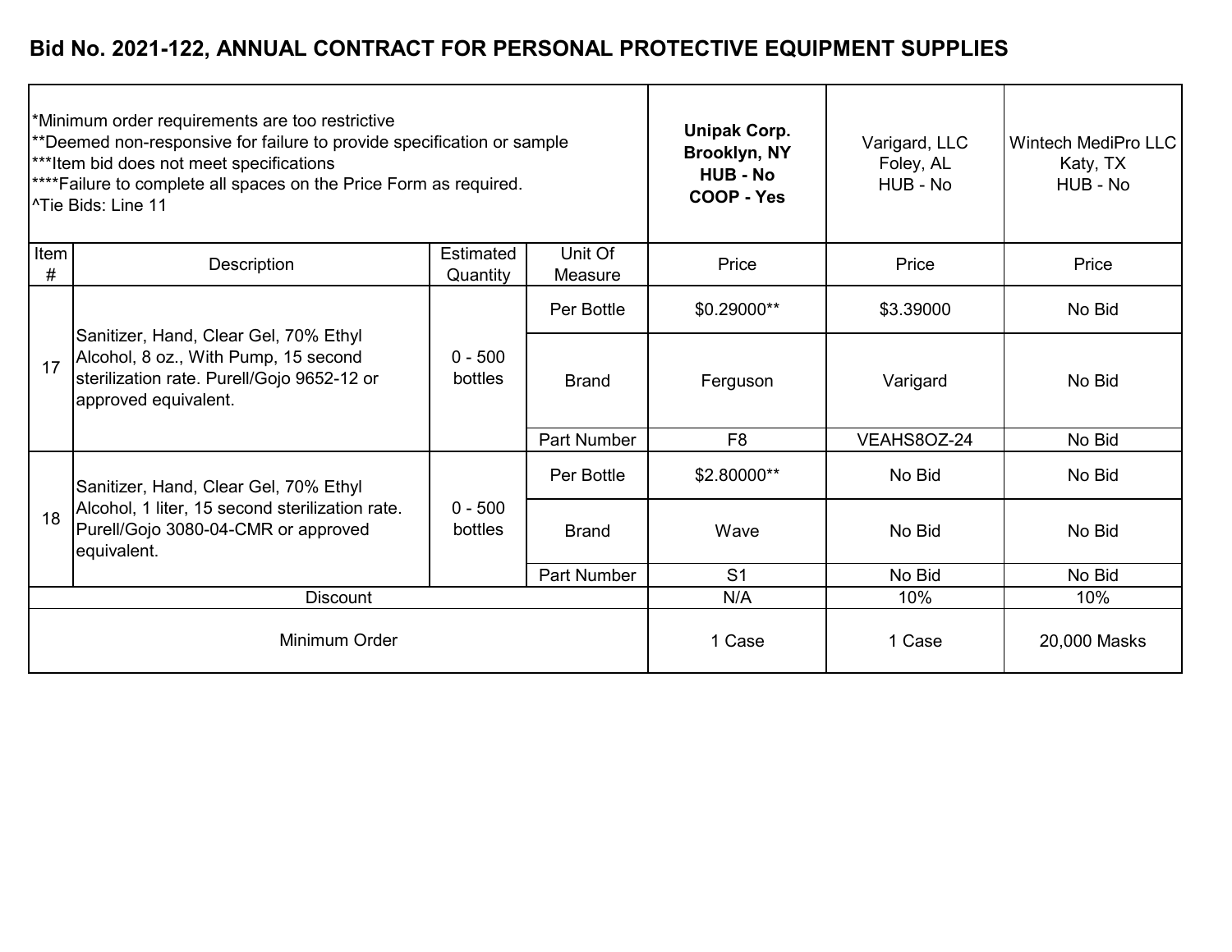# Bid No. 2021-122, ANNUAL CONTRACT FOR PERSONAL PROTECTIVE EQUIPMENT SUPPLIES

| *Minimum order requirements are too restrictive<br>**Deemed non-responsive for failure to provide specification or sample<br>***Item bid does not meet specifications<br>****Failure to complete all spaces on the Price Form as required.<br>^Tie Bids: Line 11 | | | | **Unipak Corp.<br>Brooklyn, NY<br>HUB - No<br>COOP - Yes** | Varigard, LLC<br>Foley, AL<br>HUB - No | Wintech MediPro LLC<br>Katy, TX<br>HUB - No |
|---|---|---|---|---|---|---|
| Item # | Description | Estimated Quantity | Unit Of Measure | Price | Price | Price |
| 17 | Sanitizer, Hand, Clear Gel, 70% Ethyl Alcohol, 8 oz., With Pump, 15 second sterilization rate. Purell/Gojo 9652-12 or approved equivalent. | 0 - 500 bottles | Per Bottle | $0.29000** | $3.39000 | No Bid |
| | | | Brand | Ferguson | Varigard | No Bid |
| | | | Part Number | F8 | VEAHS8OZ-24 | No Bid |
| 18 | Sanitizer, Hand, Clear Gel, 70% Ethyl Alcohol, 1 liter, 15 second sterilization rate. Purell/Gojo 3080-04-CMR or approved equivalent. | 0 - 500 bottles | Per Bottle | $2.80000** | No Bid | No Bid |
| | | | Brand | Wave | No Bid | No Bid |
| | | | Part Number | S1 | No Bid | No Bid |
| Discount | | | | N/A | 10% | 10% |
| Minimum Order | | | | 1 Case | 1 Case | 20,000 Masks |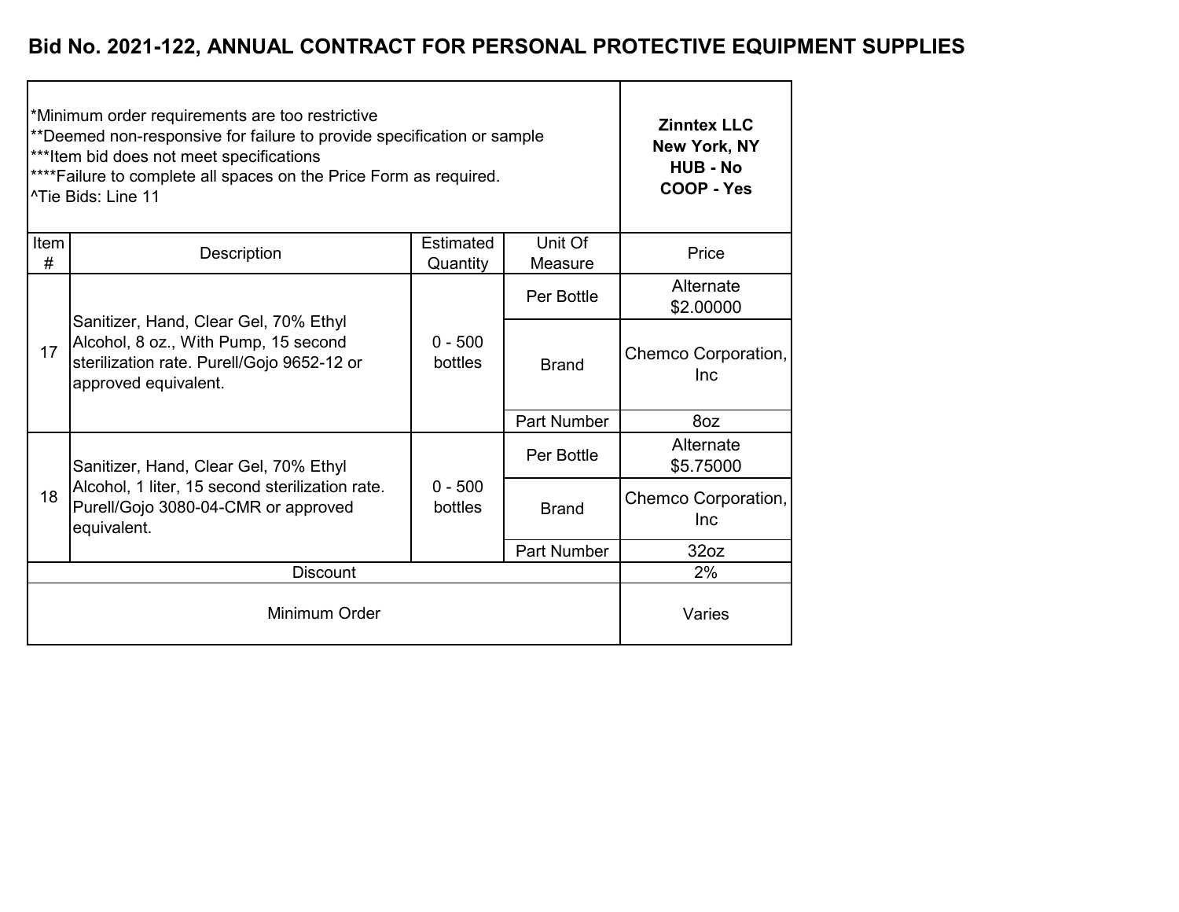# Bid No. 2021-122, ANNUAL CONTRACT FOR PERSONAL PROTECTIVE EQUIPMENT SUPPLIES

*Minimum order requirements are too restrictive
**Deemed non-responsive for failure to provide specification or sample
***Item bid does not meet specifications
****Failure to complete all spaces on the Price Form as required.
^Tie Bids: Line 11

| Item # | Description | Estimated Quantity | Unit Of Measure | **Zinntex LLC New York, NY HUB - No COOP - Yes** Price |
|---|---|---|---|---|
| 17 | Sanitizer, Hand, Clear Gel, 70% Ethyl Alcohol, 8 oz., With Pump, 15 second sterilization rate. Purell/Gojo 9652-12 or approved equivalent. | 0 - 500 bottles | Per Bottle | Alternate $2.00000 |
| | | | Brand | Chemco Corporation, Inc |
| | | | Part Number | 8oz |
| 18 | Sanitizer, Hand, Clear Gel, 70% Ethyl Alcohol, 1 liter, 15 second sterilization rate. Purell/Gojo 3080-04-CMR or approved equivalent. | 0 - 500 bottles | Per Bottle | Alternate $5.75000 |
| | | | Brand | Chemco Corporation, Inc |
| | | | Part Number | 32oz |
| Discount | | | | 2% |
| Minimum Order | | | | Varies |